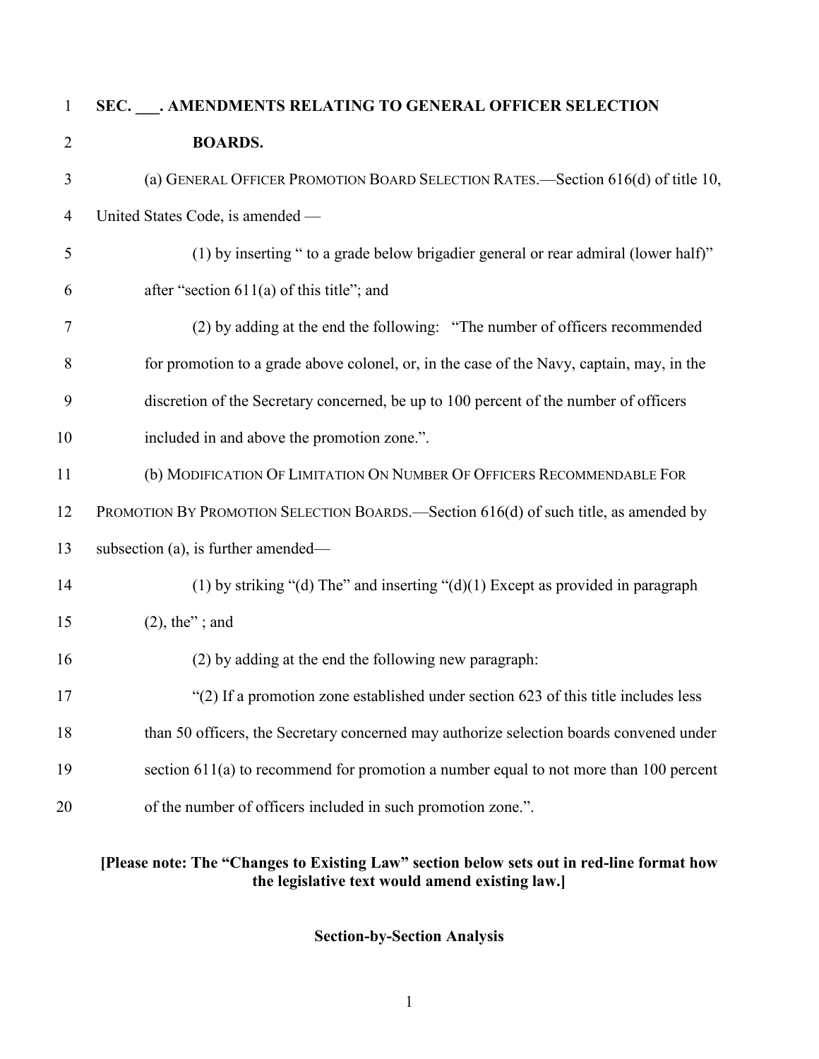**SEC. ___. AMENDMENTS RELATING TO GENERAL OFFICER SELECTION BOARDS.**

(a) GENERAL OFFICER PROMOTION BOARD SELECTION RATES.—Section 616(d) of title 10, United States Code, is amended —

(1) by inserting " to a grade below brigadier general or rear admiral (lower half)" after "section 611(a) of this title"; and

(2) by adding at the end the following: "The number of officers recommended for promotion to a grade above colonel, or, in the case of the Navy, captain, may, in the discretion of the Secretary concerned, be up to 100 percent of the number of officers included in and above the promotion zone.".

(b) MODIFICATION OF LIMITATION ON NUMBER OF OFFICERS RECOMMENDABLE FOR PROMOTION BY PROMOTION SELECTION BOARDS.—Section 616(d) of such title, as amended by subsection (a), is further amended—

(1) by striking "(d) The" and inserting "(d)(1) Except as provided in paragraph (2), the" ; and

(2) by adding at the end the following new paragraph:

"(2) If a promotion zone established under section 623 of this title includes less than 50 officers, the Secretary concerned may authorize selection boards convened under section 611(a) to recommend for promotion a number equal to not more than 100 percent of the number of officers included in such promotion zone.".

**[Please note: The "Changes to Existing Law" section below sets out in red-line format how the legislative text would amend existing law.]**

**Section-by-Section Analysis**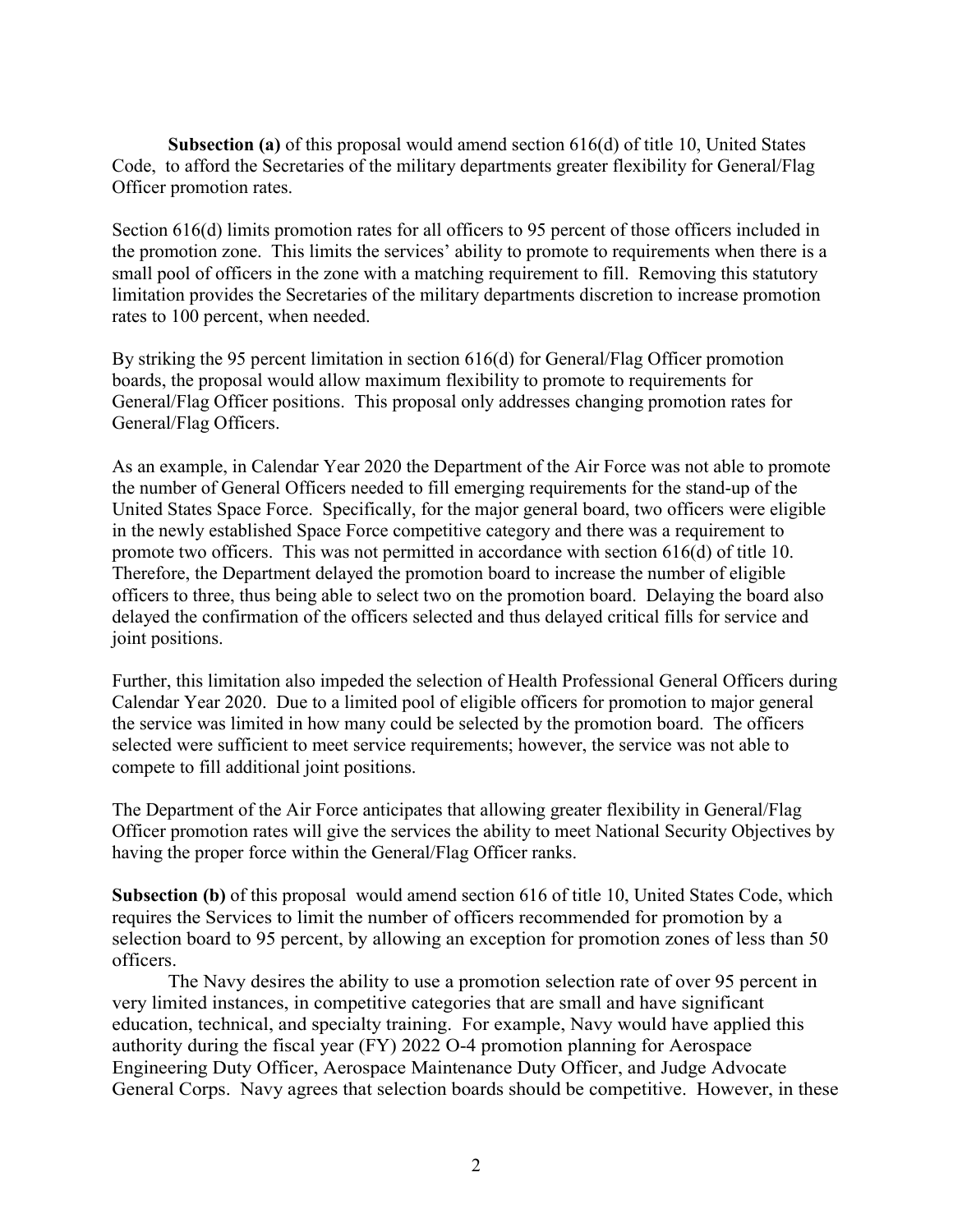**Subsection (a)** of this proposal would amend section 616(d) of title 10, United States Code, to afford the Secretaries of the military departments greater flexibility for General/Flag Officer promotion rates.

Section 616(d) limits promotion rates for all officers to 95 percent of those officers included in the promotion zone. This limits the services' ability to promote to requirements when there is a small pool of officers in the zone with a matching requirement to fill. Removing this statutory limitation provides the Secretaries of the military departments discretion to increase promotion rates to 100 percent, when needed.

By striking the 95 percent limitation in section 616(d) for General/Flag Officer promotion boards, the proposal would allow maximum flexibility to promote to requirements for General/Flag Officer positions. This proposal only addresses changing promotion rates for General/Flag Officers.

As an example, in Calendar Year 2020 the Department of the Air Force was not able to promote the number of General Officers needed to fill emerging requirements for the stand-up of the United States Space Force. Specifically, for the major general board, two officers were eligible in the newly established Space Force competitive category and there was a requirement to promote two officers. This was not permitted in accordance with section 616(d) of title 10. Therefore, the Department delayed the promotion board to increase the number of eligible officers to three, thus being able to select two on the promotion board. Delaying the board also delayed the confirmation of the officers selected and thus delayed critical fills for service and joint positions.

Further, this limitation also impeded the selection of Health Professional General Officers during Calendar Year 2020. Due to a limited pool of eligible officers for promotion to major general the service was limited in how many could be selected by the promotion board. The officers selected were sufficient to meet service requirements; however, the service was not able to compete to fill additional joint positions.

The Department of the Air Force anticipates that allowing greater flexibility in General/Flag Officer promotion rates will give the services the ability to meet National Security Objectives by having the proper force within the General/Flag Officer ranks.

**Subsection (b)** of this proposal would amend section 616 of title 10, United States Code, which requires the Services to limit the number of officers recommended for promotion by a selection board to 95 percent, by allowing an exception for promotion zones of less than 50 officers.

The Navy desires the ability to use a promotion selection rate of over 95 percent in very limited instances, in competitive categories that are small and have significant education, technical, and specialty training. For example, Navy would have applied this authority during the fiscal year (FY) 2022 O-4 promotion planning for Aerospace Engineering Duty Officer, Aerospace Maintenance Duty Officer, and Judge Advocate General Corps. Navy agrees that selection boards should be competitive. However, in these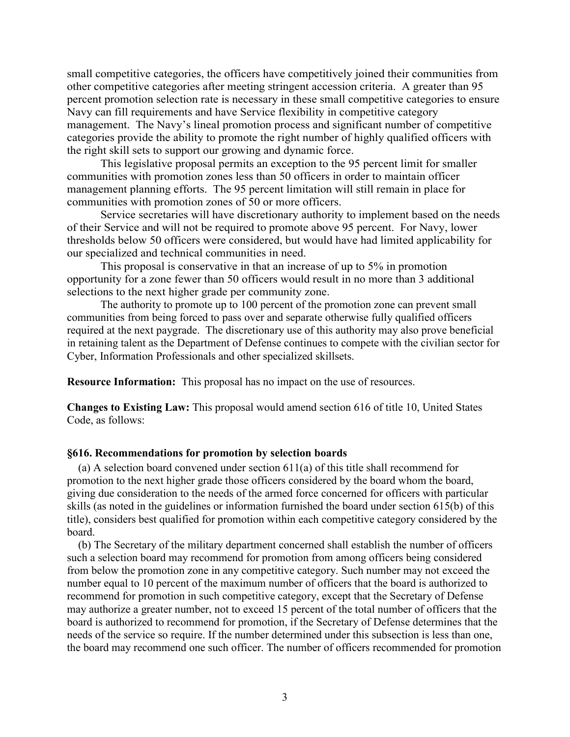small competitive categories, the officers have competitively joined their communities from other competitive categories after meeting stringent accession criteria. A greater than 95 percent promotion selection rate is necessary in these small competitive categories to ensure Navy can fill requirements and have Service flexibility in competitive category management. The Navy's lineal promotion process and significant number of competitive categories provide the ability to promote the right number of highly qualified officers with the right skill sets to support our growing and dynamic force.

This legislative proposal permits an exception to the 95 percent limit for smaller communities with promotion zones less than 50 officers in order to maintain officer management planning efforts. The 95 percent limitation will still remain in place for communities with promotion zones of 50 or more officers.

Service secretaries will have discretionary authority to implement based on the needs of their Service and will not be required to promote above 95 percent. For Navy, lower thresholds below 50 officers were considered, but would have had limited applicability for our specialized and technical communities in need.

This proposal is conservative in that an increase of up to 5% in promotion opportunity for a zone fewer than 50 officers would result in no more than 3 additional selections to the next higher grade per community zone.

The authority to promote up to 100 percent of the promotion zone can prevent small communities from being forced to pass over and separate otherwise fully qualified officers required at the next paygrade. The discretionary use of this authority may also prove beneficial in retaining talent as the Department of Defense continues to compete with the civilian sector for Cyber, Information Professionals and other specialized skillsets.

**Resource Information:** This proposal has no impact on the use of resources.

**Changes to Existing Law:** This proposal would amend section 616 of title 10, United States Code, as follows:

**§616. Recommendations for promotion by selection boards**

(a) A selection board convened under section 611(a) of this title shall recommend for promotion to the next higher grade those officers considered by the board whom the board, giving due consideration to the needs of the armed force concerned for officers with particular skills (as noted in the guidelines or information furnished the board under section 615(b) of this title), considers best qualified for promotion within each competitive category considered by the board.

(b) The Secretary of the military department concerned shall establish the number of officers such a selection board may recommend for promotion from among officers being considered from below the promotion zone in any competitive category. Such number may not exceed the number equal to 10 percent of the maximum number of officers that the board is authorized to recommend for promotion in such competitive category, except that the Secretary of Defense may authorize a greater number, not to exceed 15 percent of the total number of officers that the board is authorized to recommend for promotion, if the Secretary of Defense determines that the needs of the service so require. If the number determined under this subsection is less than one, the board may recommend one such officer. The number of officers recommended for promotion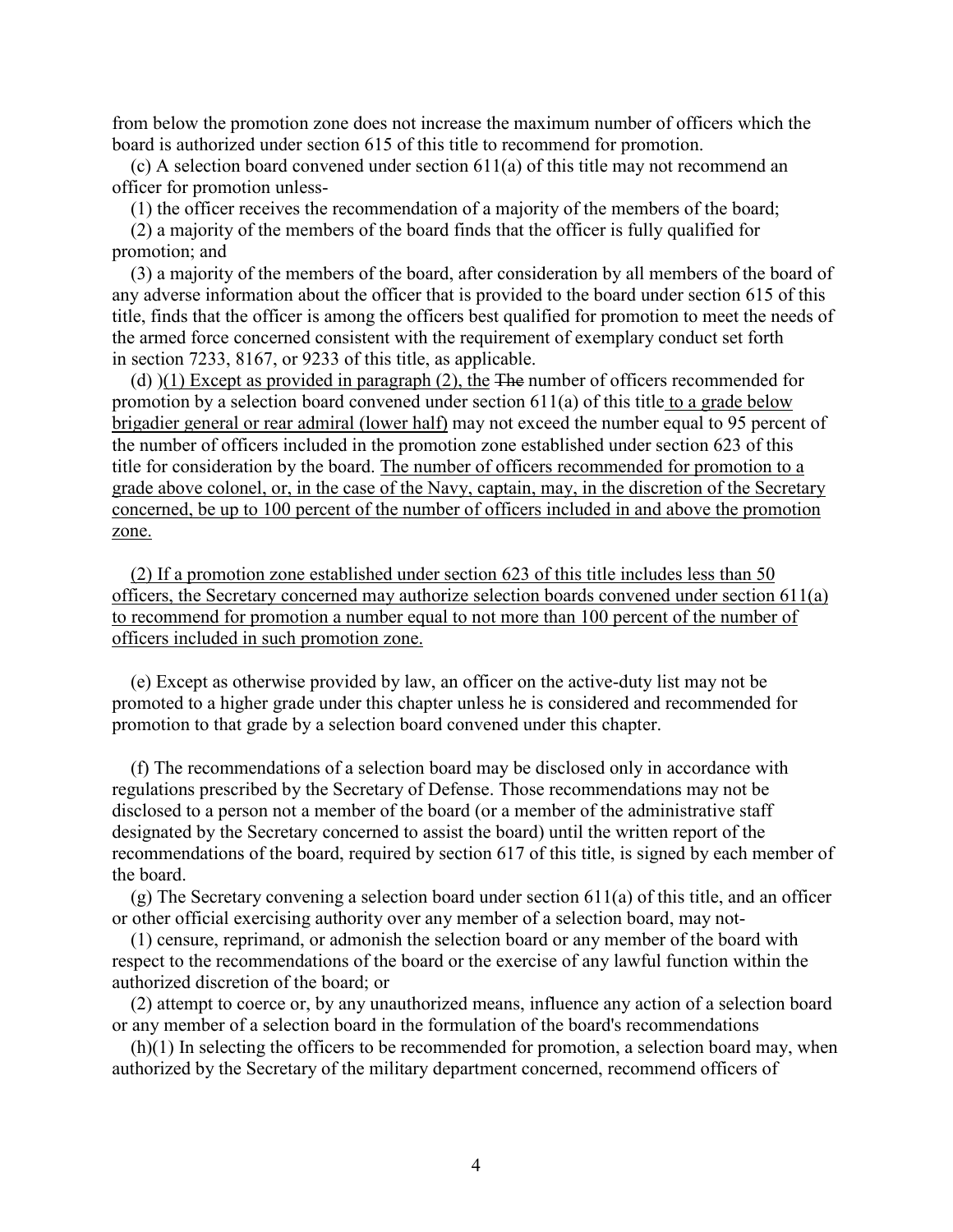from below the promotion zone does not increase the maximum number of officers which the board is authorized under section 615 of this title to recommend for promotion.

(c) A selection board convened under section 611(a) of this title may not recommend an officer for promotion unless-

(1) the officer receives the recommendation of a majority of the members of the board;

(2) a majority of the members of the board finds that the officer is fully qualified for promotion; and

(3) a majority of the members of the board, after consideration by all members of the board of any adverse information about the officer that is provided to the board under section 615 of this title, finds that the officer is among the officers best qualified for promotion to meet the needs of the armed force concerned consistent with the requirement of exemplary conduct set forth in section 7233, 8167, or 9233 of this title, as applicable.

(d) )(1) Except as provided in paragraph (2), the ~~The~~ number of officers recommended for promotion by a selection board convened under section 611(a) of this title to a grade below brigadier general or rear admiral (lower half) may not exceed the number equal to 95 percent of the number of officers included in the promotion zone established under section 623 of this title for consideration by the board. The number of officers recommended for promotion to a grade above colonel, or, in the case of the Navy, captain, may, in the discretion of the Secretary concerned, be up to 100 percent of the number of officers included in and above the promotion zone.

(2) If a promotion zone established under section 623 of this title includes less than 50 officers, the Secretary concerned may authorize selection boards convened under section 611(a) to recommend for promotion a number equal to not more than 100 percent of the number of officers included in such promotion zone.

(e) Except as otherwise provided by law, an officer on the active-duty list may not be promoted to a higher grade under this chapter unless he is considered and recommended for promotion to that grade by a selection board convened under this chapter.

(f) The recommendations of a selection board may be disclosed only in accordance with regulations prescribed by the Secretary of Defense. Those recommendations may not be disclosed to a person not a member of the board (or a member of the administrative staff designated by the Secretary concerned to assist the board) until the written report of the recommendations of the board, required by section 617 of this title, is signed by each member of the board.

(g) The Secretary convening a selection board under section 611(a) of this title, and an officer or other official exercising authority over any member of a selection board, may not-

(1) censure, reprimand, or admonish the selection board or any member of the board with respect to the recommendations of the board or the exercise of any lawful function within the authorized discretion of the board; or

(2) attempt to coerce or, by any unauthorized means, influence any action of a selection board or any member of a selection board in the formulation of the board's recommendations

(h)(1) In selecting the officers to be recommended for promotion, a selection board may, when authorized by the Secretary of the military department concerned, recommend officers of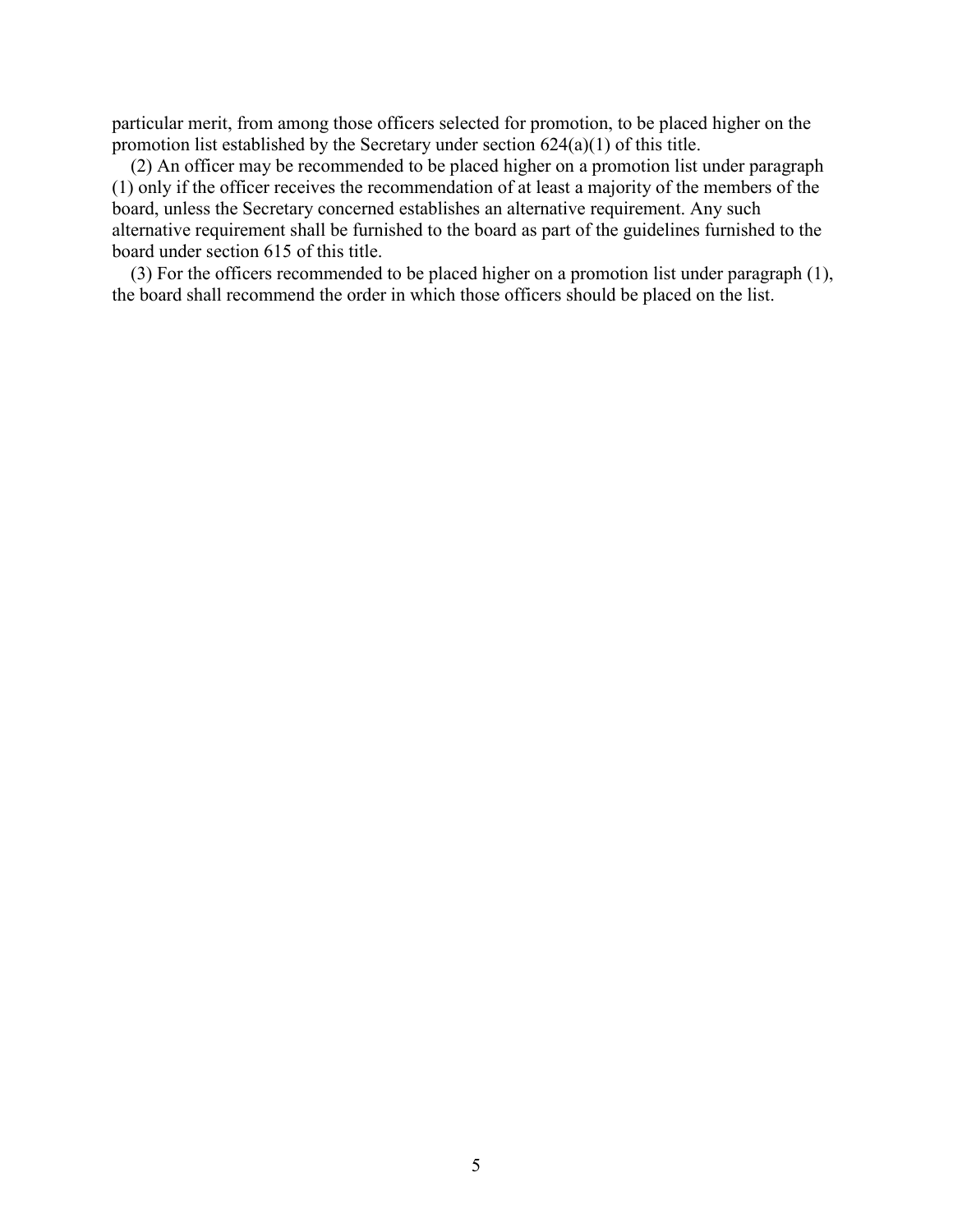particular merit, from among those officers selected for promotion, to be placed higher on the promotion list established by the Secretary under section 624(a)(1) of this title.

(2) An officer may be recommended to be placed higher on a promotion list under paragraph (1) only if the officer receives the recommendation of at least a majority of the members of the board, unless the Secretary concerned establishes an alternative requirement. Any such alternative requirement shall be furnished to the board as part of the guidelines furnished to the board under section 615 of this title.

(3) For the officers recommended to be placed higher on a promotion list under paragraph (1), the board shall recommend the order in which those officers should be placed on the list.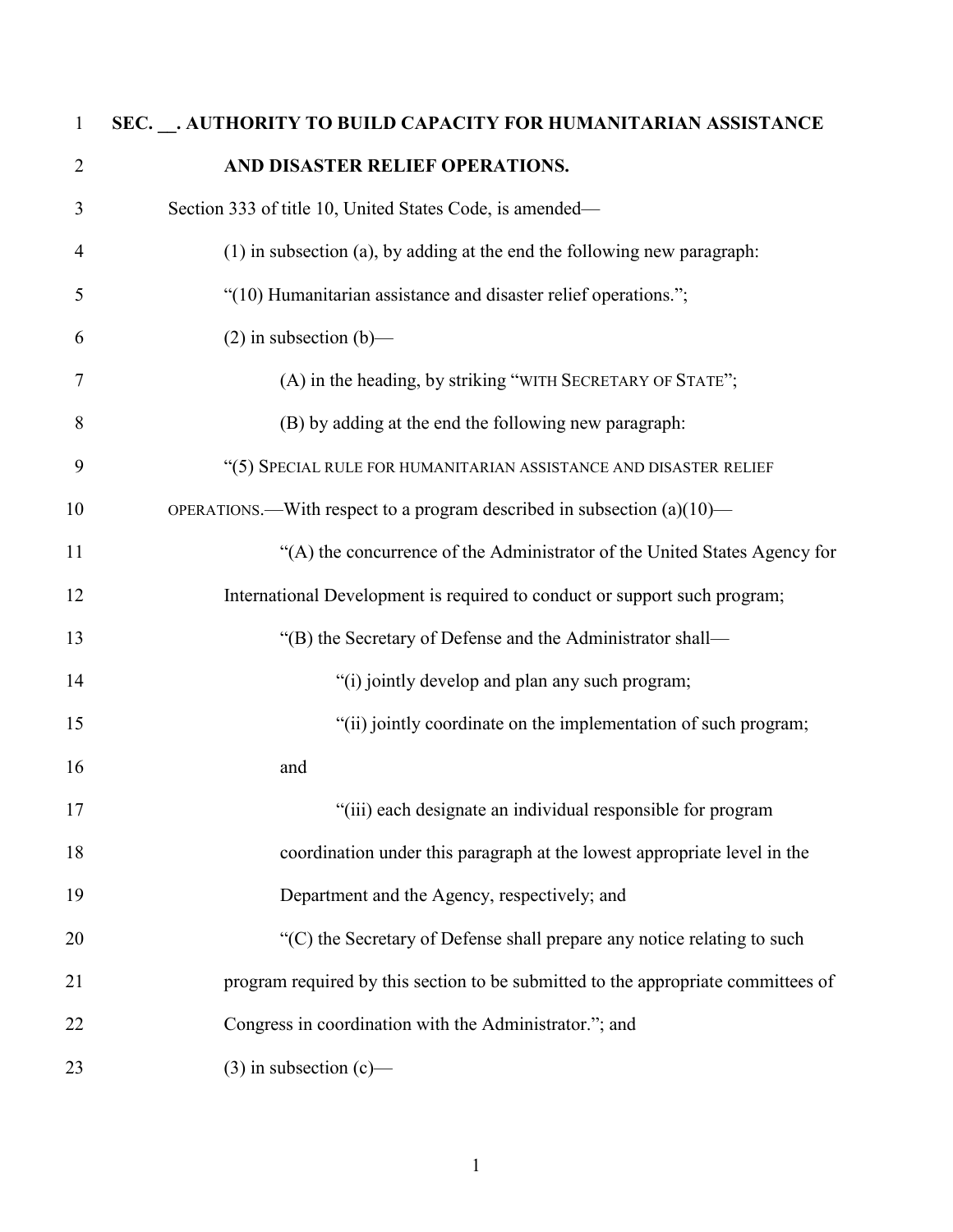**SEC. __. AUTHORITY TO BUILD CAPACITY FOR HUMANITARIAN ASSISTANCE AND DISASTER RELIEF OPERATIONS.**

Section 333 of title 10, United States Code, is amended—

(1) in subsection (a), by adding at the end the following new paragraph:

"(10) Humanitarian assistance and disaster relief operations.";

(2) in subsection (b)—

(A) in the heading, by striking "WITH SECRETARY OF STATE";

(B) by adding at the end the following new paragraph:

"(5) SPECIAL RULE FOR HUMANITARIAN ASSISTANCE AND DISASTER RELIEF OPERATIONS.—With respect to a program described in subsection (a)(10)—

"(A) the concurrence of the Administrator of the United States Agency for International Development is required to conduct or support such program;

"(B) the Secretary of Defense and the Administrator shall—

"(i) jointly develop and plan any such program;

"(ii) jointly coordinate on the implementation of such program; and

"(iii) each designate an individual responsible for program coordination under this paragraph at the lowest appropriate level in the Department and the Agency, respectively; and

"(C) the Secretary of Defense shall prepare any notice relating to such program required by this section to be submitted to the appropriate committees of Congress in coordination with the Administrator."; and

(3) in subsection (c)—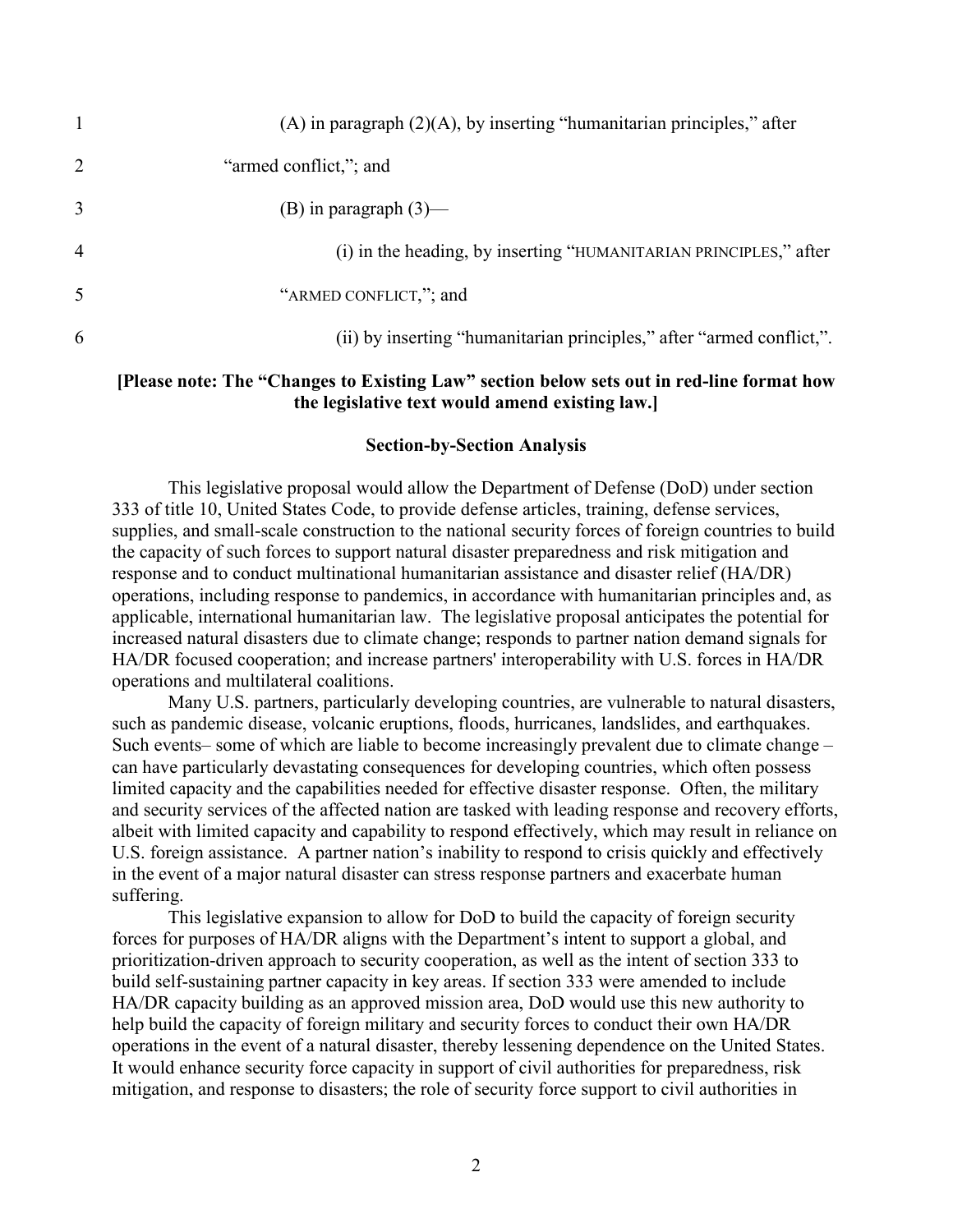(A) in paragraph (2)(A), by inserting "humanitarian principles," after "armed conflict,"; and

(B) in paragraph (3)—

(i) in the heading, by inserting "HUMANITARIAN PRINCIPLES," after "ARMED CONFLICT,"; and

(ii) by inserting "humanitarian principles," after "armed conflict,".

**[Please note: The "Changes to Existing Law" section below sets out in red-line format how the legislative text would amend existing law.]**

**Section-by-Section Analysis**

This legislative proposal would allow the Department of Defense (DoD) under section 333 of title 10, United States Code, to provide defense articles, training, defense services, supplies, and small-scale construction to the national security forces of foreign countries to build the capacity of such forces to support natural disaster preparedness and risk mitigation and response and to conduct multinational humanitarian assistance and disaster relief (HA/DR) operations, including response to pandemics, in accordance with humanitarian principles and, as applicable, international humanitarian law. The legislative proposal anticipates the potential for increased natural disasters due to climate change; responds to partner nation demand signals for HA/DR focused cooperation; and increase partners' interoperability with U.S. forces in HA/DR operations and multilateral coalitions.

Many U.S. partners, particularly developing countries, are vulnerable to natural disasters, such as pandemic disease, volcanic eruptions, floods, hurricanes, landslides, and earthquakes. Such events– some of which are liable to become increasingly prevalent due to climate change – can have particularly devastating consequences for developing countries, which often possess limited capacity and the capabilities needed for effective disaster response. Often, the military and security services of the affected nation are tasked with leading response and recovery efforts, albeit with limited capacity and capability to respond effectively, which may result in reliance on U.S. foreign assistance. A partner nation's inability to respond to crisis quickly and effectively in the event of a major natural disaster can stress response partners and exacerbate human suffering.

This legislative expansion to allow for DoD to build the capacity of foreign security forces for purposes of HA/DR aligns with the Department's intent to support a global, and prioritization-driven approach to security cooperation, as well as the intent of section 333 to build self-sustaining partner capacity in key areas. If section 333 were amended to include HA/DR capacity building as an approved mission area, DoD would use this new authority to help build the capacity of foreign military and security forces to conduct their own HA/DR operations in the event of a natural disaster, thereby lessening dependence on the United States. It would enhance security force capacity in support of civil authorities for preparedness, risk mitigation, and response to disasters; the role of security force support to civil authorities in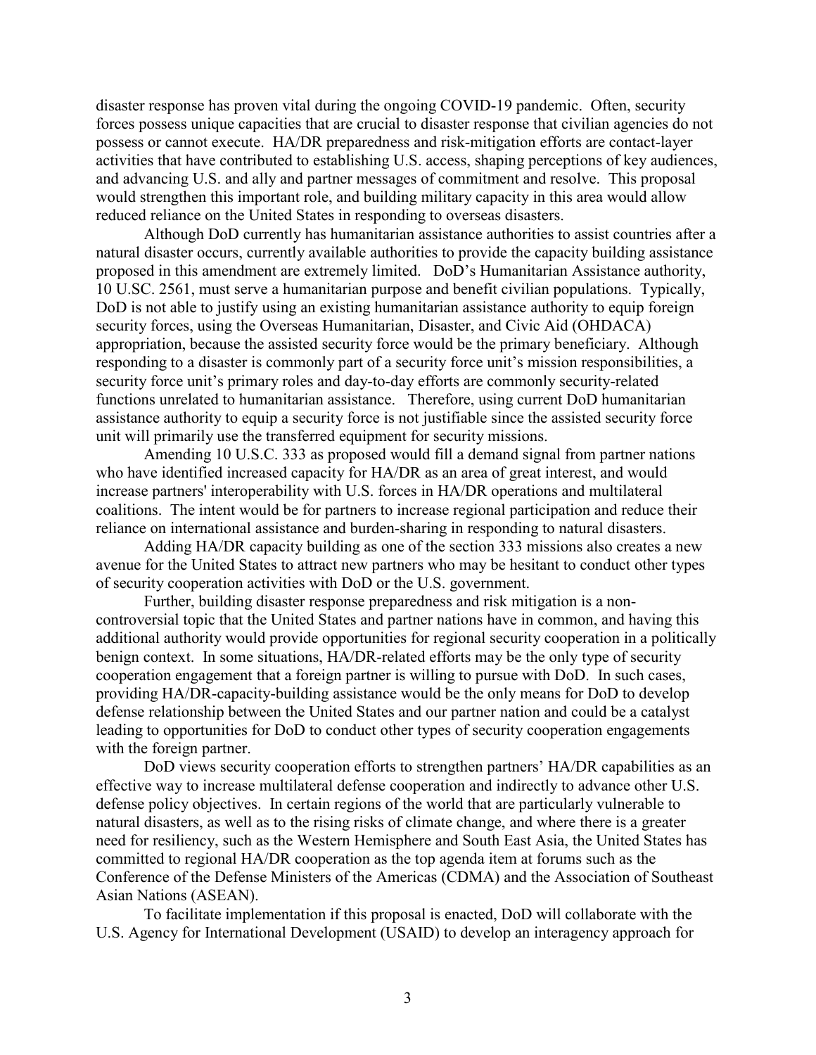disaster response has proven vital during the ongoing COVID-19 pandemic. Often, security forces possess unique capacities that are crucial to disaster response that civilian agencies do not possess or cannot execute. HA/DR preparedness and risk-mitigation efforts are contact-layer activities that have contributed to establishing U.S. access, shaping perceptions of key audiences, and advancing U.S. and ally and partner messages of commitment and resolve. This proposal would strengthen this important role, and building military capacity in this area would allow reduced reliance on the United States in responding to overseas disasters.

Although DoD currently has humanitarian assistance authorities to assist countries after a natural disaster occurs, currently available authorities to provide the capacity building assistance proposed in this amendment are extremely limited. DoD's Humanitarian Assistance authority, 10 U.SC. 2561, must serve a humanitarian purpose and benefit civilian populations. Typically, DoD is not able to justify using an existing humanitarian assistance authority to equip foreign security forces, using the Overseas Humanitarian, Disaster, and Civic Aid (OHDACA) appropriation, because the assisted security force would be the primary beneficiary. Although responding to a disaster is commonly part of a security force unit's mission responsibilities, a security force unit's primary roles and day-to-day efforts are commonly security-related functions unrelated to humanitarian assistance. Therefore, using current DoD humanitarian assistance authority to equip a security force is not justifiable since the assisted security force unit will primarily use the transferred equipment for security missions.

Amending 10 U.S.C. 333 as proposed would fill a demand signal from partner nations who have identified increased capacity for HA/DR as an area of great interest, and would increase partners' interoperability with U.S. forces in HA/DR operations and multilateral coalitions. The intent would be for partners to increase regional participation and reduce their reliance on international assistance and burden-sharing in responding to natural disasters.

Adding HA/DR capacity building as one of the section 333 missions also creates a new avenue for the United States to attract new partners who may be hesitant to conduct other types of security cooperation activities with DoD or the U.S. government.

Further, building disaster response preparedness and risk mitigation is a non-controversial topic that the United States and partner nations have in common, and having this additional authority would provide opportunities for regional security cooperation in a politically benign context. In some situations, HA/DR-related efforts may be the only type of security cooperation engagement that a foreign partner is willing to pursue with DoD. In such cases, providing HA/DR-capacity-building assistance would be the only means for DoD to develop defense relationship between the United States and our partner nation and could be a catalyst leading to opportunities for DoD to conduct other types of security cooperation engagements with the foreign partner.

DoD views security cooperation efforts to strengthen partners' HA/DR capabilities as an effective way to increase multilateral defense cooperation and indirectly to advance other U.S. defense policy objectives. In certain regions of the world that are particularly vulnerable to natural disasters, as well as to the rising risks of climate change, and where there is a greater need for resiliency, such as the Western Hemisphere and South East Asia, the United States has committed to regional HA/DR cooperation as the top agenda item at forums such as the Conference of the Defense Ministers of the Americas (CDMA) and the Association of Southeast Asian Nations (ASEAN).

To facilitate implementation if this proposal is enacted, DoD will collaborate with the U.S. Agency for International Development (USAID) to develop an interagency approach for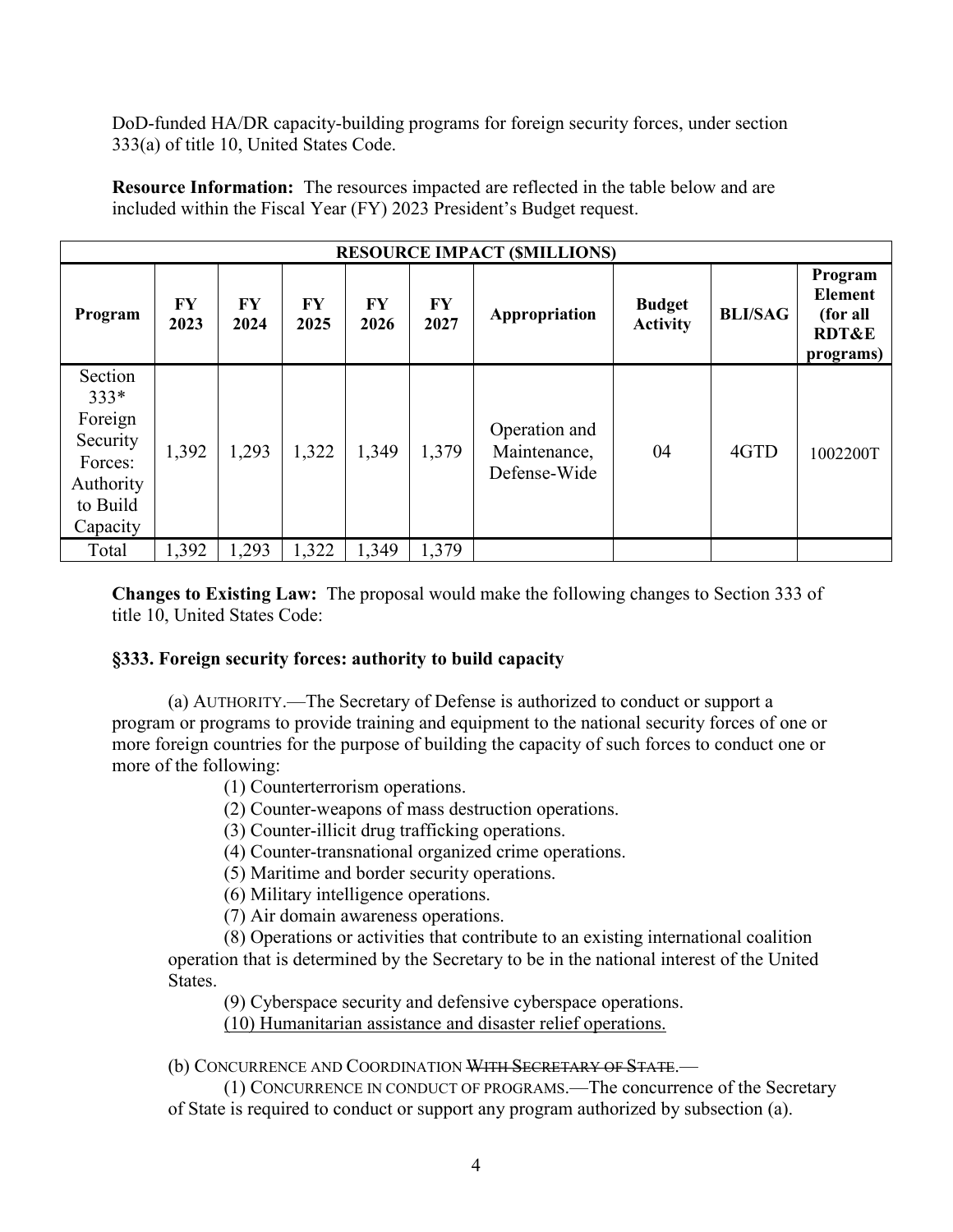DoD-funded HA/DR capacity-building programs for foreign security forces, under section 333(a) of title 10, United States Code.

**Resource Information:** The resources impacted are reflected in the table below and are included within the Fiscal Year (FY) 2023 President's Budget request.

| RESOURCE IMPACT ($MILLIONS) | | | | | | | | | |
|---|---|---|---|---|---|---|---|---|---|
| **Program** | **FY 2023** | **FY 2024** | **FY 2025** | **FY 2026** | **FY 2027** | **Appropriation** | **Budget Activity** | **BLI/SAG** | **Program Element (for all RDT&E programs)** |
| Section 333* Foreign Security Forces: Authority to Build Capacity | 1,392 | 1,293 | 1,322 | 1,349 | 1,379 | Operation and Maintenance, Defense-Wide | 04 | 4GTD | 1002200T |
| Total | 1,392 | 1,293 | 1,322 | 1,349 | 1,379 | | | | |

**Changes to Existing Law:** The proposal would make the following changes to Section 333 of title 10, United States Code:

**§333. Foreign security forces: authority to build capacity**

(a) AUTHORITY.—The Secretary of Defense is authorized to conduct or support a program or programs to provide training and equipment to the national security forces of one or more foreign countries for the purpose of building the capacity of such forces to conduct one or more of the following:

(1) Counterterrorism operations.

(2) Counter-weapons of mass destruction operations.

(3) Counter-illicit drug trafficking operations.

(4) Counter-transnational organized crime operations.

(5) Maritime and border security operations.

(6) Military intelligence operations.

(7) Air domain awareness operations.

(8) Operations or activities that contribute to an existing international coalition operation that is determined by the Secretary to be in the national interest of the United States.

(9) Cyberspace security and defensive cyberspace operations.

<u>(10) Humanitarian assistance and disaster relief operations.</u>

(b) CONCURRENCE AND COORDINATION ~~WITH SECRETARY OF STATE~~.—

(1) CONCURRENCE IN CONDUCT OF PROGRAMS.—The concurrence of the Secretary of State is required to conduct or support any program authorized by subsection (a).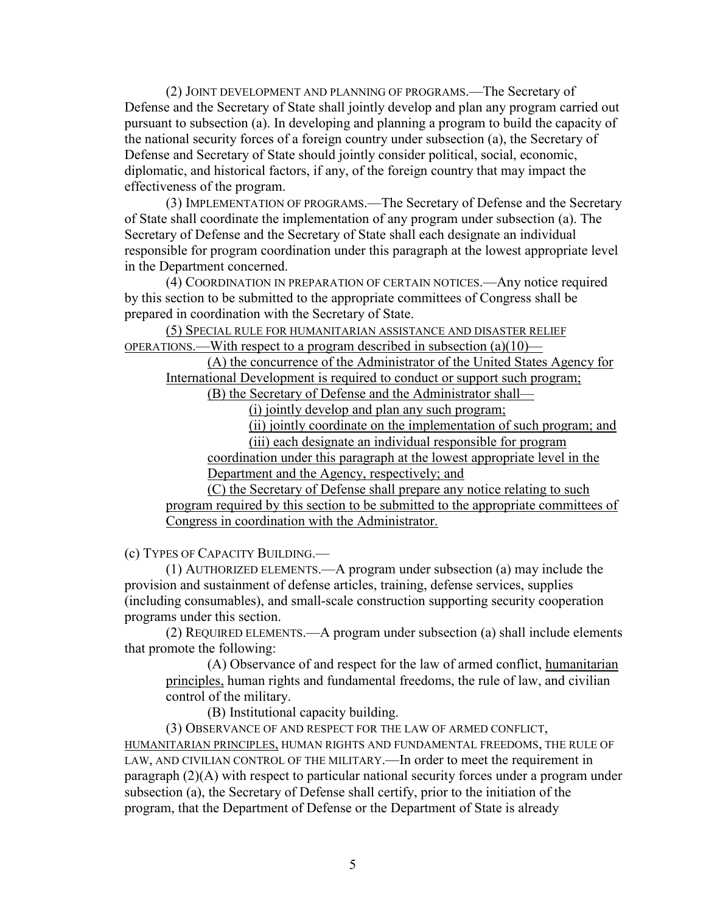(2) JOINT DEVELOPMENT AND PLANNING OF PROGRAMS.—The Secretary of Defense and the Secretary of State shall jointly develop and plan any program carried out pursuant to subsection (a). In developing and planning a program to build the capacity of the national security forces of a foreign country under subsection (a), the Secretary of Defense and Secretary of State should jointly consider political, social, economic, diplomatic, and historical factors, if any, of the foreign country that may impact the effectiveness of the program.

(3) IMPLEMENTATION OF PROGRAMS.—The Secretary of Defense and the Secretary of State shall coordinate the implementation of any program under subsection (a). The Secretary of Defense and the Secretary of State shall each designate an individual responsible for program coordination under this paragraph at the lowest appropriate level in the Department concerned.

(4) COORDINATION IN PREPARATION OF CERTAIN NOTICES.—Any notice required by this section to be submitted to the appropriate committees of Congress shall be prepared in coordination with the Secretary of State.

<u>(5) SPECIAL RULE FOR HUMANITARIAN ASSISTANCE AND DISASTER RELIEF OPERATIONS.—With respect to a program described in subsection (a)(10)—</u>

<u>(A) the concurrence of the Administrator of the United States Agency for International Development is required to conduct or support such program;</u>

<u>(B) the Secretary of Defense and the Administrator shall—</u>

<u>(i) jointly develop and plan any such program;</u>

<u>(ii) jointly coordinate on the implementation of such program; and</u>

<u>(iii) each designate an individual responsible for program coordination under this paragraph at the lowest appropriate level in the Department and the Agency, respectively; and</u>

<u>(C) the Secretary of Defense shall prepare any notice relating to such program required by this section to be submitted to the appropriate committees of Congress in coordination with the Administrator.</u>

(c) TYPES OF CAPACITY BUILDING.—

(1) AUTHORIZED ELEMENTS.—A program under subsection (a) may include the provision and sustainment of defense articles, training, defense services, supplies (including consumables), and small-scale construction supporting security cooperation programs under this section.

(2) REQUIRED ELEMENTS.—A program under subsection (a) shall include elements that promote the following:

(A) Observance of and respect for the law of armed conflict, <u>humanitarian principles,</u> human rights and fundamental freedoms, the rule of law, and civilian control of the military.

(B) Institutional capacity building.

(3) OBSERVANCE OF AND RESPECT FOR THE LAW OF ARMED CONFLICT, <u>HUMANITARIAN PRINCIPLES,</u> HUMAN RIGHTS AND FUNDAMENTAL FREEDOMS, THE RULE OF LAW, AND CIVILIAN CONTROL OF THE MILITARY.—In order to meet the requirement in paragraph (2)(A) with respect to particular national security forces under a program under subsection (a), the Secretary of Defense shall certify, prior to the initiation of the program, that the Department of Defense or the Department of State is already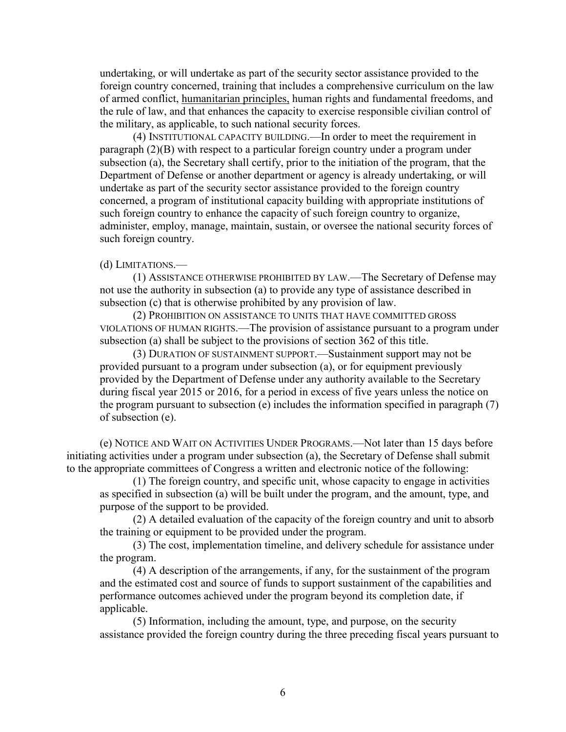undertaking, or will undertake as part of the security sector assistance provided to the foreign country concerned, training that includes a comprehensive curriculum on the law of armed conflict, <u>humanitarian principles,</u> human rights and fundamental freedoms, and the rule of law, and that enhances the capacity to exercise responsible civilian control of the military, as applicable, to such national security forces.

(4) INSTITUTIONAL CAPACITY BUILDING.—In order to meet the requirement in paragraph (2)(B) with respect to a particular foreign country under a program under subsection (a), the Secretary shall certify, prior to the initiation of the program, that the Department of Defense or another department or agency is already undertaking, or will undertake as part of the security sector assistance provided to the foreign country concerned, a program of institutional capacity building with appropriate institutions of such foreign country to enhance the capacity of such foreign country to organize, administer, employ, manage, maintain, sustain, or oversee the national security forces of such foreign country.

(d) LIMITATIONS.—

(1) ASSISTANCE OTHERWISE PROHIBITED BY LAW.—The Secretary of Defense may not use the authority in subsection (a) to provide any type of assistance described in subsection (c) that is otherwise prohibited by any provision of law.

(2) PROHIBITION ON ASSISTANCE TO UNITS THAT HAVE COMMITTED GROSS VIOLATIONS OF HUMAN RIGHTS.—The provision of assistance pursuant to a program under subsection (a) shall be subject to the provisions of section 362 of this title.

(3) DURATION OF SUSTAINMENT SUPPORT.—Sustainment support may not be provided pursuant to a program under subsection (a), or for equipment previously provided by the Department of Defense under any authority available to the Secretary during fiscal year 2015 or 2016, for a period in excess of five years unless the notice on the program pursuant to subsection (e) includes the information specified in paragraph (7) of subsection (e).

(e) NOTICE AND WAIT ON ACTIVITIES UNDER PROGRAMS.—Not later than 15 days before initiating activities under a program under subsection (a), the Secretary of Defense shall submit to the appropriate committees of Congress a written and electronic notice of the following:

(1) The foreign country, and specific unit, whose capacity to engage in activities as specified in subsection (a) will be built under the program, and the amount, type, and purpose of the support to be provided.

(2) A detailed evaluation of the capacity of the foreign country and unit to absorb the training or equipment to be provided under the program.

(3) The cost, implementation timeline, and delivery schedule for assistance under the program.

(4) A description of the arrangements, if any, for the sustainment of the program and the estimated cost and source of funds to support sustainment of the capabilities and performance outcomes achieved under the program beyond its completion date, if applicable.

(5) Information, including the amount, type, and purpose, on the security assistance provided the foreign country during the three preceding fiscal years pursuant to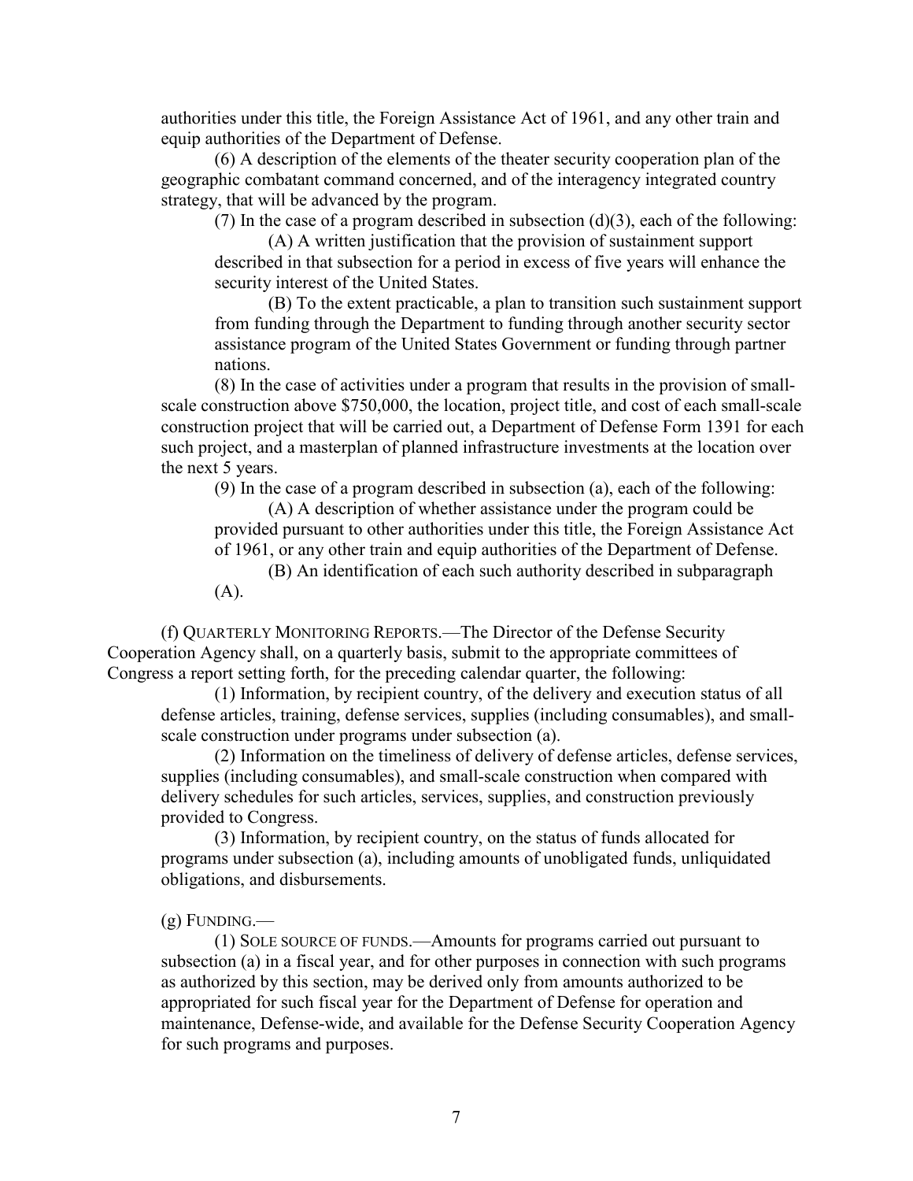authorities under this title, the Foreign Assistance Act of 1961, and any other train and equip authorities of the Department of Defense.

(6) A description of the elements of the theater security cooperation plan of the geographic combatant command concerned, and of the interagency integrated country strategy, that will be advanced by the program.

(7) In the case of a program described in subsection (d)(3), each of the following:

(A) A written justification that the provision of sustainment support described in that subsection for a period in excess of five years will enhance the security interest of the United States.

(B) To the extent practicable, a plan to transition such sustainment support from funding through the Department to funding through another security sector assistance program of the United States Government or funding through partner nations.

(8) In the case of activities under a program that results in the provision of small-scale construction above $750,000, the location, project title, and cost of each small-scale construction project that will be carried out, a Department of Defense Form 1391 for each such project, and a masterplan of planned infrastructure investments at the location over the next 5 years.

(9) In the case of a program described in subsection (a), each of the following:

(A) A description of whether assistance under the program could be provided pursuant to other authorities under this title, the Foreign Assistance Act of 1961, or any other train and equip authorities of the Department of Defense.

(B) An identification of each such authority described in subparagraph (A).

(f) QUARTERLY MONITORING REPORTS.—The Director of the Defense Security Cooperation Agency shall, on a quarterly basis, submit to the appropriate committees of Congress a report setting forth, for the preceding calendar quarter, the following:

(1) Information, by recipient country, of the delivery and execution status of all defense articles, training, defense services, supplies (including consumables), and small-scale construction under programs under subsection (a).

(2) Information on the timeliness of delivery of defense articles, defense services, supplies (including consumables), and small-scale construction when compared with delivery schedules for such articles, services, supplies, and construction previously provided to Congress.

(3) Information, by recipient country, on the status of funds allocated for programs under subsection (a), including amounts of unobligated funds, unliquidated obligations, and disbursements.

(g) FUNDING.—

(1) SOLE SOURCE OF FUNDS.—Amounts for programs carried out pursuant to subsection (a) in a fiscal year, and for other purposes in connection with such programs as authorized by this section, may be derived only from amounts authorized to be appropriated for such fiscal year for the Department of Defense for operation and maintenance, Defense-wide, and available for the Defense Security Cooperation Agency for such programs and purposes.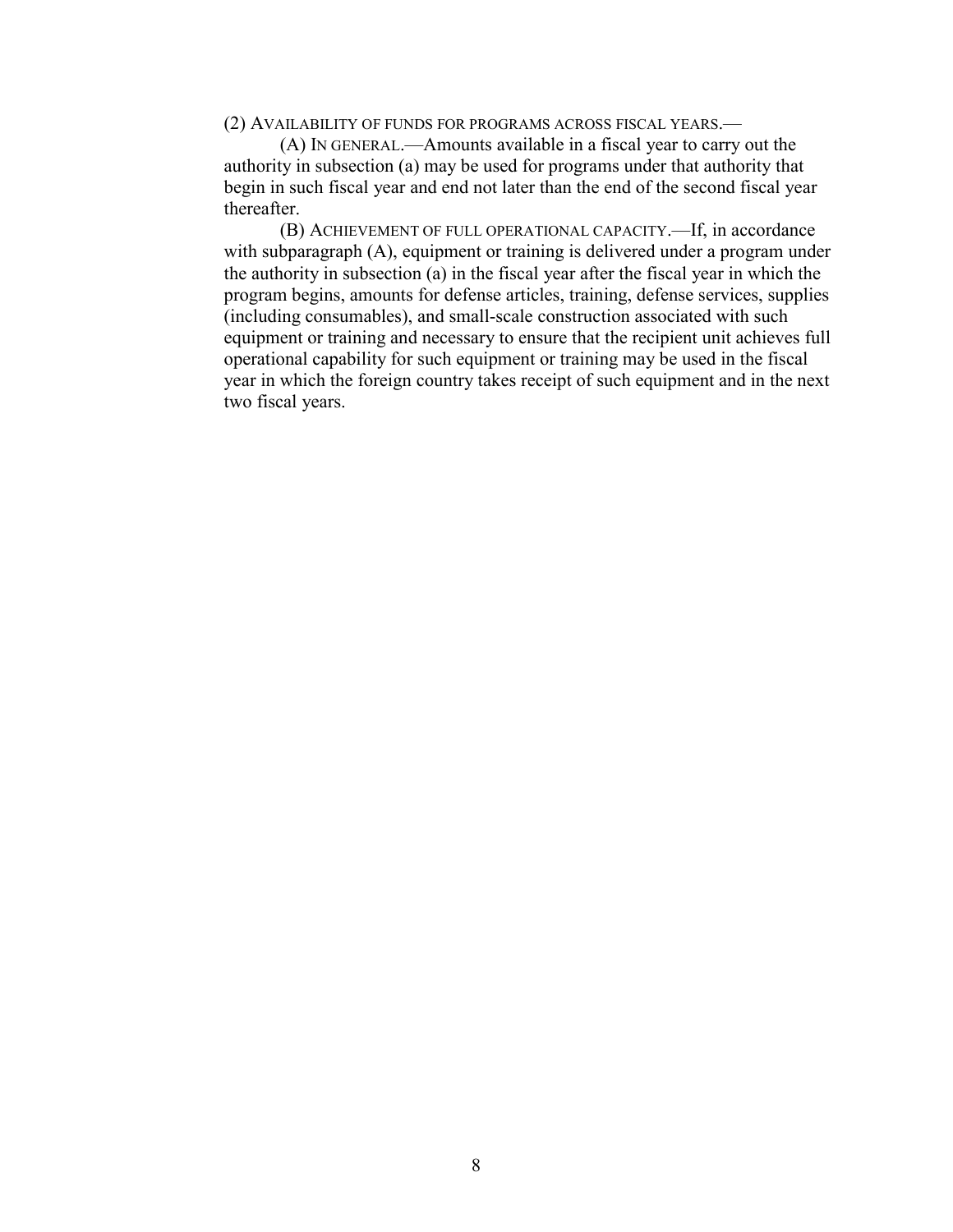(2) AVAILABILITY OF FUNDS FOR PROGRAMS ACROSS FISCAL YEARS.—

(A) IN GENERAL.—Amounts available in a fiscal year to carry out the authority in subsection (a) may be used for programs under that authority that begin in such fiscal year and end not later than the end of the second fiscal year thereafter.

(B) ACHIEVEMENT OF FULL OPERATIONAL CAPACITY.—If, in accordance with subparagraph (A), equipment or training is delivered under a program under the authority in subsection (a) in the fiscal year after the fiscal year in which the program begins, amounts for defense articles, training, defense services, supplies (including consumables), and small-scale construction associated with such equipment or training and necessary to ensure that the recipient unit achieves full operational capability for such equipment or training may be used in the fiscal year in which the foreign country takes receipt of such equipment and in the next two fiscal years.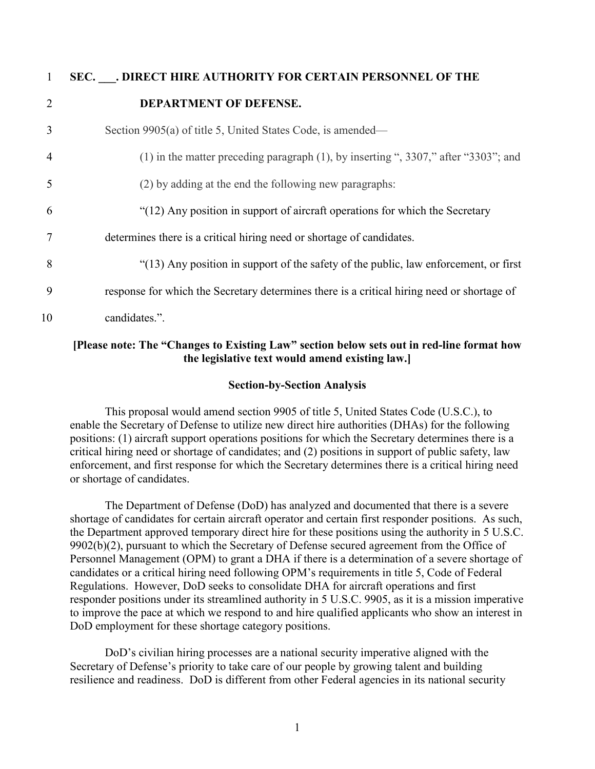**SEC. ___. DIRECT HIRE AUTHORITY FOR CERTAIN PERSONNEL OF THE DEPARTMENT OF DEFENSE.**

Section 9905(a) of title 5, United States Code, is amended—

(1) in the matter preceding paragraph (1), by inserting ", 3307," after "3303"; and

(2) by adding at the end the following new paragraphs:

"(12) Any position in support of aircraft operations for which the Secretary determines there is a critical hiring need or shortage of candidates.

"(13) Any position in support of the safety of the public, law enforcement, or first response for which the Secretary determines there is a critical hiring need or shortage of candidates.".

**[Please note: The "Changes to Existing Law" section below sets out in red-line format how the legislative text would amend existing law.]**

**Section-by-Section Analysis**

This proposal would amend section 9905 of title 5, United States Code (U.S.C.), to enable the Secretary of Defense to utilize new direct hire authorities (DHAs) for the following positions: (1) aircraft support operations positions for which the Secretary determines there is a critical hiring need or shortage of candidates; and (2) positions in support of public safety, law enforcement, and first response for which the Secretary determines there is a critical hiring need or shortage of candidates.

The Department of Defense (DoD) has analyzed and documented that there is a severe shortage of candidates for certain aircraft operator and certain first responder positions. As such, the Department approved temporary direct hire for these positions using the authority in 5 U.S.C. 9902(b)(2), pursuant to which the Secretary of Defense secured agreement from the Office of Personnel Management (OPM) to grant a DHA if there is a determination of a severe shortage of candidates or a critical hiring need following OPM's requirements in title 5, Code of Federal Regulations. However, DoD seeks to consolidate DHA for aircraft operations and first responder positions under its streamlined authority in 5 U.S.C. 9905, as it is a mission imperative to improve the pace at which we respond to and hire qualified applicants who show an interest in DoD employment for these shortage category positions.

DoD's civilian hiring processes are a national security imperative aligned with the Secretary of Defense's priority to take care of our people by growing talent and building resilience and readiness. DoD is different from other Federal agencies in its national security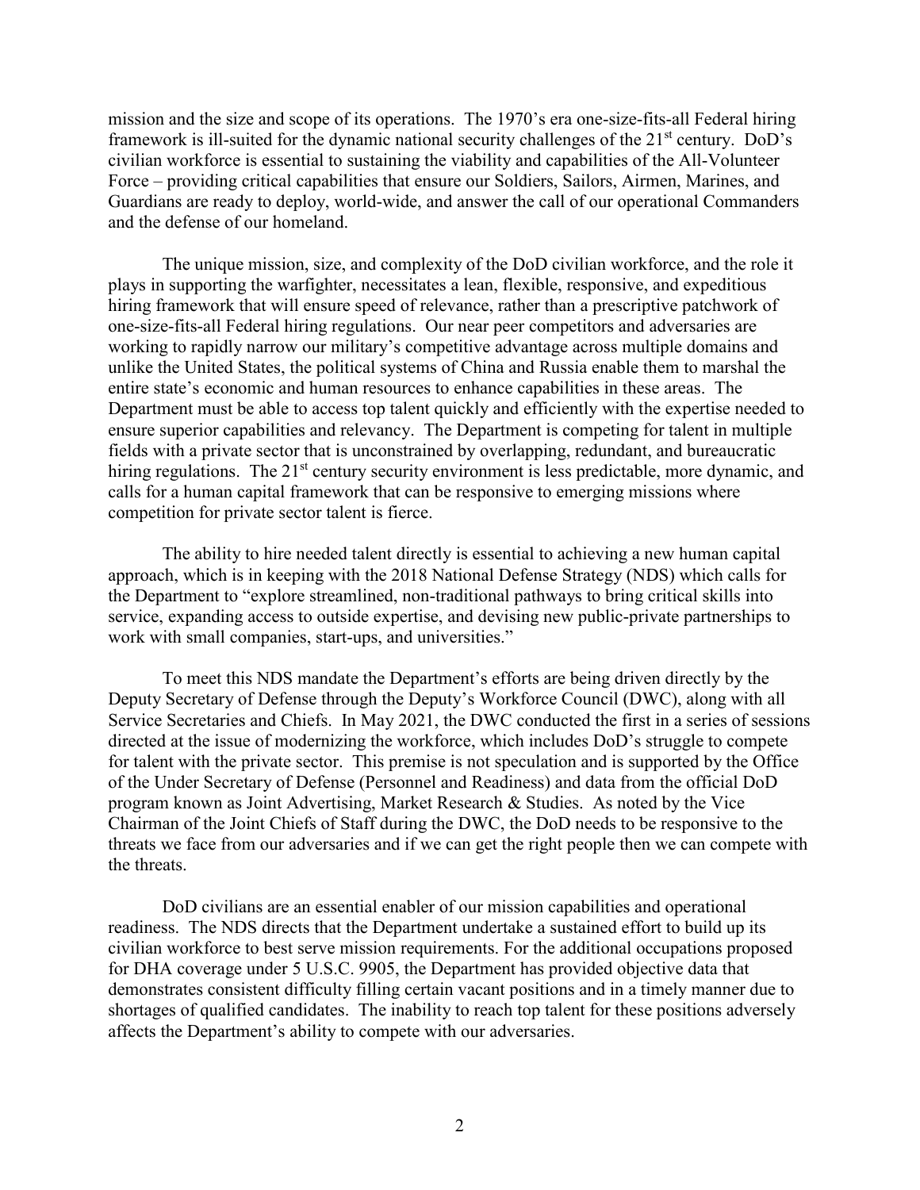mission and the size and scope of its operations. The 1970's era one-size-fits-all Federal hiring framework is ill-suited for the dynamic national security challenges of the 21st century. DoD's civilian workforce is essential to sustaining the viability and capabilities of the All-Volunteer Force – providing critical capabilities that ensure our Soldiers, Sailors, Airmen, Marines, and Guardians are ready to deploy, world-wide, and answer the call of our operational Commanders and the defense of our homeland.

The unique mission, size, and complexity of the DoD civilian workforce, and the role it plays in supporting the warfighter, necessitates a lean, flexible, responsive, and expeditious hiring framework that will ensure speed of relevance, rather than a prescriptive patchwork of one-size-fits-all Federal hiring regulations. Our near peer competitors and adversaries are working to rapidly narrow our military's competitive advantage across multiple domains and unlike the United States, the political systems of China and Russia enable them to marshal the entire state's economic and human resources to enhance capabilities in these areas. The Department must be able to access top talent quickly and efficiently with the expertise needed to ensure superior capabilities and relevancy. The Department is competing for talent in multiple fields with a private sector that is unconstrained by overlapping, redundant, and bureaucratic hiring regulations. The 21st century security environment is less predictable, more dynamic, and calls for a human capital framework that can be responsive to emerging missions where competition for private sector talent is fierce.

The ability to hire needed talent directly is essential to achieving a new human capital approach, which is in keeping with the 2018 National Defense Strategy (NDS) which calls for the Department to "explore streamlined, non-traditional pathways to bring critical skills into service, expanding access to outside expertise, and devising new public-private partnerships to work with small companies, start-ups, and universities."

To meet this NDS mandate the Department's efforts are being driven directly by the Deputy Secretary of Defense through the Deputy's Workforce Council (DWC), along with all Service Secretaries and Chiefs. In May 2021, the DWC conducted the first in a series of sessions directed at the issue of modernizing the workforce, which includes DoD's struggle to compete for talent with the private sector. This premise is not speculation and is supported by the Office of the Under Secretary of Defense (Personnel and Readiness) and data from the official DoD program known as Joint Advertising, Market Research & Studies. As noted by the Vice Chairman of the Joint Chiefs of Staff during the DWC, the DoD needs to be responsive to the threats we face from our adversaries and if we can get the right people then we can compete with the threats.

DoD civilians are an essential enabler of our mission capabilities and operational readiness. The NDS directs that the Department undertake a sustained effort to build up its civilian workforce to best serve mission requirements. For the additional occupations proposed for DHA coverage under 5 U.S.C. 9905, the Department has provided objective data that demonstrates consistent difficulty filling certain vacant positions and in a timely manner due to shortages of qualified candidates. The inability to reach top talent for these positions adversely affects the Department's ability to compete with our adversaries.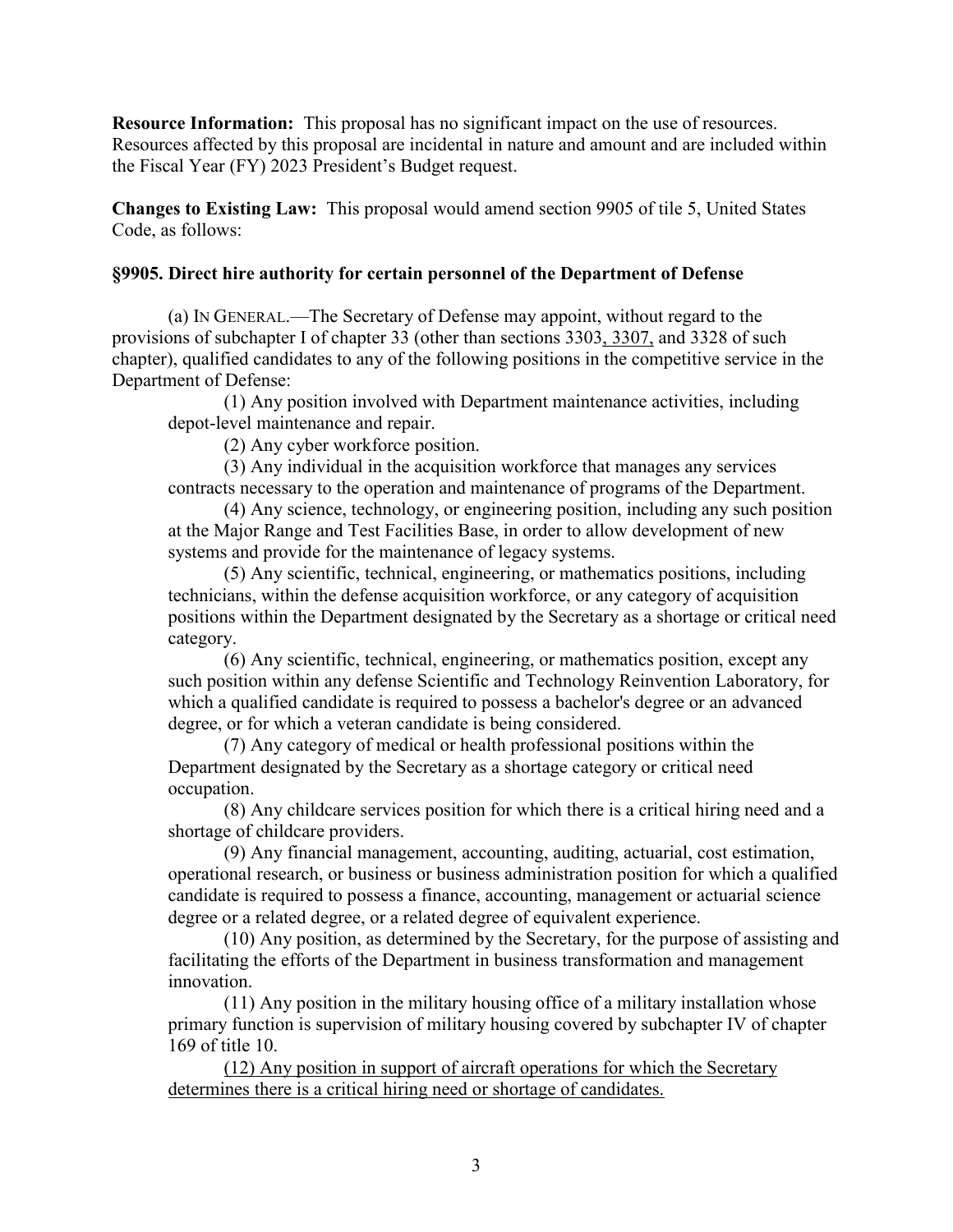**Resource Information:** This proposal has no significant impact on the use of resources. Resources affected by this proposal are incidental in nature and amount and are included within the Fiscal Year (FY) 2023 President's Budget request.

**Changes to Existing Law:** This proposal would amend section 9905 of tile 5, United States Code, as follows:

**§9905. Direct hire authority for certain personnel of the Department of Defense**

(a) IN GENERAL.—The Secretary of Defense may appoint, without regard to the provisions of subchapter I of chapter 33 (other than sections 3303<u>, 3307,</u> and 3328 of such chapter), qualified candidates to any of the following positions in the competitive service in the Department of Defense:

(1) Any position involved with Department maintenance activities, including depot-level maintenance and repair.

(2) Any cyber workforce position.

(3) Any individual in the acquisition workforce that manages any services contracts necessary to the operation and maintenance of programs of the Department.

(4) Any science, technology, or engineering position, including any such position at the Major Range and Test Facilities Base, in order to allow development of new systems and provide for the maintenance of legacy systems.

(5) Any scientific, technical, engineering, or mathematics positions, including technicians, within the defense acquisition workforce, or any category of acquisition positions within the Department designated by the Secretary as a shortage or critical need category.

(6) Any scientific, technical, engineering, or mathematics position, except any such position within any defense Scientific and Technology Reinvention Laboratory, for which a qualified candidate is required to possess a bachelor's degree or an advanced degree, or for which a veteran candidate is being considered.

(7) Any category of medical or health professional positions within the Department designated by the Secretary as a shortage category or critical need occupation.

(8) Any childcare services position for which there is a critical hiring need and a shortage of childcare providers.

(9) Any financial management, accounting, auditing, actuarial, cost estimation, operational research, or business or business administration position for which a qualified candidate is required to possess a finance, accounting, management or actuarial science degree or a related degree, or a related degree of equivalent experience.

(10) Any position, as determined by the Secretary, for the purpose of assisting and facilitating the efforts of the Department in business transformation and management innovation.

(11) Any position in the military housing office of a military installation whose primary function is supervision of military housing covered by subchapter IV of chapter 169 of title 10.

<u>(12) Any position in support of aircraft operations for which the Secretary determines there is a critical hiring need or shortage of candidates.</u>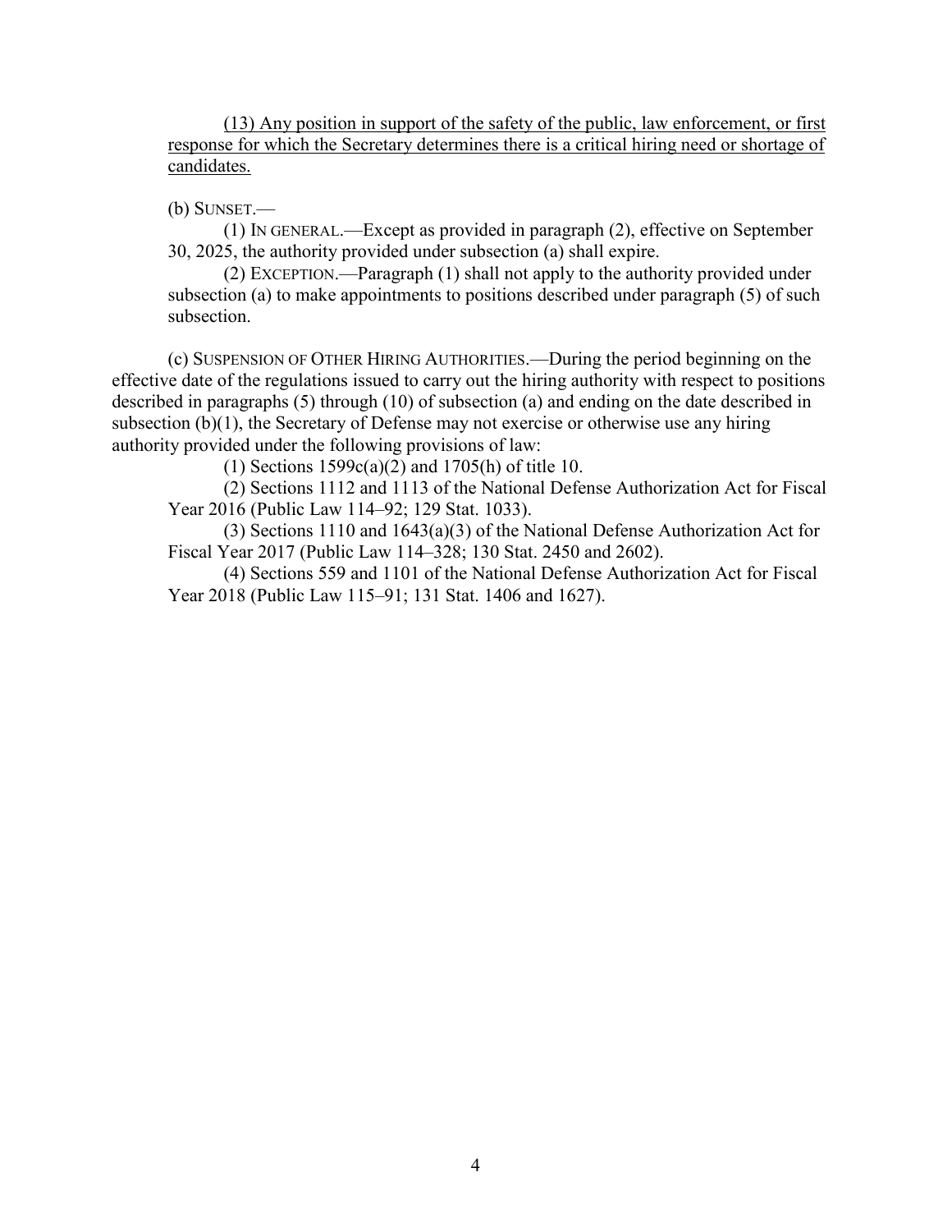<u>(13) Any position in support of the safety of the public, law enforcement, or first response for which the Secretary determines there is a critical hiring need or shortage of candidates.</u>

(b) SUNSET.—

(1) IN GENERAL.—Except as provided in paragraph (2), effective on September 30, 2025, the authority provided under subsection (a) shall expire.

(2) EXCEPTION.—Paragraph (1) shall not apply to the authority provided under subsection (a) to make appointments to positions described under paragraph (5) of such subsection.

(c) SUSPENSION OF OTHER HIRING AUTHORITIES.—During the period beginning on the effective date of the regulations issued to carry out the hiring authority with respect to positions described in paragraphs (5) through (10) of subsection (a) and ending on the date described in subsection (b)(1), the Secretary of Defense may not exercise or otherwise use any hiring authority provided under the following provisions of law:

(1) Sections 1599c(a)(2) and 1705(h) of title 10.

(2) Sections 1112 and 1113 of the National Defense Authorization Act for Fiscal Year 2016 (Public Law 114–92; 129 Stat. 1033).

(3) Sections 1110 and 1643(a)(3) of the National Defense Authorization Act for Fiscal Year 2017 (Public Law 114–328; 130 Stat. 2450 and 2602).

(4) Sections 559 and 1101 of the National Defense Authorization Act for Fiscal Year 2018 (Public Law 115–91; 131 Stat. 1406 and 1627).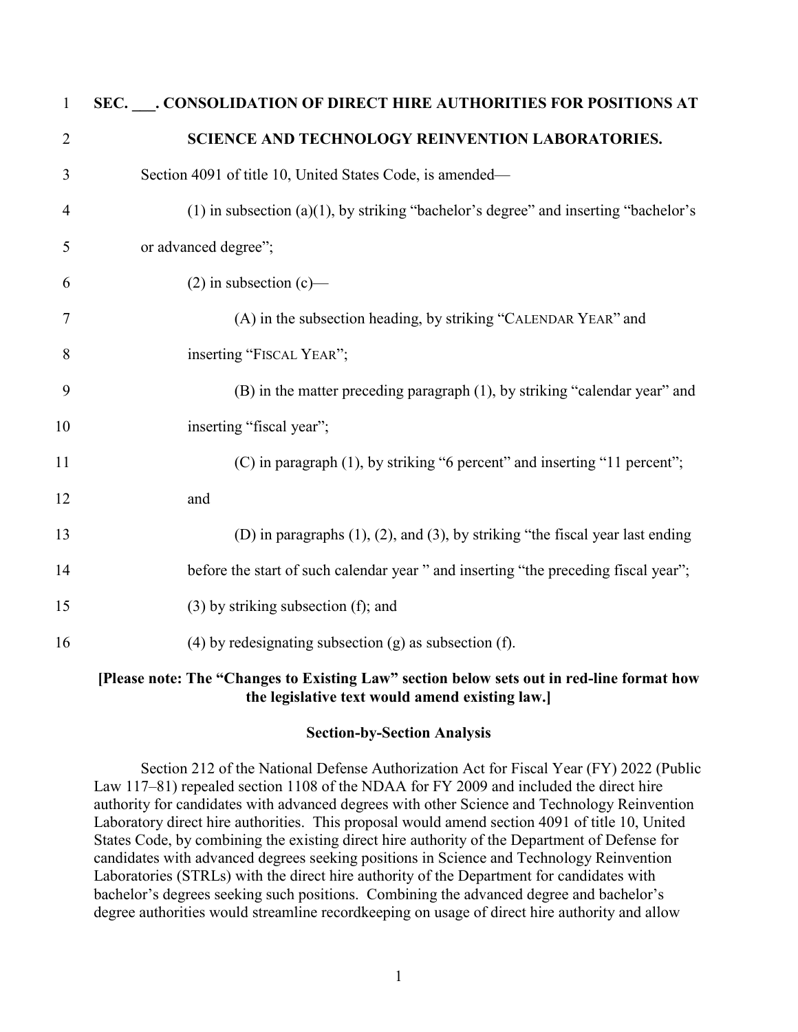**SEC. ___. CONSOLIDATION OF DIRECT HIRE AUTHORITIES FOR POSITIONS AT SCIENCE AND TECHNOLOGY REINVENTION LABORATORIES.**

Section 4091 of title 10, United States Code, is amended—

(1) in subsection (a)(1), by striking "bachelor's degree" and inserting "bachelor's or advanced degree";

(2) in subsection (c)—

(A) in the subsection heading, by striking "CALENDAR YEAR" and inserting "FISCAL YEAR";

(B) in the matter preceding paragraph (1), by striking "calendar year" and inserting "fiscal year";

(C) in paragraph (1), by striking "6 percent" and inserting "11 percent"; and

(D) in paragraphs (1), (2), and (3), by striking "the fiscal year last ending before the start of such calendar year " and inserting "the preceding fiscal year";

(3) by striking subsection (f); and

(4) by redesignating subsection (g) as subsection (f).

**[Please note: The "Changes to Existing Law" section below sets out in red-line format how the legislative text would amend existing law.]**

**Section-by-Section Analysis**

Section 212 of the National Defense Authorization Act for Fiscal Year (FY) 2022 (Public Law 117–81) repealed section 1108 of the NDAA for FY 2009 and included the direct hire authority for candidates with advanced degrees with other Science and Technology Reinvention Laboratory direct hire authorities. This proposal would amend section 4091 of title 10, United States Code, by combining the existing direct hire authority of the Department of Defense for candidates with advanced degrees seeking positions in Science and Technology Reinvention Laboratories (STRLs) with the direct hire authority of the Department for candidates with bachelor's degrees seeking such positions. Combining the advanced degree and bachelor's degree authorities would streamline recordkeeping on usage of direct hire authority and allow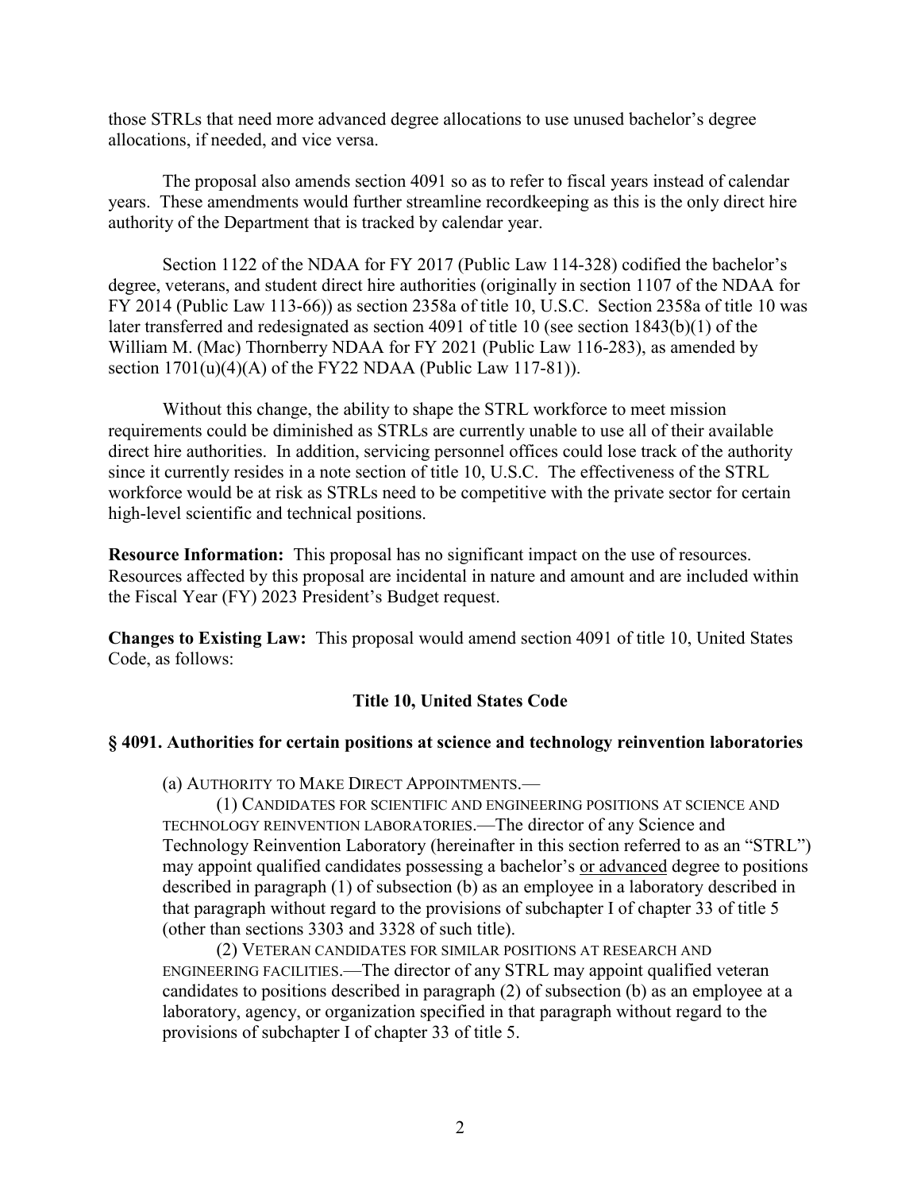those STRLs that need more advanced degree allocations to use unused bachelor's degree allocations, if needed, and vice versa.

The proposal also amends section 4091 so as to refer to fiscal years instead of calendar years. These amendments would further streamline recordkeeping as this is the only direct hire authority of the Department that is tracked by calendar year.

Section 1122 of the NDAA for FY 2017 (Public Law 114-328) codified the bachelor's degree, veterans, and student direct hire authorities (originally in section 1107 of the NDAA for FY 2014 (Public Law 113-66)) as section 2358a of title 10, U.S.C. Section 2358a of title 10 was later transferred and redesignated as section 4091 of title 10 (see section 1843(b)(1) of the William M. (Mac) Thornberry NDAA for FY 2021 (Public Law 116-283), as amended by section 1701(u)(4)(A) of the FY22 NDAA (Public Law 117-81)).

Without this change, the ability to shape the STRL workforce to meet mission requirements could be diminished as STRLs are currently unable to use all of their available direct hire authorities. In addition, servicing personnel offices could lose track of the authority since it currently resides in a note section of title 10, U.S.C. The effectiveness of the STRL workforce would be at risk as STRLs need to be competitive with the private sector for certain high-level scientific and technical positions.

**Resource Information:** This proposal has no significant impact on the use of resources. Resources affected by this proposal are incidental in nature and amount and are included within the Fiscal Year (FY) 2023 President's Budget request.

**Changes to Existing Law:** This proposal would amend section 4091 of title 10, United States Code, as follows:

**Title 10, United States Code**

**§ 4091. Authorities for certain positions at science and technology reinvention laboratories**

(a) AUTHORITY TO MAKE DIRECT APPOINTMENTS.—

(1) CANDIDATES FOR SCIENTIFIC AND ENGINEERING POSITIONS AT SCIENCE AND TECHNOLOGY REINVENTION LABORATORIES.—The director of any Science and Technology Reinvention Laboratory (hereinafter in this section referred to as an "STRL") may appoint qualified candidates possessing a bachelor's <u>or advanced</u> degree to positions described in paragraph (1) of subsection (b) as an employee in a laboratory described in that paragraph without regard to the provisions of subchapter I of chapter 33 of title 5 (other than sections 3303 and 3328 of such title).

(2) VETERAN CANDIDATES FOR SIMILAR POSITIONS AT RESEARCH AND ENGINEERING FACILITIES.—The director of any STRL may appoint qualified veteran candidates to positions described in paragraph (2) of subsection (b) as an employee at a laboratory, agency, or organization specified in that paragraph without regard to the provisions of subchapter I of chapter 33 of title 5.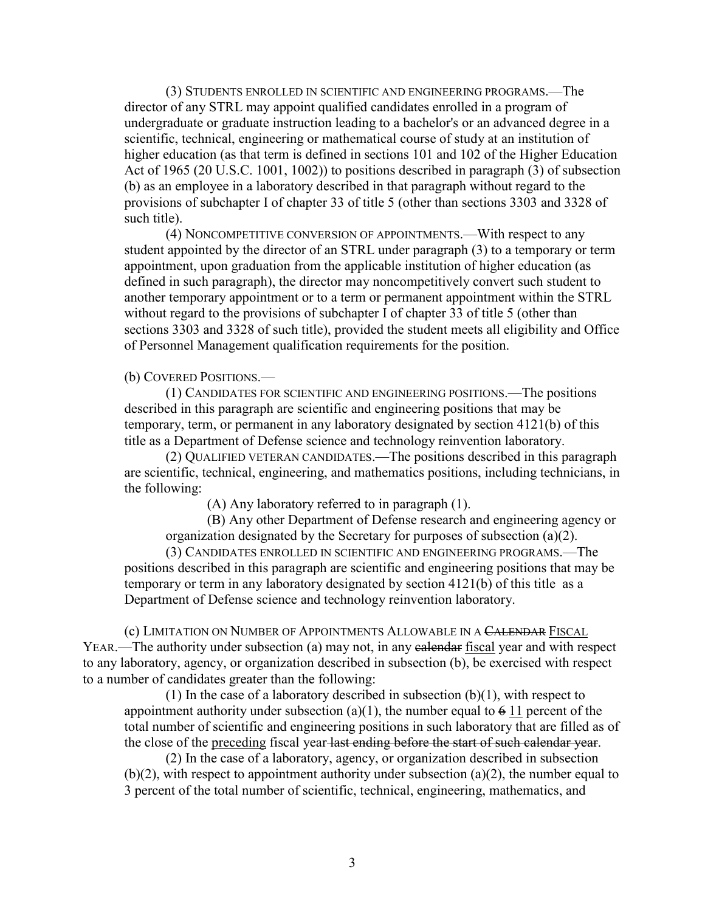(3) STUDENTS ENROLLED IN SCIENTIFIC AND ENGINEERING PROGRAMS.—The director of any STRL may appoint qualified candidates enrolled in a program of undergraduate or graduate instruction leading to a bachelor's or an advanced degree in a scientific, technical, engineering or mathematical course of study at an institution of higher education (as that term is defined in sections 101 and 102 of the Higher Education Act of 1965 (20 U.S.C. 1001, 1002)) to positions described in paragraph (3) of subsection (b) as an employee in a laboratory described in that paragraph without regard to the provisions of subchapter I of chapter 33 of title 5 (other than sections 3303 and 3328 of such title).

(4) NONCOMPETITIVE CONVERSION OF APPOINTMENTS.—With respect to any student appointed by the director of an STRL under paragraph (3) to a temporary or term appointment, upon graduation from the applicable institution of higher education (as defined in such paragraph), the director may noncompetitively convert such student to another temporary appointment or to a term or permanent appointment within the STRL without regard to the provisions of subchapter I of chapter 33 of title 5 (other than sections 3303 and 3328 of such title), provided the student meets all eligibility and Office of Personnel Management qualification requirements for the position.

(b) COVERED POSITIONS.—

(1) CANDIDATES FOR SCIENTIFIC AND ENGINEERING POSITIONS.—The positions described in this paragraph are scientific and engineering positions that may be temporary, term, or permanent in any laboratory designated by section 4121(b) of this title as a Department of Defense science and technology reinvention laboratory.

(2) QUALIFIED VETERAN CANDIDATES.—The positions described in this paragraph are scientific, technical, engineering, and mathematics positions, including technicians, in the following:

(A) Any laboratory referred to in paragraph (1).

(B) Any other Department of Defense research and engineering agency or organization designated by the Secretary for purposes of subsection (a)(2).

(3) CANDIDATES ENROLLED IN SCIENTIFIC AND ENGINEERING PROGRAMS.—The positions described in this paragraph are scientific and engineering positions that may be temporary or term in any laboratory designated by section 4121(b) of this title as a Department of Defense science and technology reinvention laboratory.

(c) LIMITATION ON NUMBER OF APPOINTMENTS ALLOWABLE IN A ~~CALENDAR~~ FISCAL YEAR.—The authority under subsection (a) may not, in any ~~calendar~~ fiscal year and with respect to any laboratory, agency, or organization described in subsection (b), be exercised with respect to a number of candidates greater than the following:

(1) In the case of a laboratory described in subsection (b)(1), with respect to appointment authority under subsection (a)(1), the number equal to ~~6~~ 11 percent of the total number of scientific and engineering positions in such laboratory that are filled as of the close of the preceding fiscal year ~~last ending before the start of such calendar year~~.

(2) In the case of a laboratory, agency, or organization described in subsection (b)(2), with respect to appointment authority under subsection (a)(2), the number equal to 3 percent of the total number of scientific, technical, engineering, mathematics, and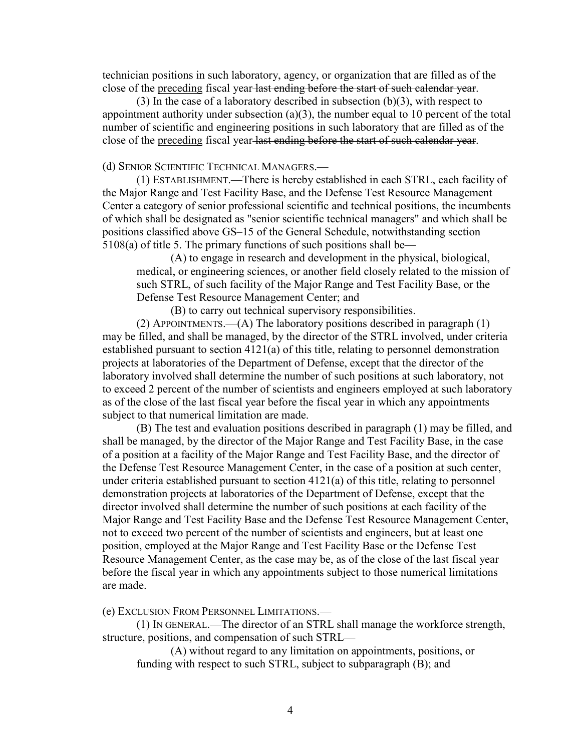technician positions in such laboratory, agency, or organization that are filled as of the close of the <u>preceding</u> fiscal year ~~last ending before the start of such calendar year~~.

(3) In the case of a laboratory described in subsection (b)(3), with respect to appointment authority under subsection (a)(3), the number equal to 10 percent of the total number of scientific and engineering positions in such laboratory that are filled as of the close of the <u>preceding</u> fiscal year ~~last ending before the start of such calendar year~~.

(d) SENIOR SCIENTIFIC TECHNICAL MANAGERS.—

(1) ESTABLISHMENT.—There is hereby established in each STRL, each facility of the Major Range and Test Facility Base, and the Defense Test Resource Management Center a category of senior professional scientific and technical positions, the incumbents of which shall be designated as "senior scientific technical managers" and which shall be positions classified above GS–15 of the General Schedule, notwithstanding section 5108(a) of title 5. The primary functions of such positions shall be—

(A) to engage in research and development in the physical, biological, medical, or engineering sciences, or another field closely related to the mission of such STRL, of such facility of the Major Range and Test Facility Base, or the Defense Test Resource Management Center; and

(B) to carry out technical supervisory responsibilities.

(2) APPOINTMENTS.—(A) The laboratory positions described in paragraph (1) may be filled, and shall be managed, by the director of the STRL involved, under criteria established pursuant to section 4121(a) of this title, relating to personnel demonstration projects at laboratories of the Department of Defense, except that the director of the laboratory involved shall determine the number of such positions at such laboratory, not to exceed 2 percent of the number of scientists and engineers employed at such laboratory as of the close of the last fiscal year before the fiscal year in which any appointments subject to that numerical limitation are made.

(B) The test and evaluation positions described in paragraph (1) may be filled, and shall be managed, by the director of the Major Range and Test Facility Base, in the case of a position at a facility of the Major Range and Test Facility Base, and the director of the Defense Test Resource Management Center, in the case of a position at such center, under criteria established pursuant to section 4121(a) of this title, relating to personnel demonstration projects at laboratories of the Department of Defense, except that the director involved shall determine the number of such positions at each facility of the Major Range and Test Facility Base and the Defense Test Resource Management Center, not to exceed two percent of the number of scientists and engineers, but at least one position, employed at the Major Range and Test Facility Base or the Defense Test Resource Management Center, as the case may be, as of the close of the last fiscal year before the fiscal year in which any appointments subject to those numerical limitations are made.

(e) EXCLUSION FROM PERSONNEL LIMITATIONS.—

(1) IN GENERAL.—The director of an STRL shall manage the workforce strength, structure, positions, and compensation of such STRL—

(A) without regard to any limitation on appointments, positions, or funding with respect to such STRL, subject to subparagraph (B); and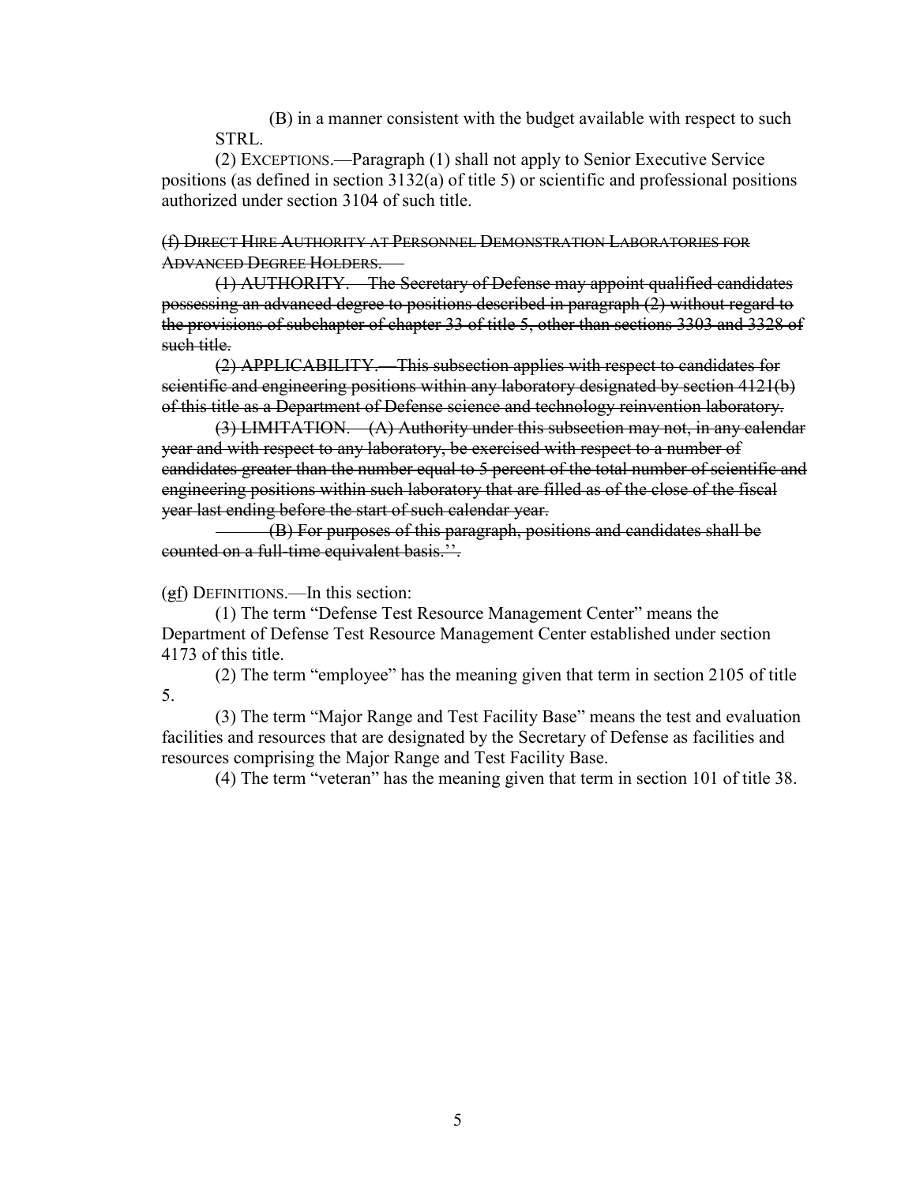(B) in a manner consistent with the budget available with respect to such STRL.

(2) EXCEPTIONS.—Paragraph (1) shall not apply to Senior Executive Service positions (as defined in section 3132(a) of title 5) or scientific and professional positions authorized under section 3104 of such title.

~~(f) DIRECT HIRE AUTHORITY AT PERSONNEL DEMONSTRATION LABORATORIES FOR ADVANCED DEGREE HOLDERS.—~~

~~(1) AUTHORITY.—The Secretary of Defense may appoint qualified candidates possessing an advanced degree to positions described in paragraph (2) without regard to the provisions of subchapter of chapter 33 of title 5, other than sections 3303 and 3328 of such title.~~

~~(2) APPLICABILITY.—This subsection applies with respect to candidates for scientific and engineering positions within any laboratory designated by section 4121(b) of this title as a Department of Defense science and technology reinvention laboratory.~~

~~(3) LIMITATION.—(A) Authority under this subsection may not, in any calendar year and with respect to any laboratory, be exercised with respect to a number of candidates greater than the number equal to 5 percent of the total number of scientific and engineering positions within such laboratory that are filled as of the close of the fiscal year last ending before the start of such calendar year.~~

~~(B) For purposes of this paragraph, positions and candidates shall be counted on a full-time equivalent basis.''.~~

(~~g~~f) DEFINITIONS.—In this section:

(1) The term "Defense Test Resource Management Center" means the Department of Defense Test Resource Management Center established under section 4173 of this title.

(2) The term "employee" has the meaning given that term in section 2105 of title 5.

(3) The term "Major Range and Test Facility Base" means the test and evaluation facilities and resources that are designated by the Secretary of Defense as facilities and resources comprising the Major Range and Test Facility Base.

(4) The term "veteran" has the meaning given that term in section 101 of title 38.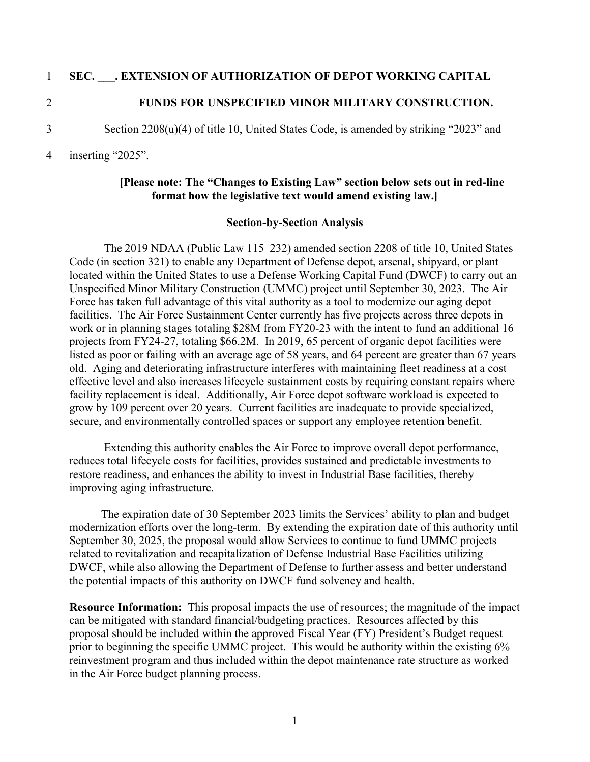**SEC. ___. EXTENSION OF AUTHORIZATION OF DEPOT WORKING CAPITAL FUNDS FOR UNSPECIFIED MINOR MILITARY CONSTRUCTION.**

Section 2208(u)(4) of title 10, United States Code, is amended by striking "2023" and inserting "2025".

**[Please note: The "Changes to Existing Law" section below sets out in red-line format how the legislative text would amend existing law.]**

**Section-by-Section Analysis**

The 2019 NDAA (Public Law 115–232) amended section 2208 of title 10, United States Code (in section 321) to enable any Department of Defense depot, arsenal, shipyard, or plant located within the United States to use a Defense Working Capital Fund (DWCF) to carry out an Unspecified Minor Military Construction (UMMC) project until September 30, 2023. The Air Force has taken full advantage of this vital authority as a tool to modernize our aging depot facilities. The Air Force Sustainment Center currently has five projects across three depots in work or in planning stages totaling $28M from FY20-23 with the intent to fund an additional 16 projects from FY24-27, totaling $66.2M. In 2019, 65 percent of organic depot facilities were listed as poor or failing with an average age of 58 years, and 64 percent are greater than 67 years old. Aging and deteriorating infrastructure interferes with maintaining fleet readiness at a cost effective level and also increases lifecycle sustainment costs by requiring constant repairs where facility replacement is ideal. Additionally, Air Force depot software workload is expected to grow by 109 percent over 20 years. Current facilities are inadequate to provide specialized, secure, and environmentally controlled spaces or support any employee retention benefit.

Extending this authority enables the Air Force to improve overall depot performance, reduces total lifecycle costs for facilities, provides sustained and predictable investments to restore readiness, and enhances the ability to invest in Industrial Base facilities, thereby improving aging infrastructure.

The expiration date of 30 September 2023 limits the Services' ability to plan and budget modernization efforts over the long-term. By extending the expiration date of this authority until September 30, 2025, the proposal would allow Services to continue to fund UMMC projects related to revitalization and recapitalization of Defense Industrial Base Facilities utilizing DWCF, while also allowing the Department of Defense to further assess and better understand the potential impacts of this authority on DWCF fund solvency and health.

**Resource Information:** This proposal impacts the use of resources; the magnitude of the impact can be mitigated with standard financial/budgeting practices. Resources affected by this proposal should be included within the approved Fiscal Year (FY) President's Budget request prior to beginning the specific UMMC project. This would be authority within the existing 6% reinvestment program and thus included within the depot maintenance rate structure as worked in the Air Force budget planning process.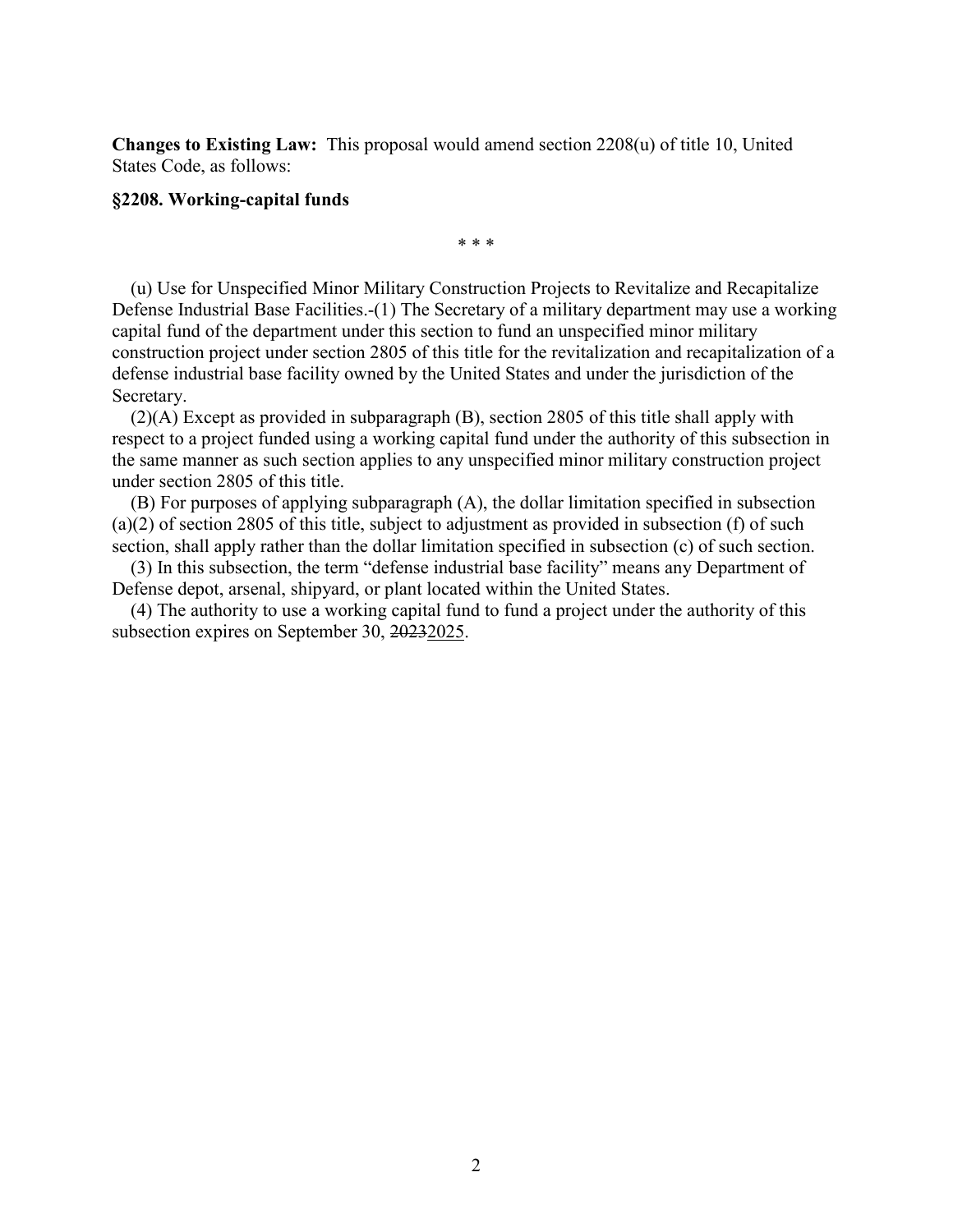**Changes to Existing Law:** This proposal would amend section 2208(u) of title 10, United States Code, as follows:

**§2208. Working-capital funds**

\* \* \*

(u) Use for Unspecified Minor Military Construction Projects to Revitalize and Recapitalize Defense Industrial Base Facilities.-(1) The Secretary of a military department may use a working capital fund of the department under this section to fund an unspecified minor military construction project under section 2805 of this title for the revitalization and recapitalization of a defense industrial base facility owned by the United States and under the jurisdiction of the Secretary.

(2)(A) Except as provided in subparagraph (B), section 2805 of this title shall apply with respect to a project funded using a working capital fund under the authority of this subsection in the same manner as such section applies to any unspecified minor military construction project under section 2805 of this title.

(B) For purposes of applying subparagraph (A), the dollar limitation specified in subsection (a)(2) of section 2805 of this title, subject to adjustment as provided in subsection (f) of such section, shall apply rather than the dollar limitation specified in subsection (c) of such section.

(3) In this subsection, the term "defense industrial base facility" means any Department of Defense depot, arsenal, shipyard, or plant located within the United States.

(4) The authority to use a working capital fund to fund a project under the authority of this subsection expires on September 30, ~~2023~~<u>2025</u>.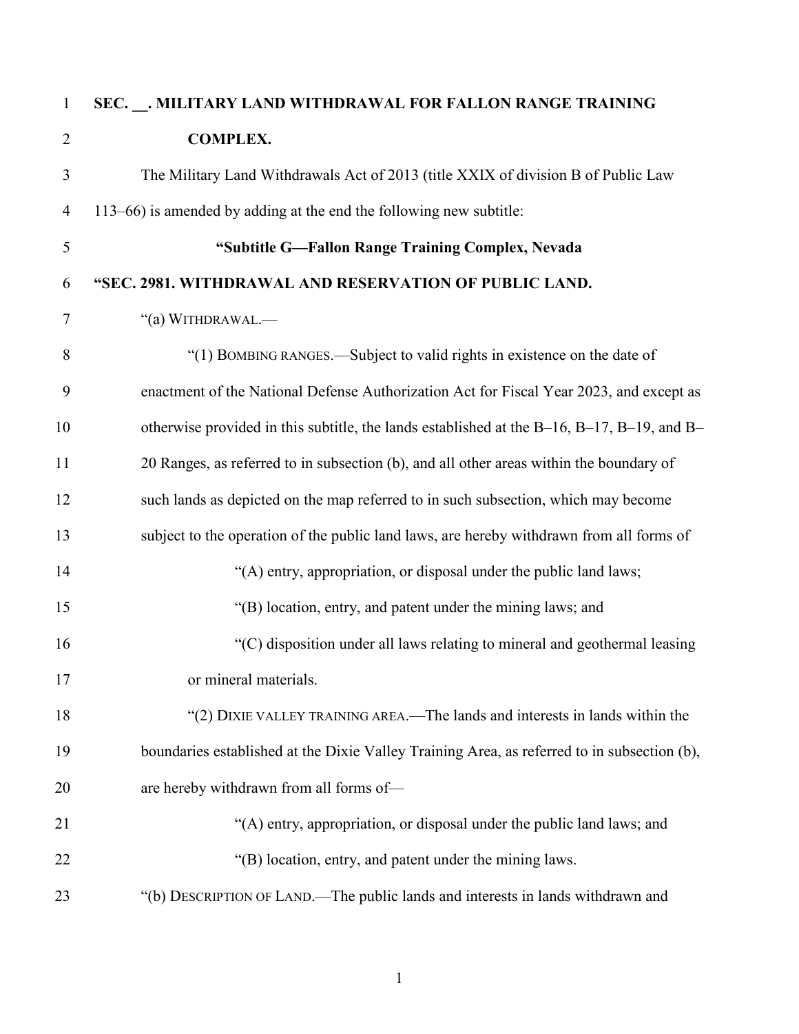**SEC. __. MILITARY LAND WITHDRAWAL FOR FALLON RANGE TRAINING COMPLEX.**

The Military Land Withdrawals Act of 2013 (title XXIX of division B of Public Law 113–66) is amended by adding at the end the following new subtitle:

**"Subtitle G—Fallon Range Training Complex, Nevada**

**"SEC. 2981. WITHDRAWAL AND RESERVATION OF PUBLIC LAND.**

"(a) WITHDRAWAL.—

"(1) BOMBING RANGES.—Subject to valid rights in existence on the date of enactment of the National Defense Authorization Act for Fiscal Year 2023, and except as otherwise provided in this subtitle, the lands established at the B–16, B–17, B–19, and B–20 Ranges, as referred to in subsection (b), and all other areas within the boundary of such lands as depicted on the map referred to in such subsection, which may become subject to the operation of the public land laws, are hereby withdrawn from all forms of

"(A) entry, appropriation, or disposal under the public land laws;

"(B) location, entry, and patent under the mining laws; and

"(C) disposition under all laws relating to mineral and geothermal leasing or mineral materials.

"(2) DIXIE VALLEY TRAINING AREA.—The lands and interests in lands within the boundaries established at the Dixie Valley Training Area, as referred to in subsection (b), are hereby withdrawn from all forms of—

"(A) entry, appropriation, or disposal under the public land laws; and

"(B) location, entry, and patent under the mining laws.

"(b) DESCRIPTION OF LAND.—The public lands and interests in lands withdrawn and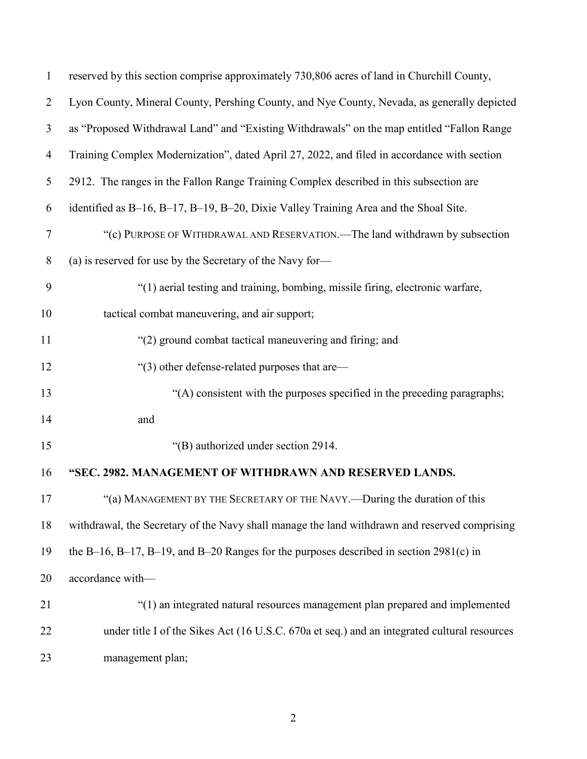reserved by this section comprise approximately 730,806 acres of land in Churchill County, Lyon County, Mineral County, Pershing County, and Nye County, Nevada, as generally depicted as "Proposed Withdrawal Land" and "Existing Withdrawals" on the map entitled "Fallon Range Training Complex Modernization", dated April 27, 2022, and filed in accordance with section 2912. The ranges in the Fallon Range Training Complex described in this subsection are identified as B–16, B–17, B–19, B–20, Dixie Valley Training Area and the Shoal Site.

"(c) PURPOSE OF WITHDRAWAL AND RESERVATION.—The land withdrawn by subsection (a) is reserved for use by the Secretary of the Navy for—

"(1) aerial testing and training, bombing, missile firing, electronic warfare, tactical combat maneuvering, and air support;

"(2) ground combat tactical maneuvering and firing; and

"(3) other defense-related purposes that are—

"(A) consistent with the purposes specified in the preceding paragraphs; and

"(B) authorized under section 2914.

**"SEC. 2982. MANAGEMENT OF WITHDRAWN AND RESERVED LANDS.**

"(a) MANAGEMENT BY THE SECRETARY OF THE NAVY.—During the duration of this withdrawal, the Secretary of the Navy shall manage the land withdrawn and reserved comprising the B–16, B–17, B–19, and B–20 Ranges for the purposes described in section 2981(c) in accordance with—

"(1) an integrated natural resources management plan prepared and implemented under title I of the Sikes Act (16 U.S.C. 670a et seq.) and an integrated cultural resources management plan;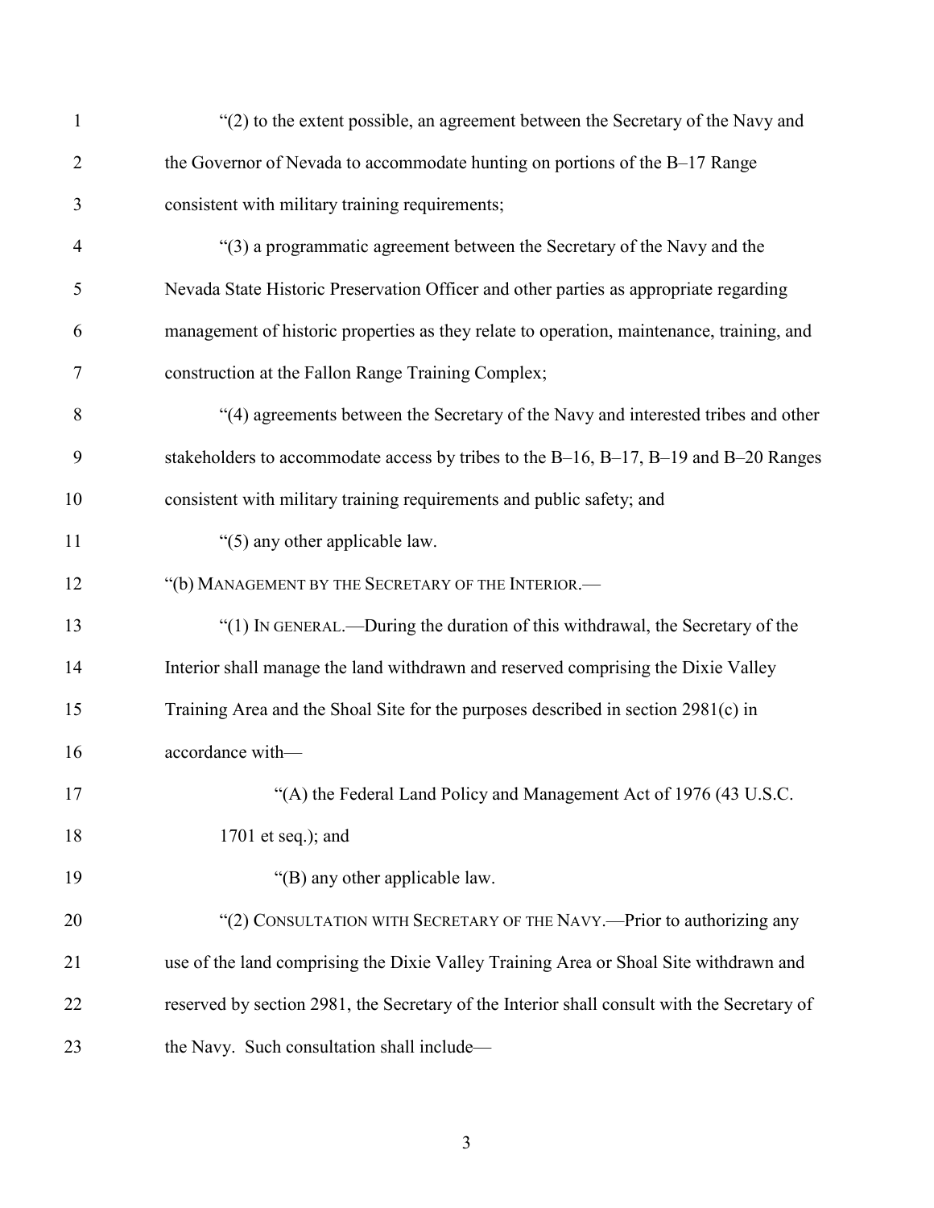"(2) to the extent possible, an agreement between the Secretary of the Navy and the Governor of Nevada to accommodate hunting on portions of the B–17 Range consistent with military training requirements;

"(3) a programmatic agreement between the Secretary of the Navy and the Nevada State Historic Preservation Officer and other parties as appropriate regarding management of historic properties as they relate to operation, maintenance, training, and construction at the Fallon Range Training Complex;

"(4) agreements between the Secretary of the Navy and interested tribes and other stakeholders to accommodate access by tribes to the B–16, B–17, B–19 and B–20 Ranges consistent with military training requirements and public safety; and

"(5) any other applicable law.

"(b) MANAGEMENT BY THE SECRETARY OF THE INTERIOR.—

"(1) IN GENERAL.—During the duration of this withdrawal, the Secretary of the Interior shall manage the land withdrawn and reserved comprising the Dixie Valley Training Area and the Shoal Site for the purposes described in section 2981(c) in accordance with—

"(A) the Federal Land Policy and Management Act of 1976 (43 U.S.C. 1701 et seq.); and

"(B) any other applicable law.

"(2) CONSULTATION WITH SECRETARY OF THE NAVY.—Prior to authorizing any use of the land comprising the Dixie Valley Training Area or Shoal Site withdrawn and reserved by section 2981, the Secretary of the Interior shall consult with the Secretary of the Navy. Such consultation shall include—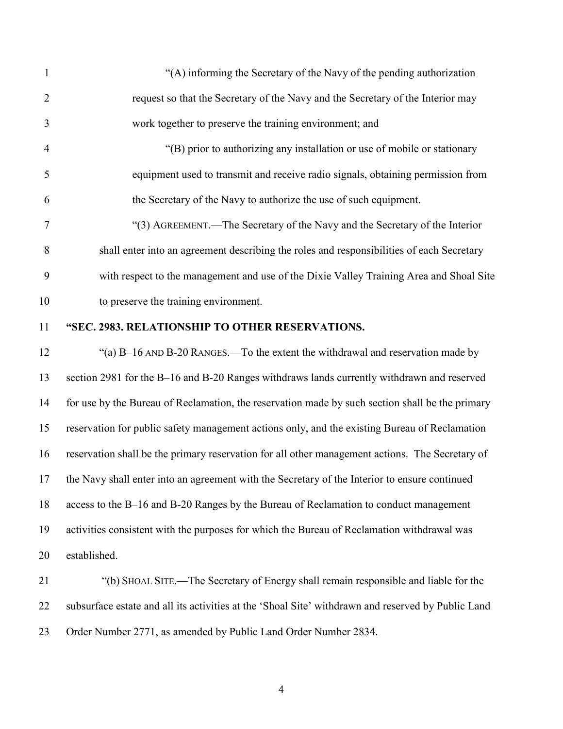"(A) informing the Secretary of the Navy of the pending authorization request so that the Secretary of the Navy and the Secretary of the Interior may work together to preserve the training environment; and

"(B) prior to authorizing any installation or use of mobile or stationary equipment used to transmit and receive radio signals, obtaining permission from the Secretary of the Navy to authorize the use of such equipment.

"(3) AGREEMENT.—The Secretary of the Navy and the Secretary of the Interior shall enter into an agreement describing the roles and responsibilities of each Secretary with respect to the management and use of the Dixie Valley Training Area and Shoal Site to preserve the training environment.

**"SEC. 2983. RELATIONSHIP TO OTHER RESERVATIONS.**

"(a) B–16 AND B-20 RANGES.—To the extent the withdrawal and reservation made by section 2981 for the B–16 and B-20 Ranges withdraws lands currently withdrawn and reserved for use by the Bureau of Reclamation, the reservation made by such section shall be the primary reservation for public safety management actions only, and the existing Bureau of Reclamation reservation shall be the primary reservation for all other management actions. The Secretary of the Navy shall enter into an agreement with the Secretary of the Interior to ensure continued access to the B–16 and B-20 Ranges by the Bureau of Reclamation to conduct management activities consistent with the purposes for which the Bureau of Reclamation withdrawal was established.

"(b) SHOAL SITE.—The Secretary of Energy shall remain responsible and liable for the subsurface estate and all its activities at the 'Shoal Site' withdrawn and reserved by Public Land Order Number 2771, as amended by Public Land Order Number 2834.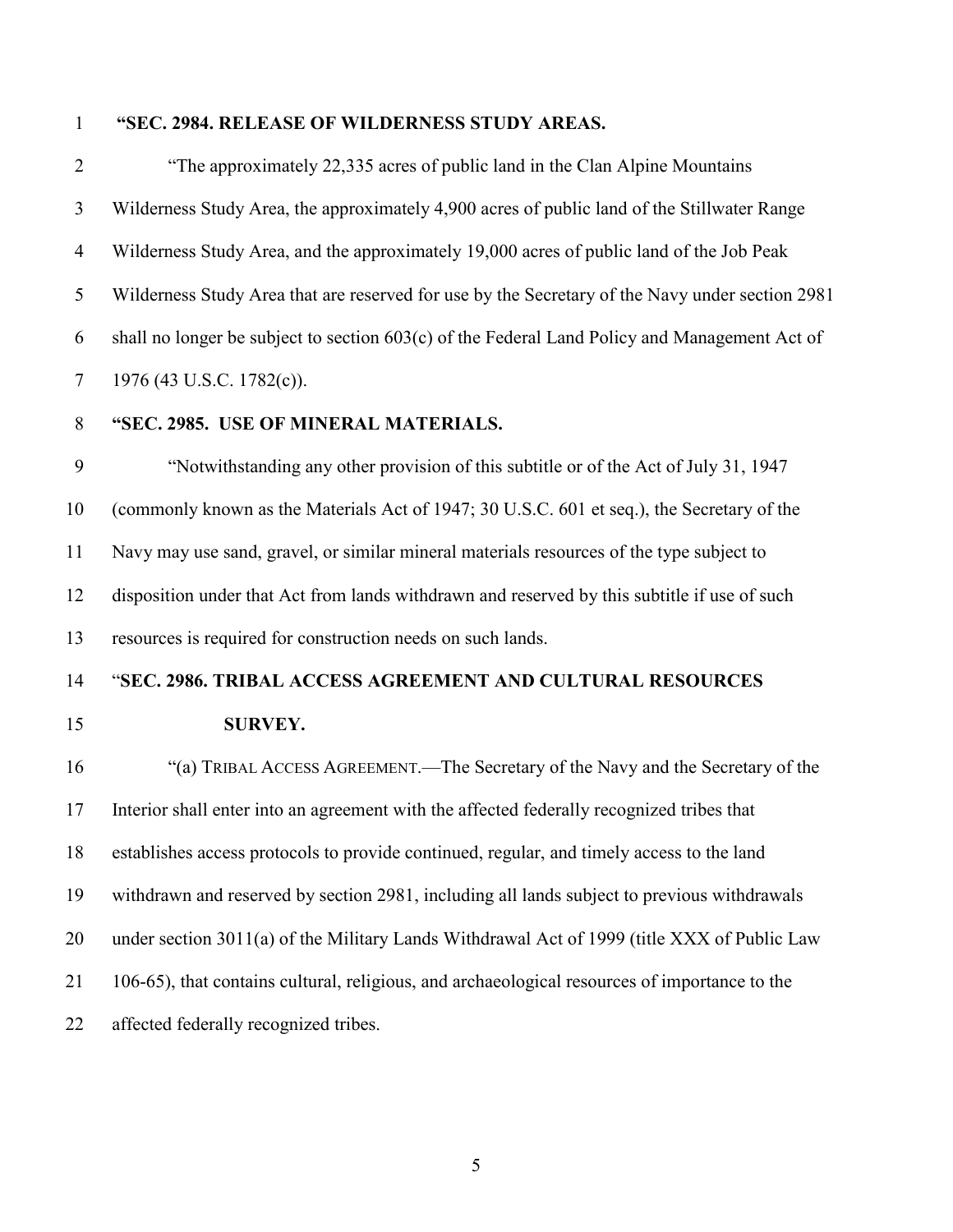**"SEC. 2984. RELEASE OF WILDERNESS STUDY AREAS.**

"The approximately 22,335 acres of public land in the Clan Alpine Mountains Wilderness Study Area, the approximately 4,900 acres of public land of the Stillwater Range Wilderness Study Area, and the approximately 19,000 acres of public land of the Job Peak Wilderness Study Area that are reserved for use by the Secretary of the Navy under section 2981 shall no longer be subject to section 603(c) of the Federal Land Policy and Management Act of 1976 (43 U.S.C. 1782(c)).

**"SEC. 2985. USE OF MINERAL MATERIALS.**

"Notwithstanding any other provision of this subtitle or of the Act of July 31, 1947 (commonly known as the Materials Act of 1947; 30 U.S.C. 601 et seq.), the Secretary of the Navy may use sand, gravel, or similar mineral materials resources of the type subject to disposition under that Act from lands withdrawn and reserved by this subtitle if use of such resources is required for construction needs on such lands.

"**SEC. 2986. TRIBAL ACCESS AGREEMENT AND CULTURAL RESOURCES SURVEY.**

"(a) TRIBAL ACCESS AGREEMENT.—The Secretary of the Navy and the Secretary of the Interior shall enter into an agreement with the affected federally recognized tribes that establishes access protocols to provide continued, regular, and timely access to the land withdrawn and reserved by section 2981, including all lands subject to previous withdrawals under section 3011(a) of the Military Lands Withdrawal Act of 1999 (title XXX of Public Law 106-65), that contains cultural, religious, and archaeological resources of importance to the affected federally recognized tribes.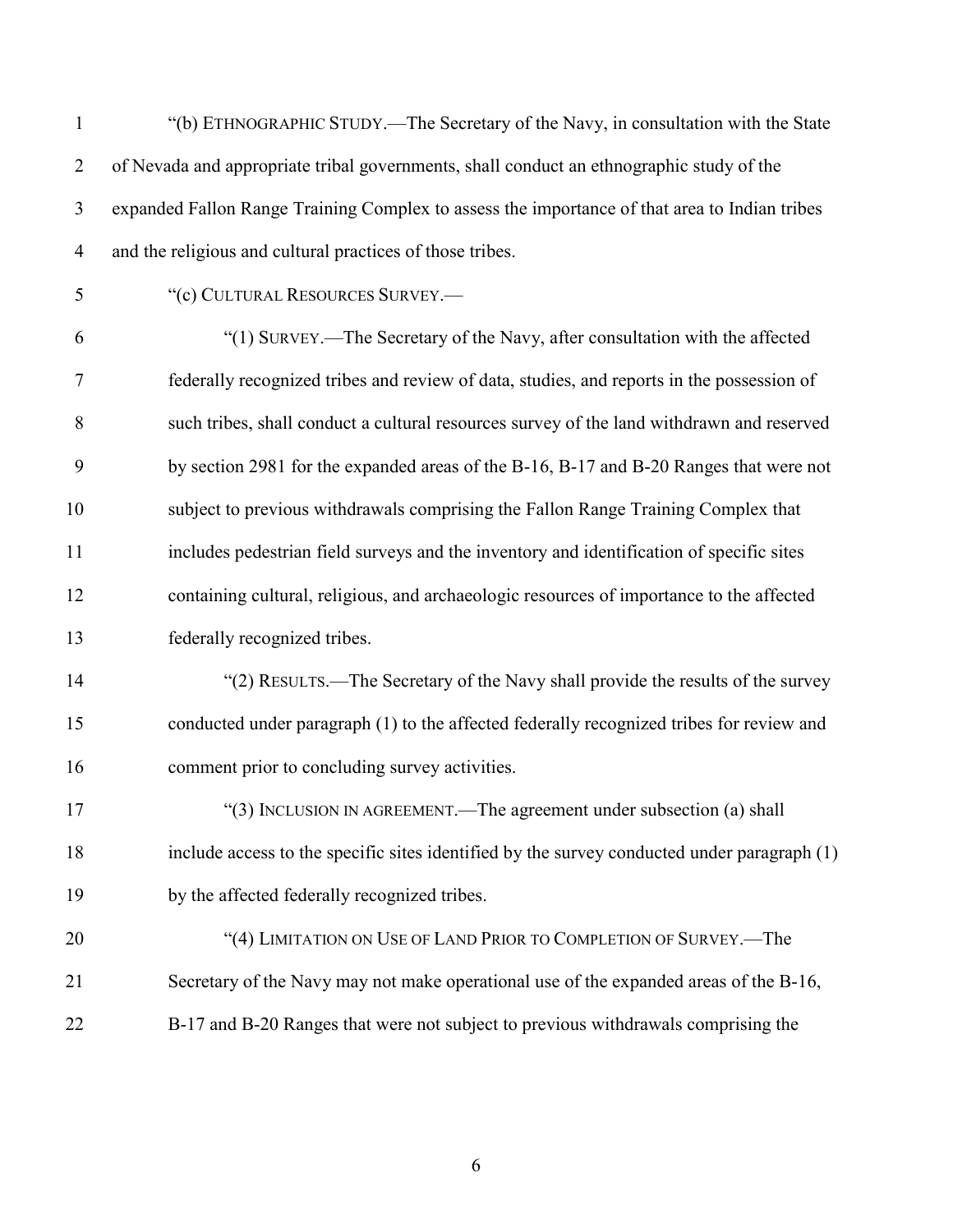"(b) ETHNOGRAPHIC STUDY.—The Secretary of the Navy, in consultation with the State of Nevada and appropriate tribal governments, shall conduct an ethnographic study of the expanded Fallon Range Training Complex to assess the importance of that area to Indian tribes and the religious and cultural practices of those tribes.

"(c) CULTURAL RESOURCES SURVEY.—

"(1) SURVEY.—The Secretary of the Navy, after consultation with the affected federally recognized tribes and review of data, studies, and reports in the possession of such tribes, shall conduct a cultural resources survey of the land withdrawn and reserved by section 2981 for the expanded areas of the B-16, B-17 and B-20 Ranges that were not subject to previous withdrawals comprising the Fallon Range Training Complex that includes pedestrian field surveys and the inventory and identification of specific sites containing cultural, religious, and archaeologic resources of importance to the affected federally recognized tribes.

"(2) RESULTS.—The Secretary of the Navy shall provide the results of the survey conducted under paragraph (1) to the affected federally recognized tribes for review and comment prior to concluding survey activities.

"(3) INCLUSION IN AGREEMENT.—The agreement under subsection (a) shall include access to the specific sites identified by the survey conducted under paragraph (1) by the affected federally recognized tribes.

"(4) LIMITATION ON USE OF LAND PRIOR TO COMPLETION OF SURVEY.—The Secretary of the Navy may not make operational use of the expanded areas of the B-16, B-17 and B-20 Ranges that were not subject to previous withdrawals comprising the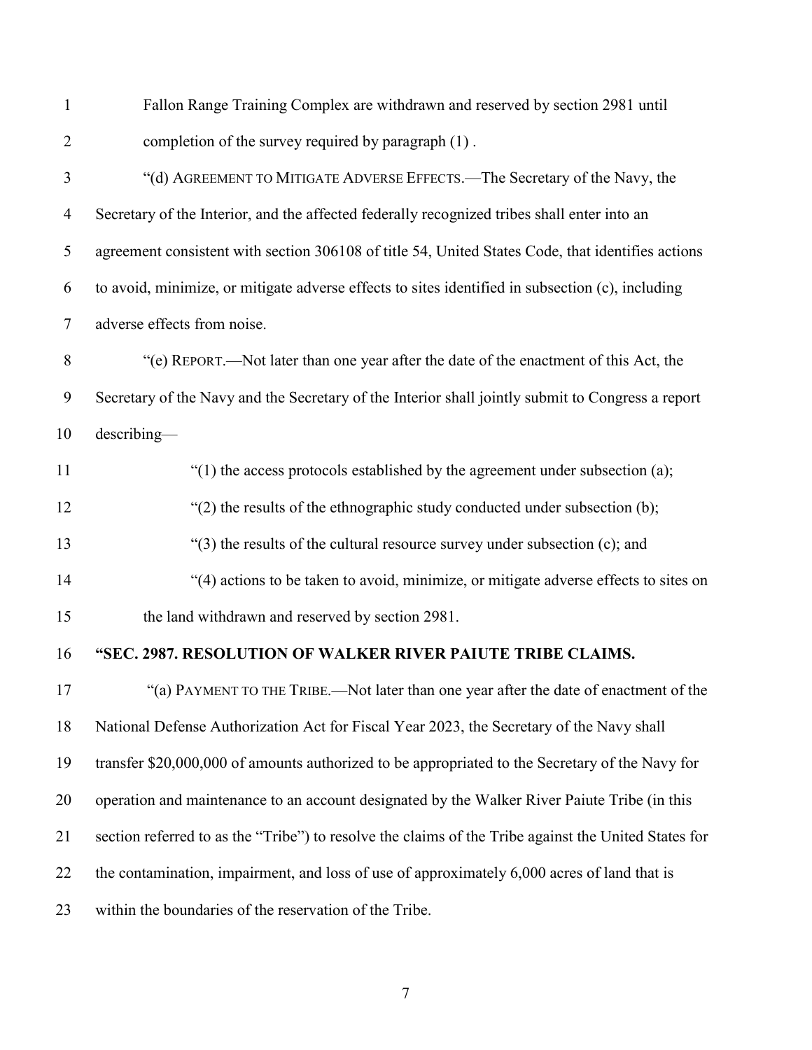Fallon Range Training Complex are withdrawn and reserved by section 2981 until completion of the survey required by paragraph (1) .

"(d) AGREEMENT TO MITIGATE ADVERSE EFFECTS.—The Secretary of the Navy, the Secretary of the Interior, and the affected federally recognized tribes shall enter into an agreement consistent with section 306108 of title 54, United States Code, that identifies actions to avoid, minimize, or mitigate adverse effects to sites identified in subsection (c), including adverse effects from noise.

"(e) REPORT.—Not later than one year after the date of the enactment of this Act, the Secretary of the Navy and the Secretary of the Interior shall jointly submit to Congress a report describing—

"(1) the access protocols established by the agreement under subsection (a);

"(2) the results of the ethnographic study conducted under subsection (b);

"(3) the results of the cultural resource survey under subsection (c); and

"(4) actions to be taken to avoid, minimize, or mitigate adverse effects to sites on the land withdrawn and reserved by section 2981.

**"SEC. 2987. RESOLUTION OF WALKER RIVER PAIUTE TRIBE CLAIMS.**

"(a) PAYMENT TO THE TRIBE.—Not later than one year after the date of enactment of the National Defense Authorization Act for Fiscal Year 2023, the Secretary of the Navy shall transfer $20,000,000 of amounts authorized to be appropriated to the Secretary of the Navy for operation and maintenance to an account designated by the Walker River Paiute Tribe (in this section referred to as the "Tribe") to resolve the claims of the Tribe against the United States for the contamination, impairment, and loss of use of approximately 6,000 acres of land that is within the boundaries of the reservation of the Tribe.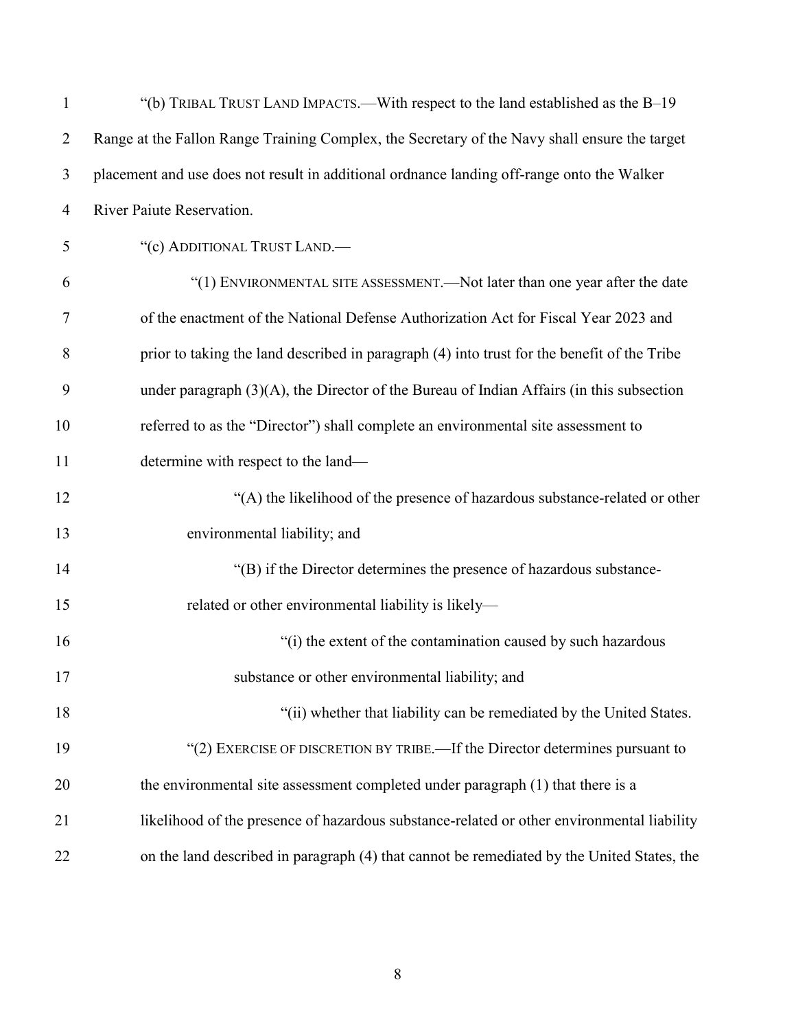"(b) TRIBAL TRUST LAND IMPACTS.—With respect to the land established as the B–19 Range at the Fallon Range Training Complex, the Secretary of the Navy shall ensure the target placement and use does not result in additional ordnance landing off-range onto the Walker River Paiute Reservation.

"(c) ADDITIONAL TRUST LAND.—

"(1) ENVIRONMENTAL SITE ASSESSMENT.—Not later than one year after the date of the enactment of the National Defense Authorization Act for Fiscal Year 2023 and prior to taking the land described in paragraph (4) into trust for the benefit of the Tribe under paragraph (3)(A), the Director of the Bureau of Indian Affairs (in this subsection referred to as the "Director") shall complete an environmental site assessment to determine with respect to the land—

"(A) the likelihood of the presence of hazardous substance-related or other environmental liability; and

"(B) if the Director determines the presence of hazardous substance-related or other environmental liability is likely—

"(i) the extent of the contamination caused by such hazardous substance or other environmental liability; and

"(ii) whether that liability can be remediated by the United States.

"(2) EXERCISE OF DISCRETION BY TRIBE.—If the Director determines pursuant to the environmental site assessment completed under paragraph (1) that there is a likelihood of the presence of hazardous substance-related or other environmental liability on the land described in paragraph (4) that cannot be remediated by the United States, the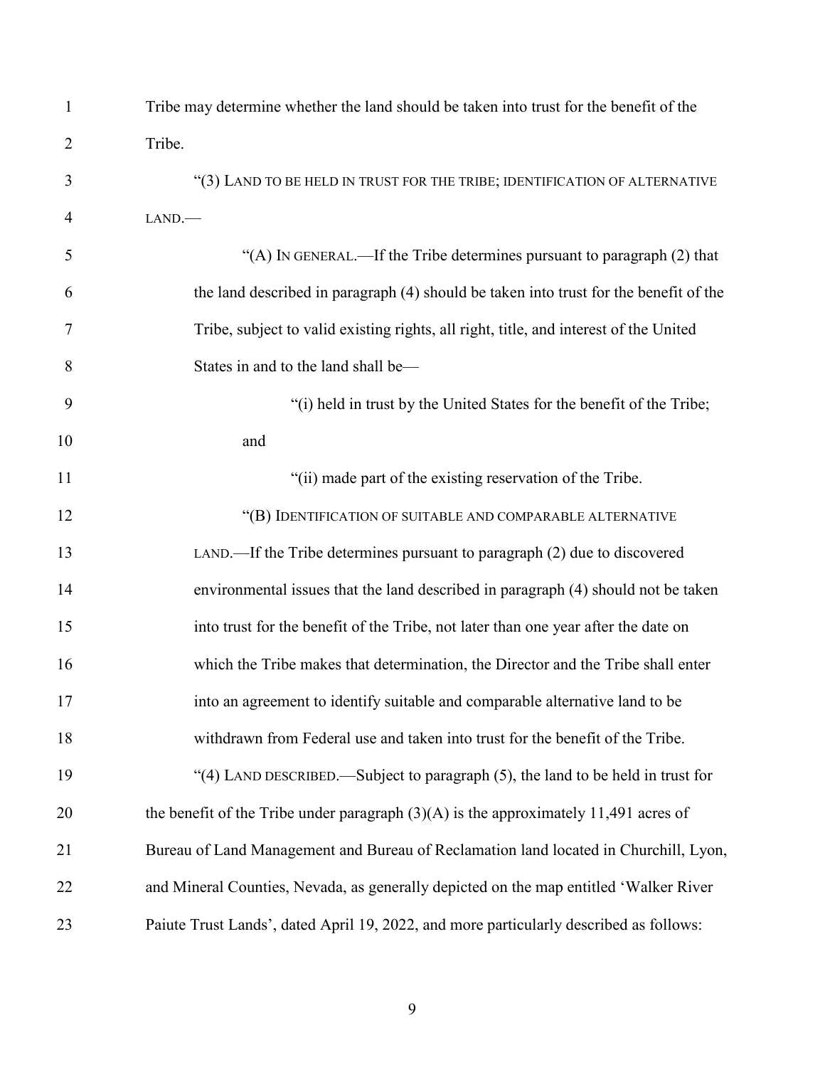Tribe may determine whether the land should be taken into trust for the benefit of the Tribe.

"(3) LAND TO BE HELD IN TRUST FOR THE TRIBE; IDENTIFICATION OF ALTERNATIVE LAND.—

"(A) IN GENERAL.—If the Tribe determines pursuant to paragraph (2) that the land described in paragraph (4) should be taken into trust for the benefit of the Tribe, subject to valid existing rights, all right, title, and interest of the United States in and to the land shall be—

"(i) held in trust by the United States for the benefit of the Tribe; and

"(ii) made part of the existing reservation of the Tribe.

"(B) IDENTIFICATION OF SUITABLE AND COMPARABLE ALTERNATIVE LAND.—If the Tribe determines pursuant to paragraph (2) due to discovered environmental issues that the land described in paragraph (4) should not be taken into trust for the benefit of the Tribe, not later than one year after the date on which the Tribe makes that determination, the Director and the Tribe shall enter into an agreement to identify suitable and comparable alternative land to be withdrawn from Federal use and taken into trust for the benefit of the Tribe.

"(4) LAND DESCRIBED.—Subject to paragraph (5), the land to be held in trust for the benefit of the Tribe under paragraph (3)(A) is the approximately 11,491 acres of Bureau of Land Management and Bureau of Reclamation land located in Churchill, Lyon, and Mineral Counties, Nevada, as generally depicted on the map entitled 'Walker River Paiute Trust Lands', dated April 19, 2022, and more particularly described as follows: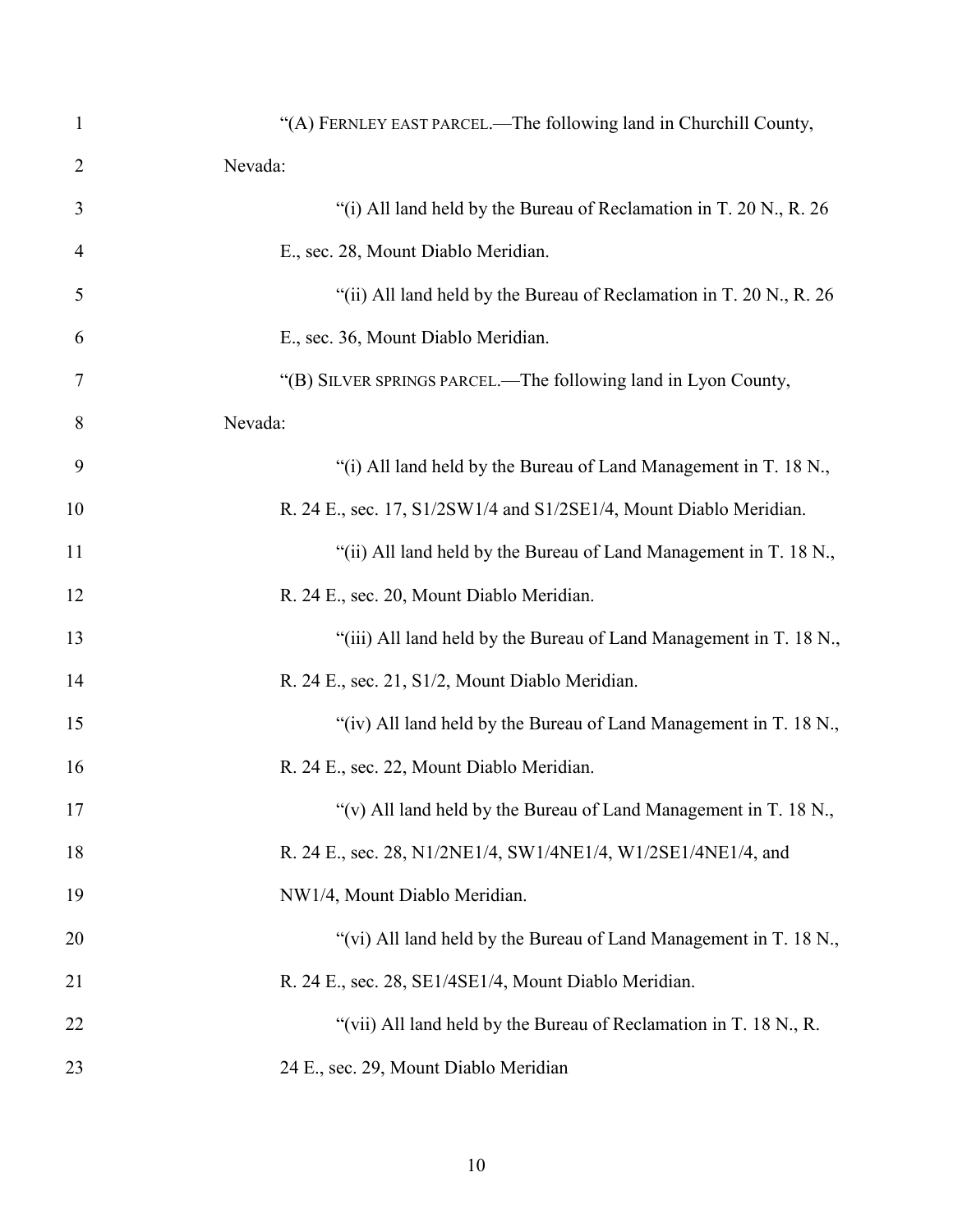"(A) FERNLEY EAST PARCEL.—The following land in Churchill County, Nevada:

"(i) All land held by the Bureau of Reclamation in T. 20 N., R. 26 E., sec. 28, Mount Diablo Meridian.

"(ii) All land held by the Bureau of Reclamation in T. 20 N., R. 26 E., sec. 36, Mount Diablo Meridian.

"(B) SILVER SPRINGS PARCEL.—The following land in Lyon County, Nevada:

"(i) All land held by the Bureau of Land Management in T. 18 N., R. 24 E., sec. 17, S1/2SW1/4 and S1/2SE1/4, Mount Diablo Meridian.

"(ii) All land held by the Bureau of Land Management in T. 18 N., R. 24 E., sec. 20, Mount Diablo Meridian.

"(iii) All land held by the Bureau of Land Management in T. 18 N., R. 24 E., sec. 21, S1/2, Mount Diablo Meridian.

"(iv) All land held by the Bureau of Land Management in T. 18 N., R. 24 E., sec. 22, Mount Diablo Meridian.

"(v) All land held by the Bureau of Land Management in T. 18 N., R. 24 E., sec. 28, N1/2NE1/4, SW1/4NE1/4, W1/2SE1/4NE1/4, and NW1/4, Mount Diablo Meridian.

"(vi) All land held by the Bureau of Land Management in T. 18 N., R. 24 E., sec. 28, SE1/4SE1/4, Mount Diablo Meridian.

"(vii) All land held by the Bureau of Reclamation in T. 18 N., R. 24 E., sec. 29, Mount Diablo Meridian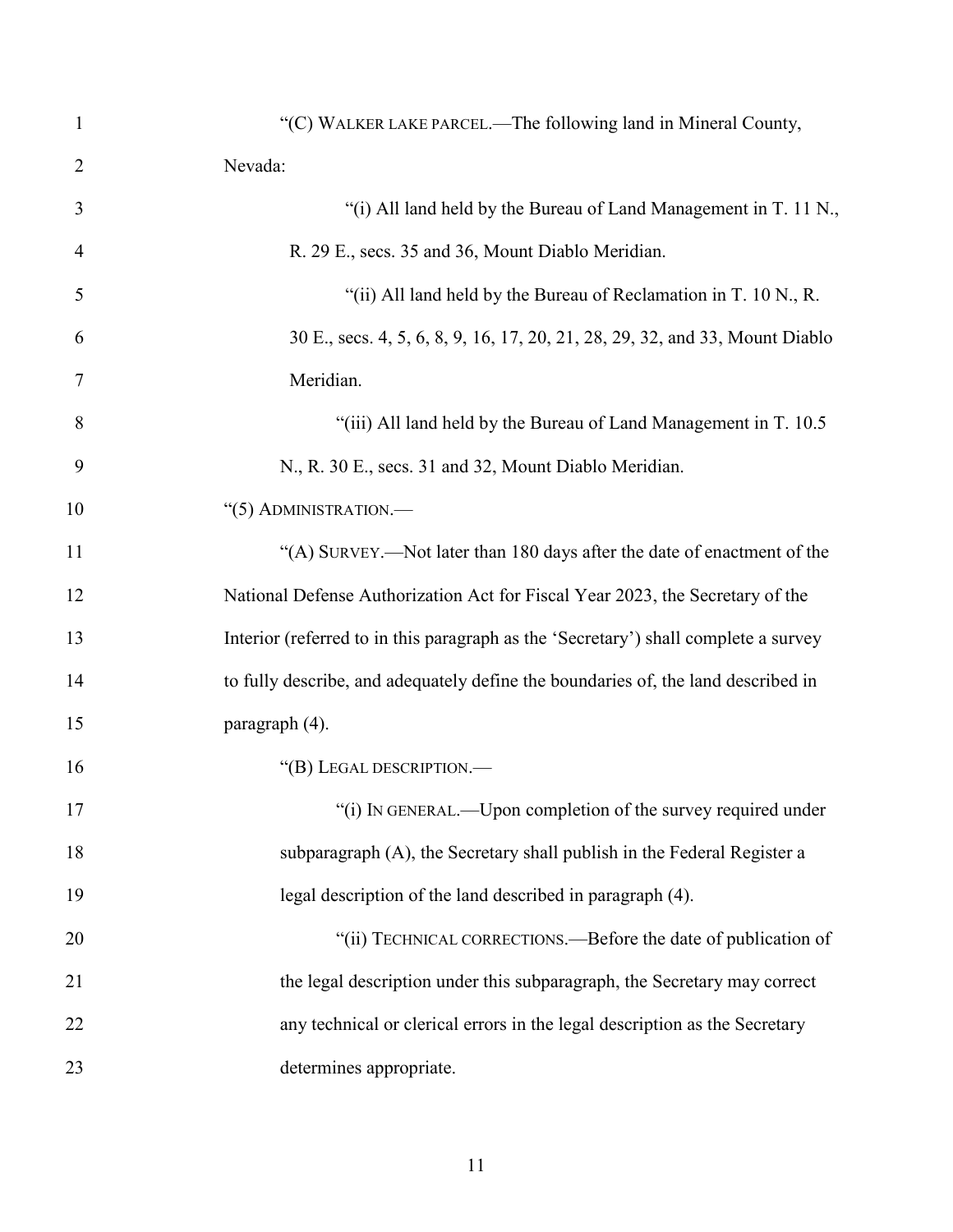"(C) WALKER LAKE PARCEL.—The following land in Mineral County, Nevada:

"(i) All land held by the Bureau of Land Management in T. 11 N., R. 29 E., secs. 35 and 36, Mount Diablo Meridian.

"(ii) All land held by the Bureau of Reclamation in T. 10 N., R. 30 E., secs. 4, 5, 6, 8, 9, 16, 17, 20, 21, 28, 29, 32, and 33, Mount Diablo Meridian.

"(iii) All land held by the Bureau of Land Management in T. 10.5 N., R. 30 E., secs. 31 and 32, Mount Diablo Meridian.

"(5) ADMINISTRATION.—

"(A) SURVEY.—Not later than 180 days after the date of enactment of the National Defense Authorization Act for Fiscal Year 2023, the Secretary of the Interior (referred to in this paragraph as the 'Secretary') shall complete a survey to fully describe, and adequately define the boundaries of, the land described in paragraph (4).

"(B) LEGAL DESCRIPTION.—

"(i) IN GENERAL.—Upon completion of the survey required under subparagraph (A), the Secretary shall publish in the Federal Register a legal description of the land described in paragraph (4).

"(ii) TECHNICAL CORRECTIONS.—Before the date of publication of the legal description under this subparagraph, the Secretary may correct any technical or clerical errors in the legal description as the Secretary determines appropriate.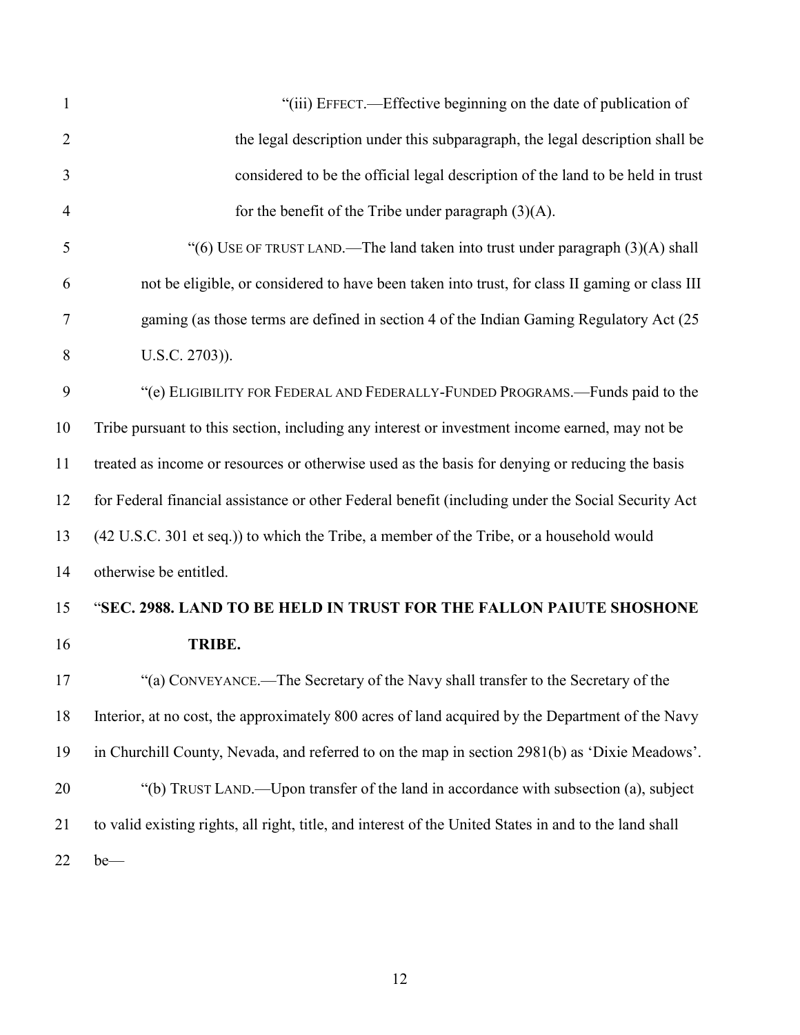"(iii) EFFECT.—Effective beginning on the date of publication of the legal description under this subparagraph, the legal description shall be considered to be the official legal description of the land to be held in trust for the benefit of the Tribe under paragraph (3)(A).

"(6) USE OF TRUST LAND.—The land taken into trust under paragraph (3)(A) shall not be eligible, or considered to have been taken into trust, for class II gaming or class III gaming (as those terms are defined in section 4 of the Indian Gaming Regulatory Act (25 U.S.C. 2703)).

"(e) ELIGIBILITY FOR FEDERAL AND FEDERALLY-FUNDED PROGRAMS.—Funds paid to the Tribe pursuant to this section, including any interest or investment income earned, may not be treated as income or resources or otherwise used as the basis for denying or reducing the basis for Federal financial assistance or other Federal benefit (including under the Social Security Act (42 U.S.C. 301 et seq.)) to which the Tribe, a member of the Tribe, or a household would otherwise be entitled.

"**SEC. 2988. LAND TO BE HELD IN TRUST FOR THE FALLON PAIUTE SHOSHONE TRIBE.**

"(a) CONVEYANCE.—The Secretary of the Navy shall transfer to the Secretary of the Interior, at no cost, the approximately 800 acres of land acquired by the Department of the Navy in Churchill County, Nevada, and referred to on the map in section 2981(b) as 'Dixie Meadows'.

"(b) TRUST LAND.—Upon transfer of the land in accordance with subsection (a), subject to valid existing rights, all right, title, and interest of the United States in and to the land shall be—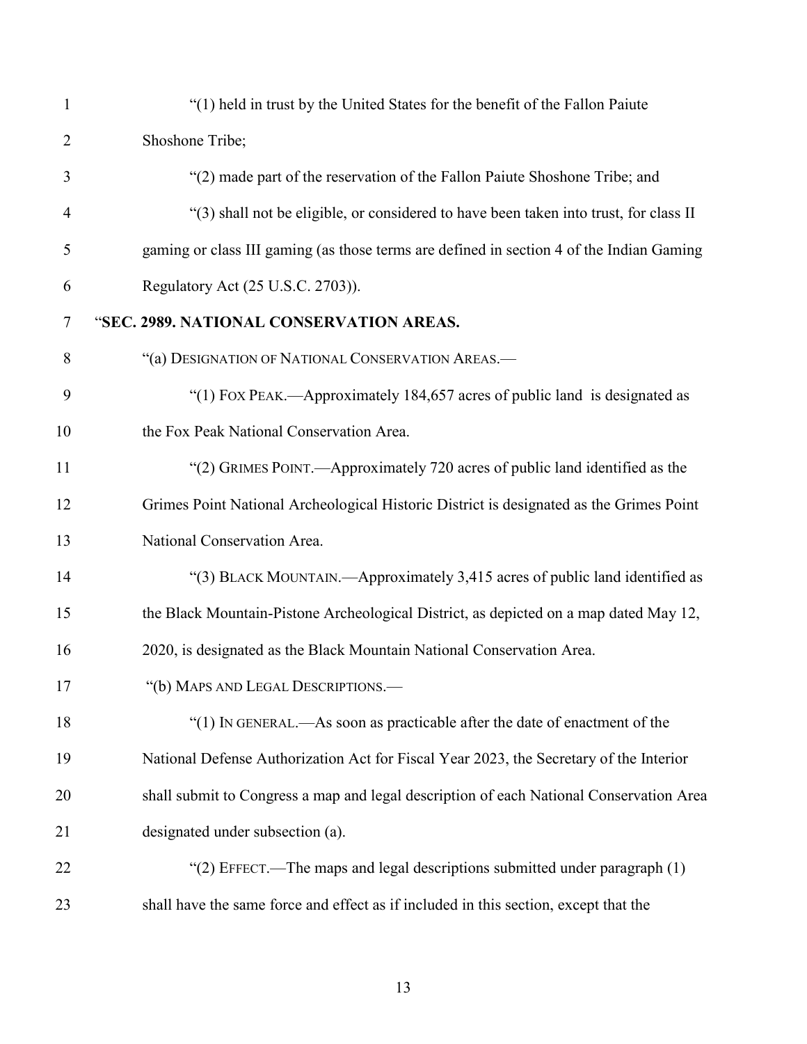"(1) held in trust by the United States for the benefit of the Fallon Paiute Shoshone Tribe;

"(2) made part of the reservation of the Fallon Paiute Shoshone Tribe; and

"(3) shall not be eligible, or considered to have been taken into trust, for class II gaming or class III gaming (as those terms are defined in section 4 of the Indian Gaming Regulatory Act (25 U.S.C. 2703)).

"**SEC. 2989. NATIONAL CONSERVATION AREAS.**

"(a) DESIGNATION OF NATIONAL CONSERVATION AREAS.—

"(1) FOX PEAK.—Approximately 184,657 acres of public land is designated as the Fox Peak National Conservation Area.

"(2) GRIMES POINT.—Approximately 720 acres of public land identified as the Grimes Point National Archeological Historic District is designated as the Grimes Point National Conservation Area.

"(3) BLACK MOUNTAIN.—Approximately 3,415 acres of public land identified as the Black Mountain-Pistone Archeological District, as depicted on a map dated May 12, 2020, is designated as the Black Mountain National Conservation Area.

"(b) MAPS AND LEGAL DESCRIPTIONS.—

"(1) IN GENERAL.—As soon as practicable after the date of enactment of the National Defense Authorization Act for Fiscal Year 2023, the Secretary of the Interior shall submit to Congress a map and legal description of each National Conservation Area designated under subsection (a).

"(2) EFFECT.—The maps and legal descriptions submitted under paragraph (1) shall have the same force and effect as if included in this section, except that the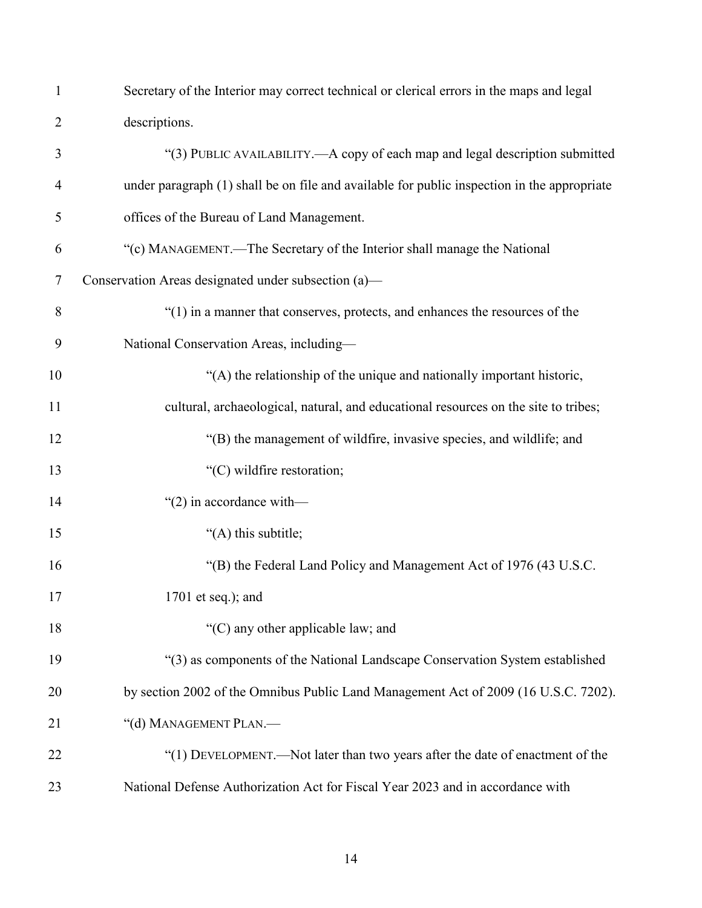Secretary of the Interior may correct technical or clerical errors in the maps and legal descriptions.

"(3) PUBLIC AVAILABILITY.—A copy of each map and legal description submitted under paragraph (1) shall be on file and available for public inspection in the appropriate offices of the Bureau of Land Management.

"(c) MANAGEMENT.—The Secretary of the Interior shall manage the National Conservation Areas designated under subsection (a)—

"(1) in a manner that conserves, protects, and enhances the resources of the National Conservation Areas, including—

"(A) the relationship of the unique and nationally important historic, cultural, archaeological, natural, and educational resources on the site to tribes;

"(B) the management of wildfire, invasive species, and wildlife; and

"(C) wildfire restoration;

"(2) in accordance with—

"(A) this subtitle;

"(B) the Federal Land Policy and Management Act of 1976 (43 U.S.C. 1701 et seq.); and

"(C) any other applicable law; and

"(3) as components of the National Landscape Conservation System established by section 2002 of the Omnibus Public Land Management Act of 2009 (16 U.S.C. 7202).

"(d) MANAGEMENT PLAN.—

"(1) DEVELOPMENT.—Not later than two years after the date of enactment of the National Defense Authorization Act for Fiscal Year 2023 and in accordance with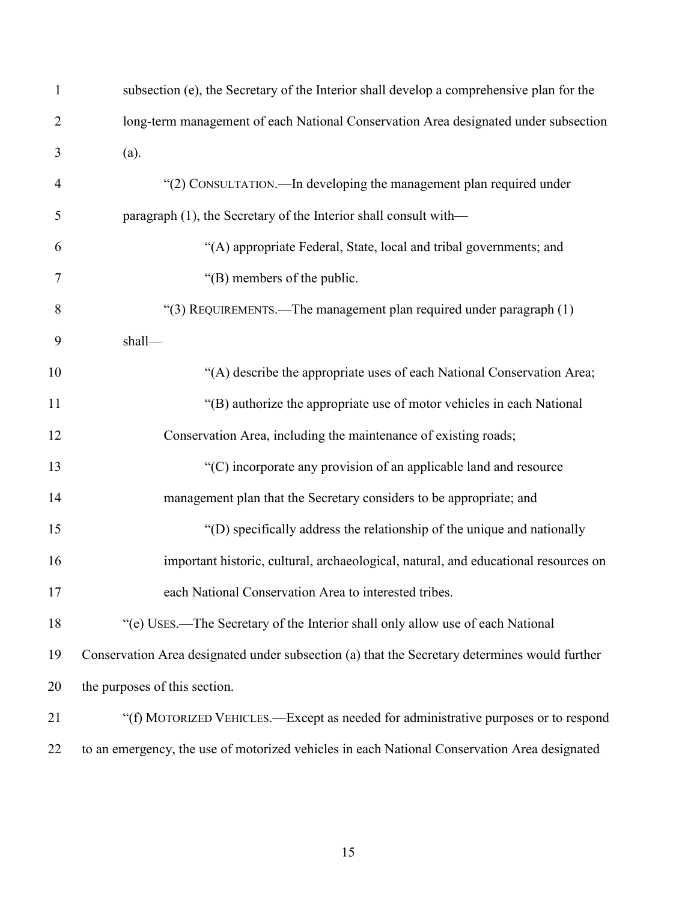subsection (e), the Secretary of the Interior shall develop a comprehensive plan for the long-term management of each National Conservation Area designated under subsection (a).

"(2) CONSULTATION.—In developing the management plan required under paragraph (1), the Secretary of the Interior shall consult with—

"(A) appropriate Federal, State, local and tribal governments; and

"(B) members of the public.

"(3) REQUIREMENTS.—The management plan required under paragraph (1) shall—

"(A) describe the appropriate uses of each National Conservation Area;

"(B) authorize the appropriate use of motor vehicles in each National Conservation Area, including the maintenance of existing roads;

"(C) incorporate any provision of an applicable land and resource management plan that the Secretary considers to be appropriate; and

"(D) specifically address the relationship of the unique and nationally important historic, cultural, archaeological, natural, and educational resources on each National Conservation Area to interested tribes.

"(e) USES.—The Secretary of the Interior shall only allow use of each National Conservation Area designated under subsection (a) that the Secretary determines would further the purposes of this section.

"(f) MOTORIZED VEHICLES.—Except as needed for administrative purposes or to respond to an emergency, the use of motorized vehicles in each National Conservation Area designated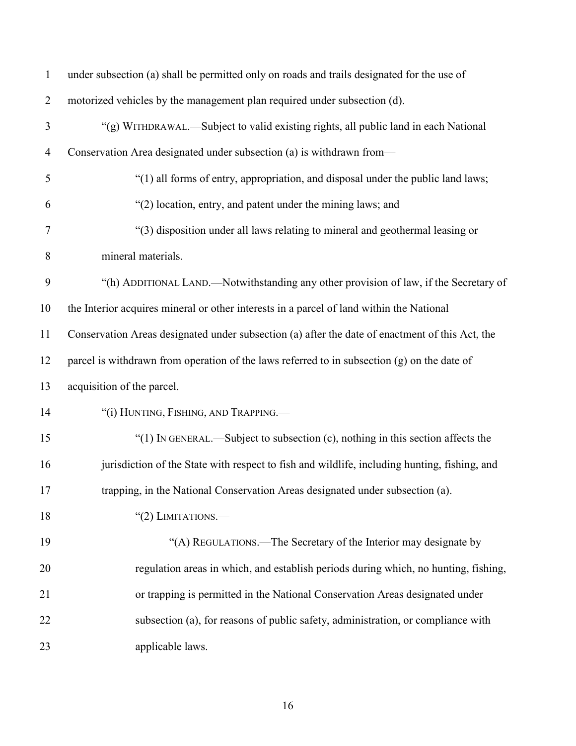under subsection (a) shall be permitted only on roads and trails designated for the use of motorized vehicles by the management plan required under subsection (d).

"(g) WITHDRAWAL.—Subject to valid existing rights, all public land in each National Conservation Area designated under subsection (a) is withdrawn from—

"(1) all forms of entry, appropriation, and disposal under the public land laws;

"(2) location, entry, and patent under the mining laws; and

"(3) disposition under all laws relating to mineral and geothermal leasing or mineral materials.

"(h) ADDITIONAL LAND.—Notwithstanding any other provision of law, if the Secretary of the Interior acquires mineral or other interests in a parcel of land within the National Conservation Areas designated under subsection (a) after the date of enactment of this Act, the parcel is withdrawn from operation of the laws referred to in subsection (g) on the date of acquisition of the parcel.

"(i) HUNTING, FISHING, AND TRAPPING.—

"(1) IN GENERAL.—Subject to subsection (c), nothing in this section affects the jurisdiction of the State with respect to fish and wildlife, including hunting, fishing, and trapping, in the National Conservation Areas designated under subsection (a).

"(2) LIMITATIONS.—

"(A) REGULATIONS.—The Secretary of the Interior may designate by regulation areas in which, and establish periods during which, no hunting, fishing, or trapping is permitted in the National Conservation Areas designated under subsection (a), for reasons of public safety, administration, or compliance with applicable laws.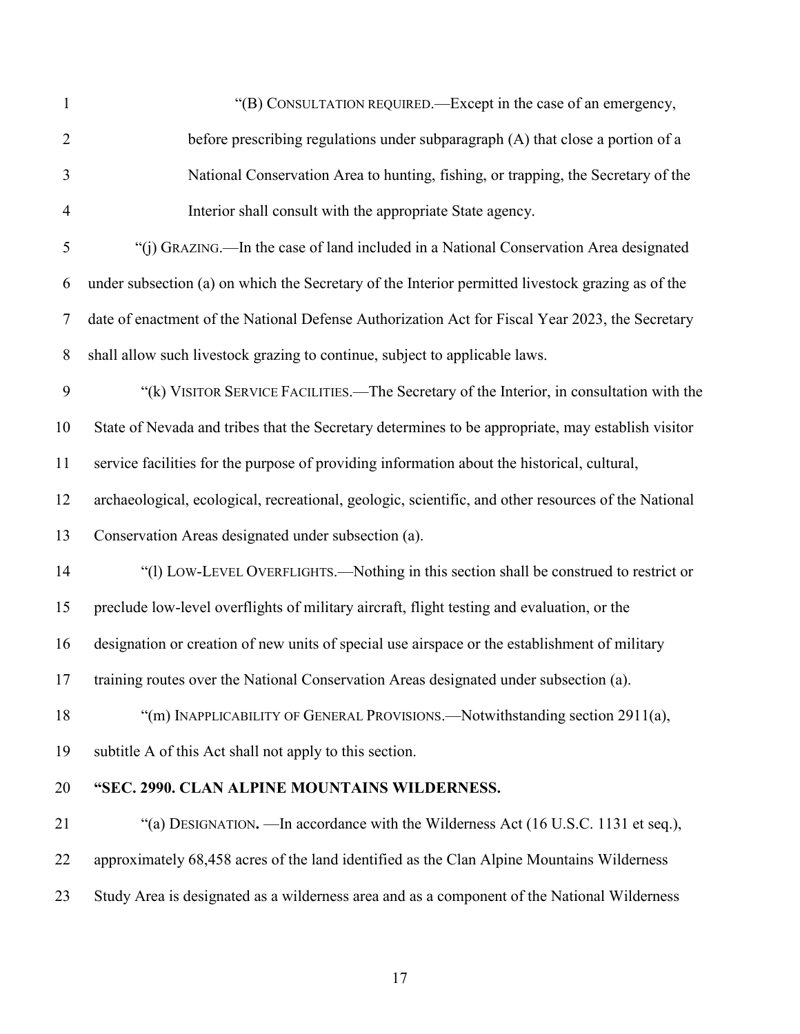"(B) CONSULTATION REQUIRED.—Except in the case of an emergency, before prescribing regulations under subparagraph (A) that close a portion of a National Conservation Area to hunting, fishing, or trapping, the Secretary of the Interior shall consult with the appropriate State agency.

"(j) GRAZING.—In the case of land included in a National Conservation Area designated under subsection (a) on which the Secretary of the Interior permitted livestock grazing as of the date of enactment of the National Defense Authorization Act for Fiscal Year 2023, the Secretary shall allow such livestock grazing to continue, subject to applicable laws.

"(k) VISITOR SERVICE FACILITIES.—The Secretary of the Interior, in consultation with the State of Nevada and tribes that the Secretary determines to be appropriate, may establish visitor service facilities for the purpose of providing information about the historical, cultural, archaeological, ecological, recreational, geologic, scientific, and other resources of the National Conservation Areas designated under subsection (a).

"(l) LOW-LEVEL OVERFLIGHTS.—Nothing in this section shall be construed to restrict or preclude low-level overflights of military aircraft, flight testing and evaluation, or the designation or creation of new units of special use airspace or the establishment of military training routes over the National Conservation Areas designated under subsection (a).

"(m) INAPPLICABILITY OF GENERAL PROVISIONS.—Notwithstanding section 2911(a), subtitle A of this Act shall not apply to this section.

**"SEC. 2990. CLAN ALPINE MOUNTAINS WILDERNESS.**

"(a) DESIGNATION**.** —In accordance with the Wilderness Act (16 U.S.C. 1131 et seq.), approximately 68,458 acres of the land identified as the Clan Alpine Mountains Wilderness Study Area is designated as a wilderness area and as a component of the National Wilderness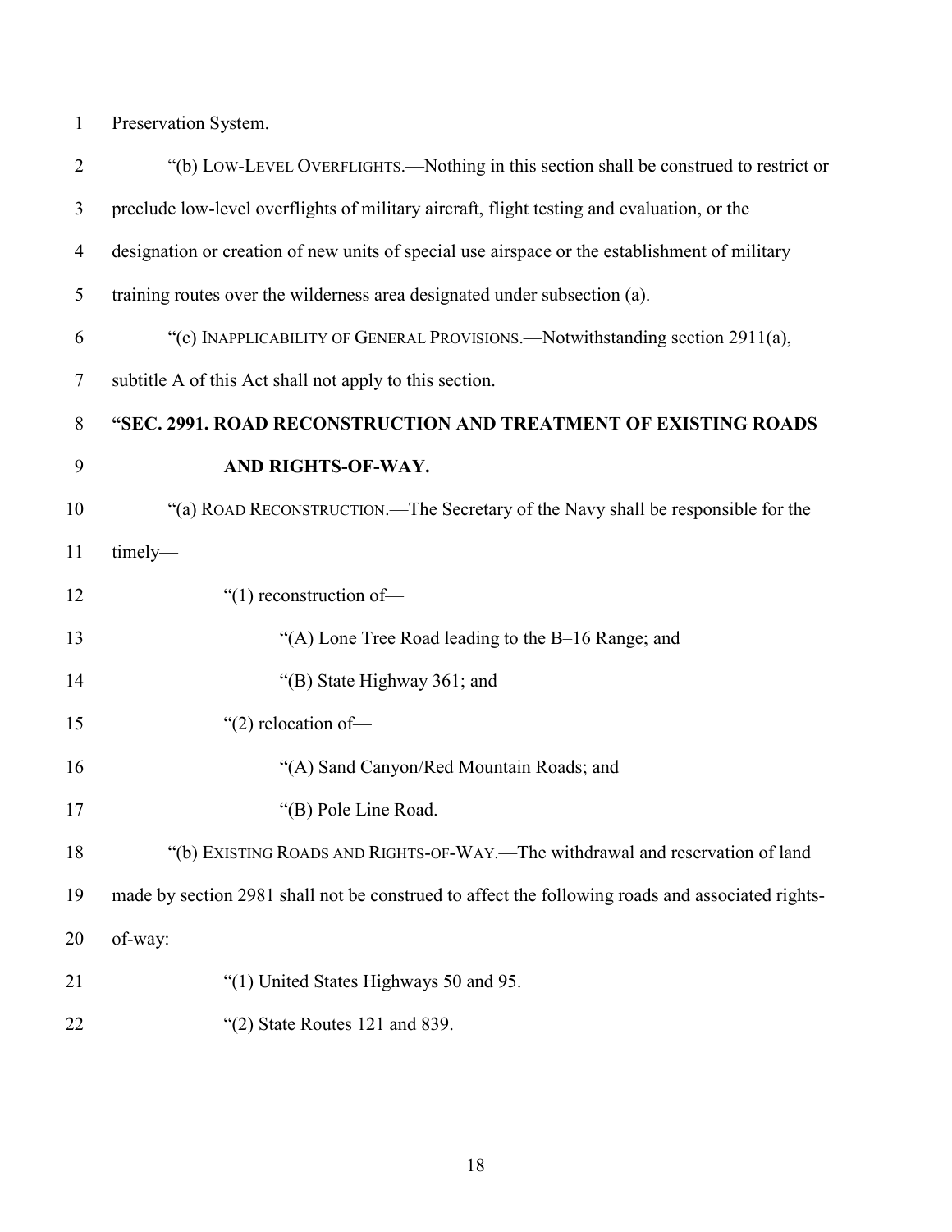Preservation System.

“(b) LOW-LEVEL OVERFLIGHTS.—Nothing in this section shall be construed to restrict or preclude low-level overflights of military aircraft, flight testing and evaluation, or the designation or creation of new units of special use airspace or the establishment of military training routes over the wilderness area designated under subsection (a).

“(c) INAPPLICABILITY OF GENERAL PROVISIONS.—Notwithstanding section 2911(a), subtitle A of this Act shall not apply to this section.

**“SEC. 2991. ROAD RECONSTRUCTION AND TREATMENT OF EXISTING ROADS AND RIGHTS-OF-WAY.**

“(a) ROAD RECONSTRUCTION.—The Secretary of the Navy shall be responsible for the timely—

“(1) reconstruction of—

“(A) Lone Tree Road leading to the B–16 Range; and

“(B) State Highway 361; and

“(2) relocation of—

“(A) Sand Canyon/Red Mountain Roads; and

“(B) Pole Line Road.

“(b) EXISTING ROADS AND RIGHTS-OF-WAY.—The withdrawal and reservation of land made by section 2981 shall not be construed to affect the following roads and associated rights-of-way:

“(1) United States Highways 50 and 95.

“(2) State Routes 121 and 839.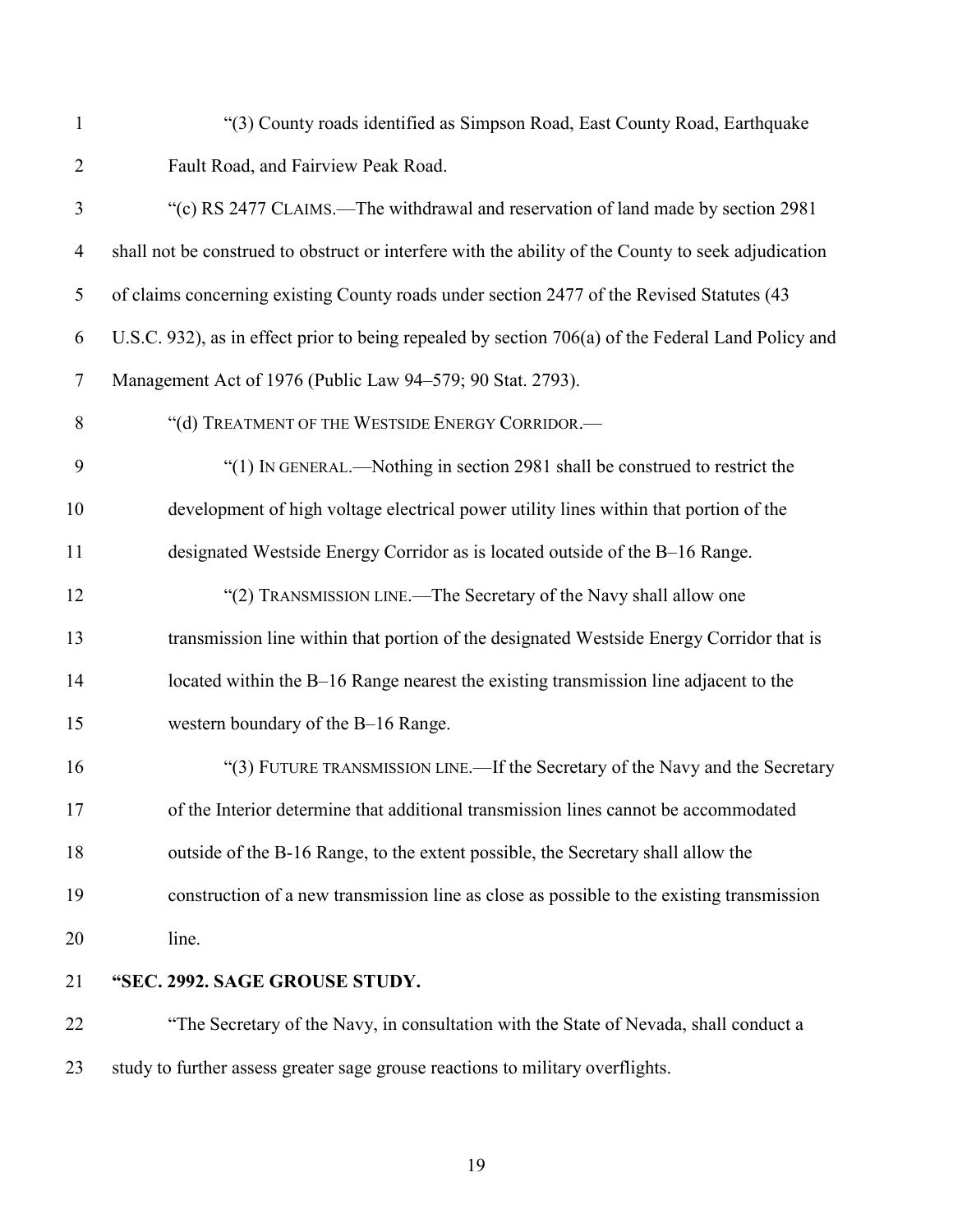"(3) County roads identified as Simpson Road, East County Road, Earthquake Fault Road, and Fairview Peak Road.

"(c) RS 2477 CLAIMS.—The withdrawal and reservation of land made by section 2981 shall not be construed to obstruct or interfere with the ability of the County to seek adjudication of claims concerning existing County roads under section 2477 of the Revised Statutes (43 U.S.C. 932), as in effect prior to being repealed by section 706(a) of the Federal Land Policy and Management Act of 1976 (Public Law 94–579; 90 Stat. 2793).

"(d) TREATMENT OF THE WESTSIDE ENERGY CORRIDOR.—

"(1) IN GENERAL.—Nothing in section 2981 shall be construed to restrict the development of high voltage electrical power utility lines within that portion of the designated Westside Energy Corridor as is located outside of the B–16 Range.

"(2) TRANSMISSION LINE.—The Secretary of the Navy shall allow one transmission line within that portion of the designated Westside Energy Corridor that is located within the B–16 Range nearest the existing transmission line adjacent to the western boundary of the B–16 Range.

"(3) FUTURE TRANSMISSION LINE.—If the Secretary of the Navy and the Secretary of the Interior determine that additional transmission lines cannot be accommodated outside of the B-16 Range, to the extent possible, the Secretary shall allow the construction of a new transmission line as close as possible to the existing transmission line.

**"SEC. 2992. SAGE GROUSE STUDY.**

"The Secretary of the Navy, in consultation with the State of Nevada, shall conduct a study to further assess greater sage grouse reactions to military overflights.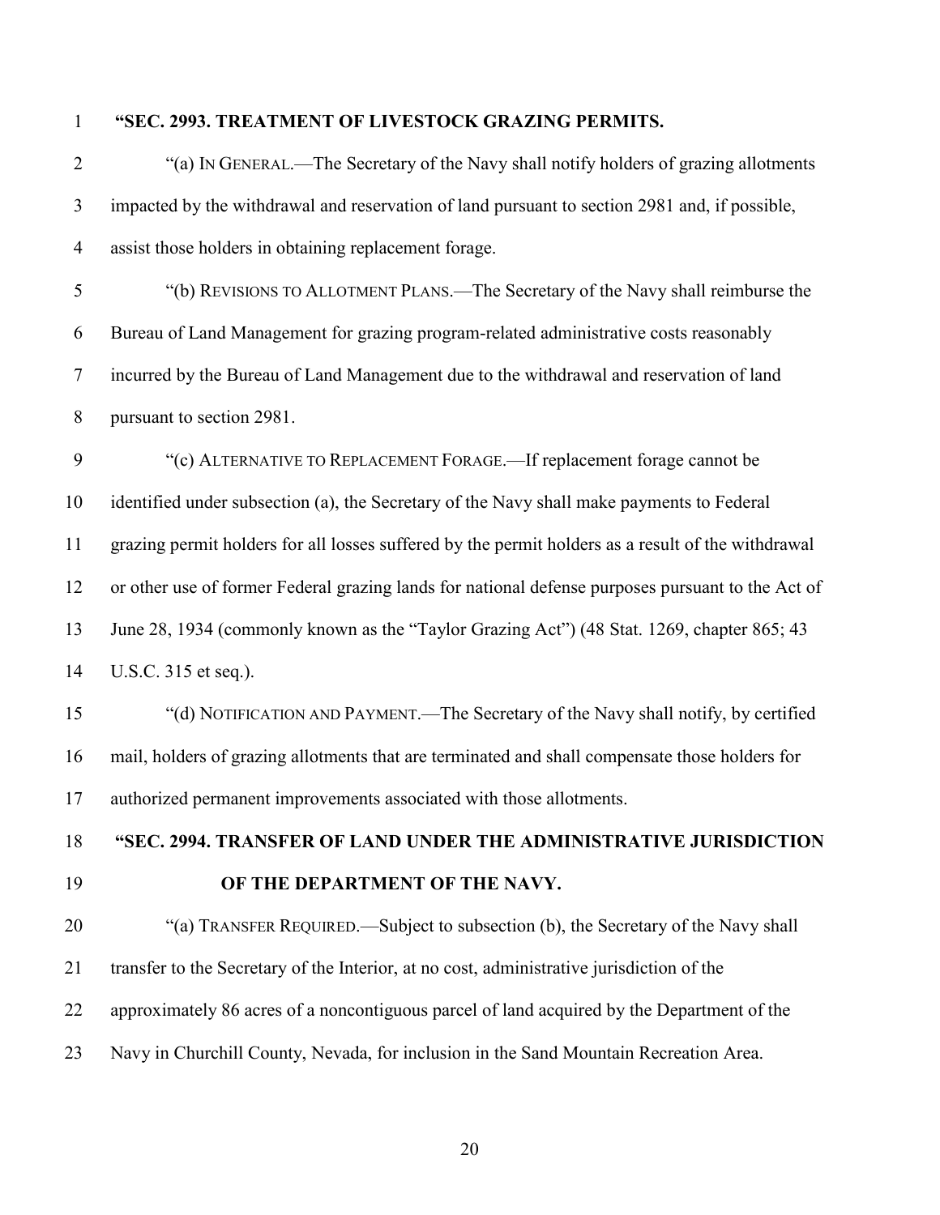**"SEC. 2993. TREATMENT OF LIVESTOCK GRAZING PERMITS.**

"(a) IN GENERAL.—The Secretary of the Navy shall notify holders of grazing allotments impacted by the withdrawal and reservation of land pursuant to section 2981 and, if possible, assist those holders in obtaining replacement forage.

"(b) REVISIONS TO ALLOTMENT PLANS.—The Secretary of the Navy shall reimburse the Bureau of Land Management for grazing program-related administrative costs reasonably incurred by the Bureau of Land Management due to the withdrawal and reservation of land pursuant to section 2981.

"(c) ALTERNATIVE TO REPLACEMENT FORAGE.—If replacement forage cannot be identified under subsection (a), the Secretary of the Navy shall make payments to Federal grazing permit holders for all losses suffered by the permit holders as a result of the withdrawal or other use of former Federal grazing lands for national defense purposes pursuant to the Act of June 28, 1934 (commonly known as the "Taylor Grazing Act") (48 Stat. 1269, chapter 865; 43 U.S.C. 315 et seq.).

"(d) NOTIFICATION AND PAYMENT.—The Secretary of the Navy shall notify, by certified mail, holders of grazing allotments that are terminated and shall compensate those holders for authorized permanent improvements associated with those allotments.

**"SEC. 2994. TRANSFER OF LAND UNDER THE ADMINISTRATIVE JURISDICTION OF THE DEPARTMENT OF THE NAVY.**

"(a) TRANSFER REQUIRED.—Subject to subsection (b), the Secretary of the Navy shall transfer to the Secretary of the Interior, at no cost, administrative jurisdiction of the approximately 86 acres of a noncontiguous parcel of land acquired by the Department of the Navy in Churchill County, Nevada, for inclusion in the Sand Mountain Recreation Area.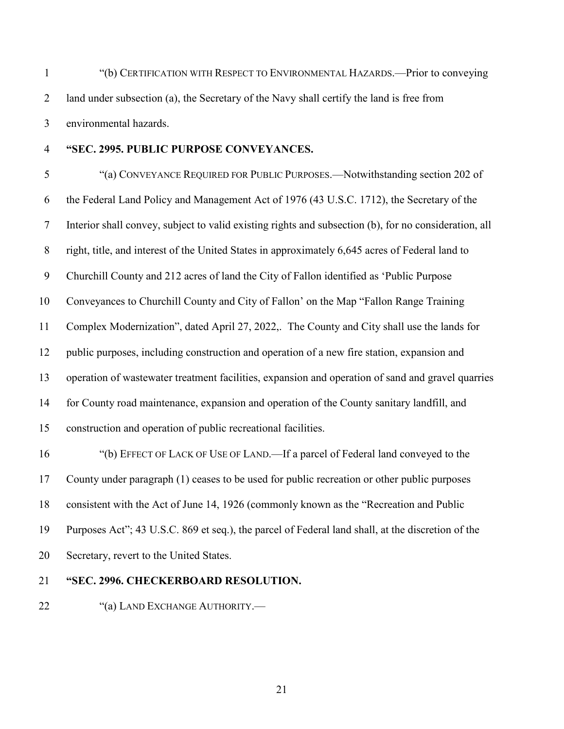"(b) CERTIFICATION WITH RESPECT TO ENVIRONMENTAL HAZARDS.—Prior to conveying land under subsection (a), the Secretary of the Navy shall certify the land is free from environmental hazards.

**"SEC. 2995. PUBLIC PURPOSE CONVEYANCES.**

"(a) CONVEYANCE REQUIRED FOR PUBLIC PURPOSES.—Notwithstanding section 202 of the Federal Land Policy and Management Act of 1976 (43 U.S.C. 1712), the Secretary of the Interior shall convey, subject to valid existing rights and subsection (b), for no consideration, all right, title, and interest of the United States in approximately 6,645 acres of Federal land to Churchill County and 212 acres of land the City of Fallon identified as 'Public Purpose Conveyances to Churchill County and City of Fallon' on the Map "Fallon Range Training Complex Modernization", dated April 27, 2022,. The County and City shall use the lands for public purposes, including construction and operation of a new fire station, expansion and operation of wastewater treatment facilities, expansion and operation of sand and gravel quarries for County road maintenance, expansion and operation of the County sanitary landfill, and construction and operation of public recreational facilities.

"(b) EFFECT OF LACK OF USE OF LAND.—If a parcel of Federal land conveyed to the County under paragraph (1) ceases to be used for public recreation or other public purposes consistent with the Act of June 14, 1926 (commonly known as the "Recreation and Public Purposes Act"; 43 U.S.C. 869 et seq.), the parcel of Federal land shall, at the discretion of the Secretary, revert to the United States.

**"SEC. 2996. CHECKERBOARD RESOLUTION.**

"(a) LAND EXCHANGE AUTHORITY.—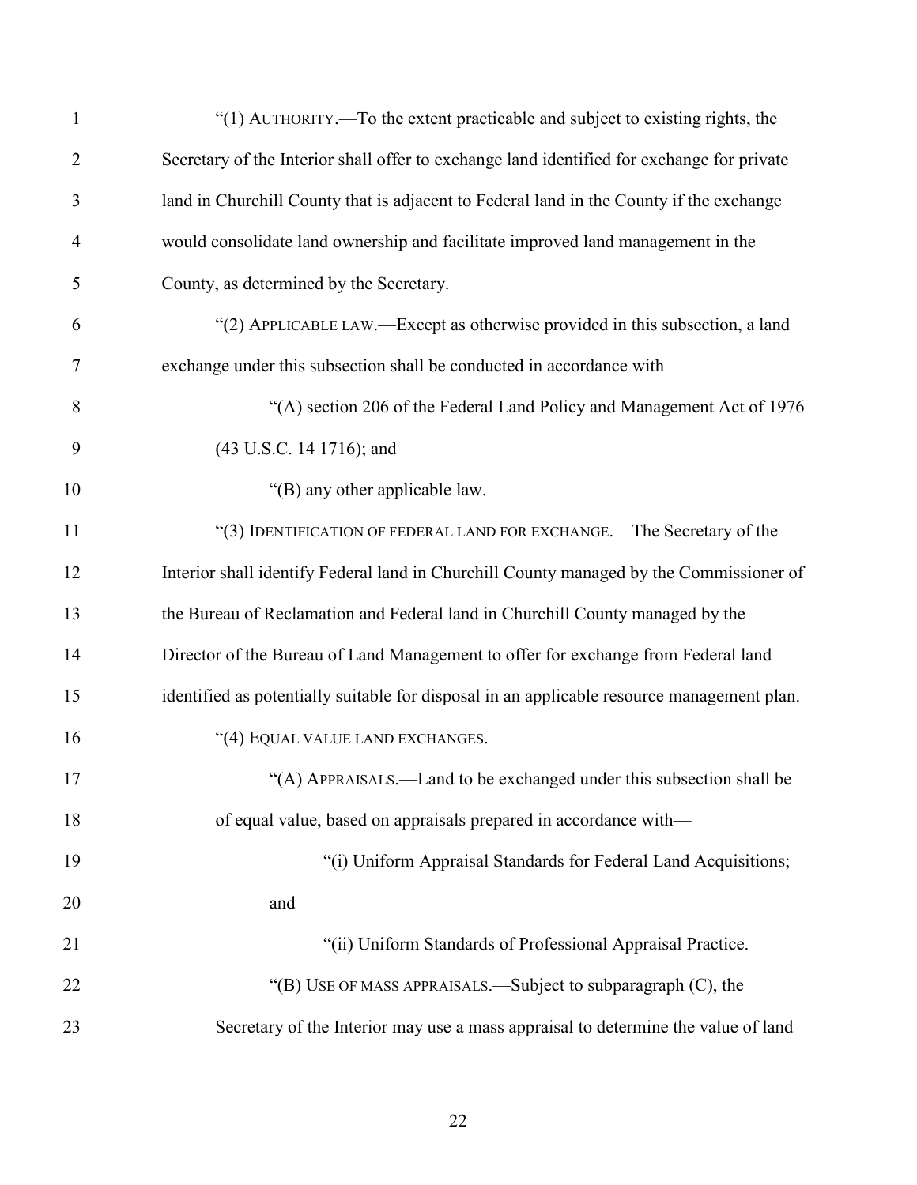"(1) AUTHORITY.—To the extent practicable and subject to existing rights, the Secretary of the Interior shall offer to exchange land identified for exchange for private land in Churchill County that is adjacent to Federal land in the County if the exchange would consolidate land ownership and facilitate improved land management in the County, as determined by the Secretary.

"(2) APPLICABLE LAW.—Except as otherwise provided in this subsection, a land exchange under this subsection shall be conducted in accordance with—

"(A) section 206 of the Federal Land Policy and Management Act of 1976 (43 U.S.C. 14 1716); and

"(B) any other applicable law.

"(3) IDENTIFICATION OF FEDERAL LAND FOR EXCHANGE.—The Secretary of the Interior shall identify Federal land in Churchill County managed by the Commissioner of the Bureau of Reclamation and Federal land in Churchill County managed by the Director of the Bureau of Land Management to offer for exchange from Federal land identified as potentially suitable for disposal in an applicable resource management plan.

"(4) EQUAL VALUE LAND EXCHANGES.—

"(A) APPRAISALS.—Land to be exchanged under this subsection shall be of equal value, based on appraisals prepared in accordance with—

"(i) Uniform Appraisal Standards for Federal Land Acquisitions; and

"(ii) Uniform Standards of Professional Appraisal Practice.

"(B) USE OF MASS APPRAISALS.—Subject to subparagraph (C), the Secretary of the Interior may use a mass appraisal to determine the value of land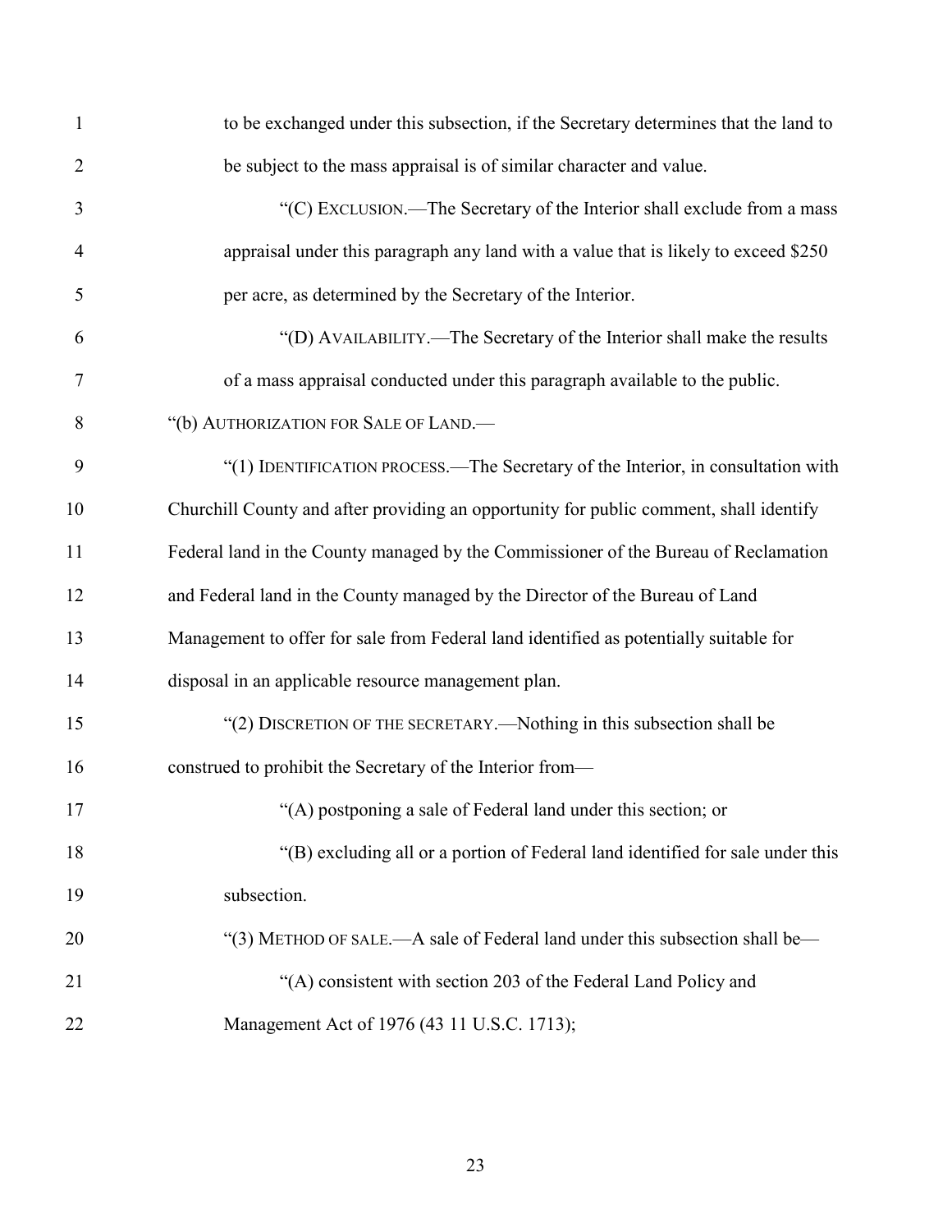to be exchanged under this subsection, if the Secretary determines that the land to be subject to the mass appraisal is of similar character and value.

"(C) EXCLUSION.—The Secretary of the Interior shall exclude from a mass appraisal under this paragraph any land with a value that is likely to exceed $250 per acre, as determined by the Secretary of the Interior.

"(D) AVAILABILITY.—The Secretary of the Interior shall make the results of a mass appraisal conducted under this paragraph available to the public.

"(b) AUTHORIZATION FOR SALE OF LAND.—

"(1) IDENTIFICATION PROCESS.—The Secretary of the Interior, in consultation with Churchill County and after providing an opportunity for public comment, shall identify Federal land in the County managed by the Commissioner of the Bureau of Reclamation and Federal land in the County managed by the Director of the Bureau of Land Management to offer for sale from Federal land identified as potentially suitable for disposal in an applicable resource management plan.

"(2) DISCRETION OF THE SECRETARY.—Nothing in this subsection shall be construed to prohibit the Secretary of the Interior from—

"(A) postponing a sale of Federal land under this section; or

"(B) excluding all or a portion of Federal land identified for sale under this subsection.

"(3) METHOD OF SALE.—A sale of Federal land under this subsection shall be—

"(A) consistent with section 203 of the Federal Land Policy and Management Act of 1976 (43 11 U.S.C. 1713);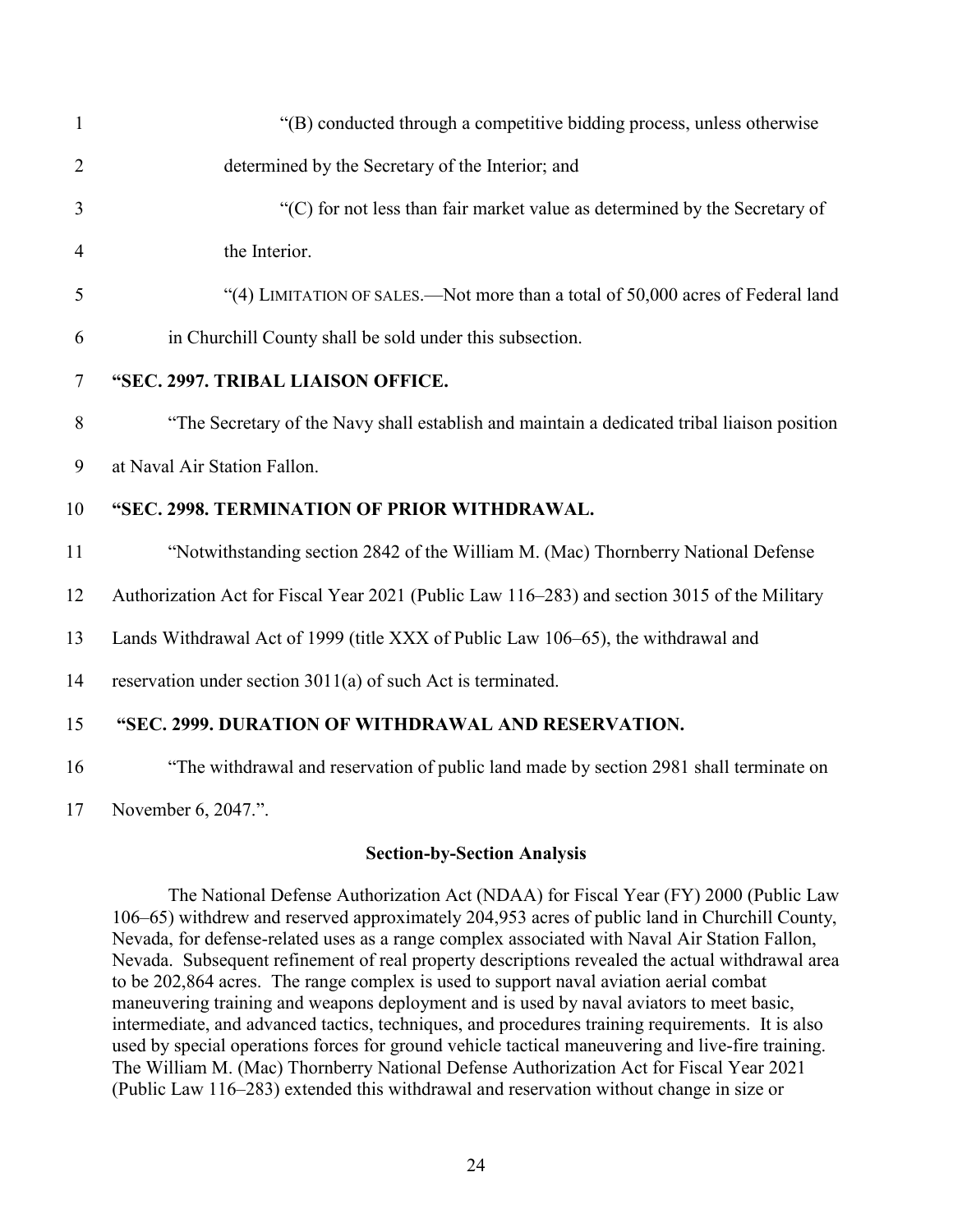"(B) conducted through a competitive bidding process, unless otherwise determined by the Secretary of the Interior; and

"(C) for not less than fair market value as determined by the Secretary of the Interior.

"(4) LIMITATION OF SALES.—Not more than a total of 50,000 acres of Federal land in Churchill County shall be sold under this subsection.

**"SEC. 2997. TRIBAL LIAISON OFFICE.**

"The Secretary of the Navy shall establish and maintain a dedicated tribal liaison position at Naval Air Station Fallon.

**"SEC. 2998. TERMINATION OF PRIOR WITHDRAWAL.**

"Notwithstanding section 2842 of the William M. (Mac) Thornberry National Defense Authorization Act for Fiscal Year 2021 (Public Law 116–283) and section 3015 of the Military Lands Withdrawal Act of 1999 (title XXX of Public Law 106–65), the withdrawal and reservation under section 3011(a) of such Act is terminated.

**"SEC. 2999. DURATION OF WITHDRAWAL AND RESERVATION.**

"The withdrawal and reservation of public land made by section 2981 shall terminate on November 6, 2047.".

## Section-by-Section Analysis

The National Defense Authorization Act (NDAA) for Fiscal Year (FY) 2000 (Public Law 106–65) withdrew and reserved approximately 204,953 acres of public land in Churchill County, Nevada, for defense-related uses as a range complex associated with Naval Air Station Fallon, Nevada. Subsequent refinement of real property descriptions revealed the actual withdrawal area to be 202,864 acres. The range complex is used to support naval aviation aerial combat maneuvering training and weapons deployment and is used by naval aviators to meet basic, intermediate, and advanced tactics, techniques, and procedures training requirements. It is also used by special operations forces for ground vehicle tactical maneuvering and live-fire training. The William M. (Mac) Thornberry National Defense Authorization Act for Fiscal Year 2021 (Public Law 116–283) extended this withdrawal and reservation without change in size or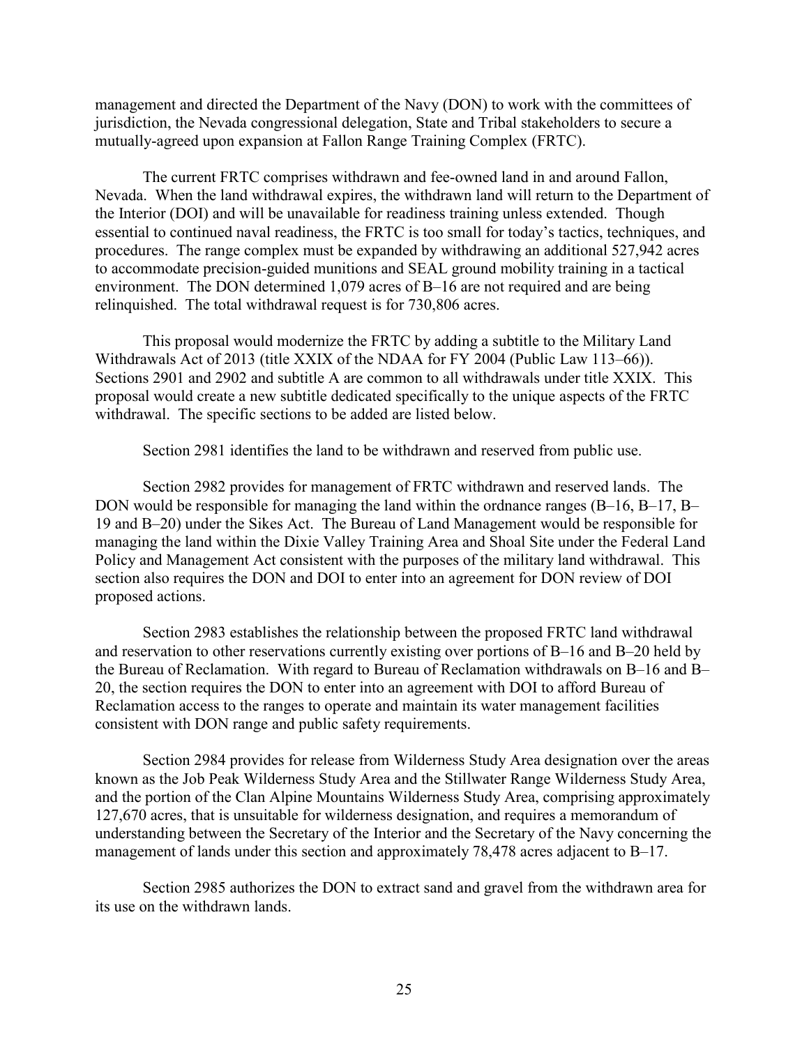management and directed the Department of the Navy (DON) to work with the committees of jurisdiction, the Nevada congressional delegation, State and Tribal stakeholders to secure a mutually-agreed upon expansion at Fallon Range Training Complex (FRTC).

The current FRTC comprises withdrawn and fee-owned land in and around Fallon, Nevada. When the land withdrawal expires, the withdrawn land will return to the Department of the Interior (DOI) and will be unavailable for readiness training unless extended. Though essential to continued naval readiness, the FRTC is too small for today's tactics, techniques, and procedures. The range complex must be expanded by withdrawing an additional 527,942 acres to accommodate precision-guided munitions and SEAL ground mobility training in a tactical environment. The DON determined 1,079 acres of B–16 are not required and are being relinquished. The total withdrawal request is for 730,806 acres.

This proposal would modernize the FRTC by adding a subtitle to the Military Land Withdrawals Act of 2013 (title XXIX of the NDAA for FY 2004 (Public Law 113–66)). Sections 2901 and 2902 and subtitle A are common to all withdrawals under title XXIX. This proposal would create a new subtitle dedicated specifically to the unique aspects of the FRTC withdrawal. The specific sections to be added are listed below.

Section 2981 identifies the land to be withdrawn and reserved from public use.

Section 2982 provides for management of FRTC withdrawn and reserved lands. The DON would be responsible for managing the land within the ordnance ranges (B–16, B–17, B–19 and B–20) under the Sikes Act. The Bureau of Land Management would be responsible for managing the land within the Dixie Valley Training Area and Shoal Site under the Federal Land Policy and Management Act consistent with the purposes of the military land withdrawal. This section also requires the DON and DOI to enter into an agreement for DON review of DOI proposed actions.

Section 2983 establishes the relationship between the proposed FRTC land withdrawal and reservation to other reservations currently existing over portions of B–16 and B–20 held by the Bureau of Reclamation. With regard to Bureau of Reclamation withdrawals on B–16 and B–20, the section requires the DON to enter into an agreement with DOI to afford Bureau of Reclamation access to the ranges to operate and maintain its water management facilities consistent with DON range and public safety requirements.

Section 2984 provides for release from Wilderness Study Area designation over the areas known as the Job Peak Wilderness Study Area and the Stillwater Range Wilderness Study Area, and the portion of the Clan Alpine Mountains Wilderness Study Area, comprising approximately 127,670 acres, that is unsuitable for wilderness designation, and requires a memorandum of understanding between the Secretary of the Interior and the Secretary of the Navy concerning the management of lands under this section and approximately 78,478 acres adjacent to B–17.

Section 2985 authorizes the DON to extract sand and gravel from the withdrawn area for its use on the withdrawn lands.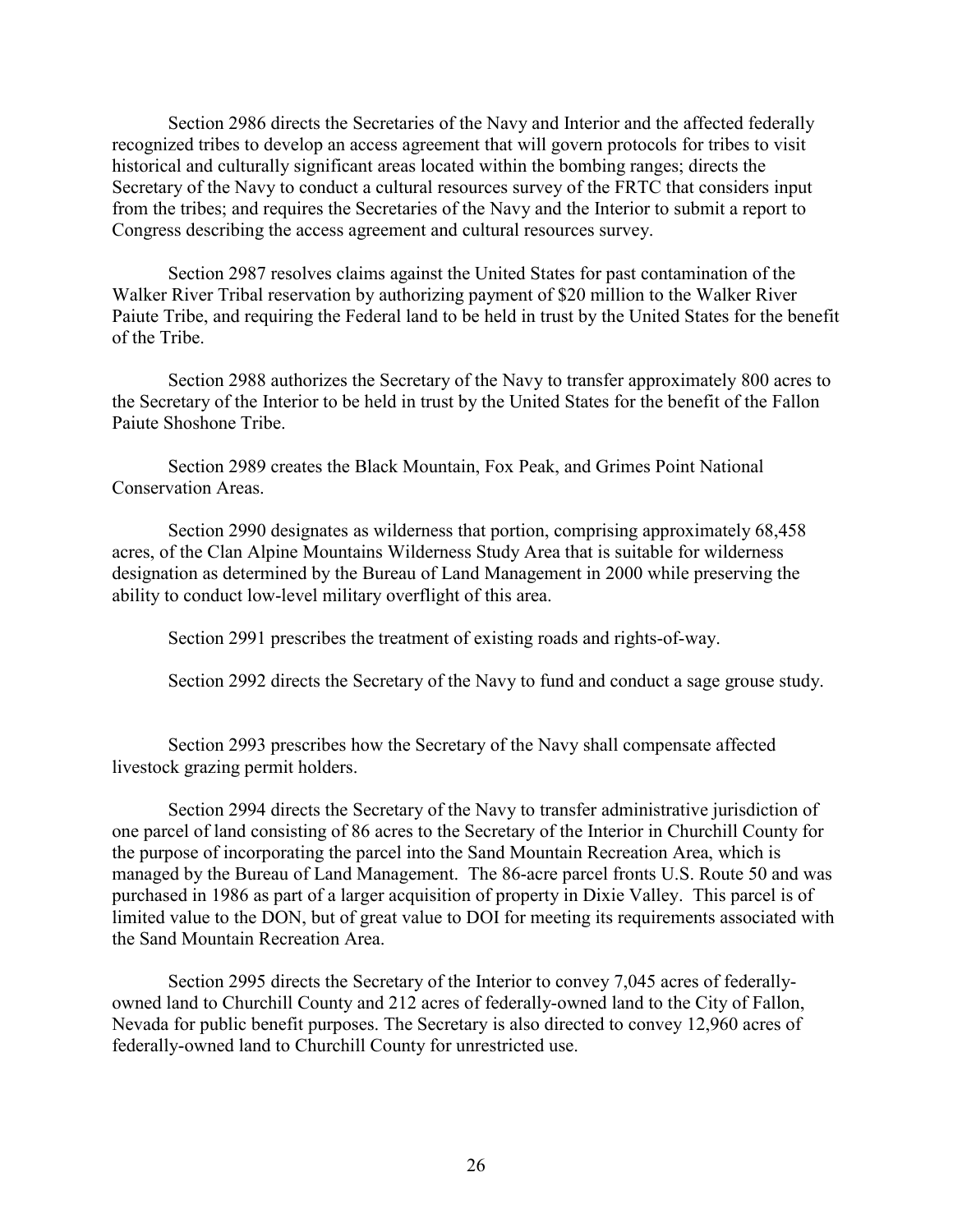Section 2986 directs the Secretaries of the Navy and Interior and the affected federally recognized tribes to develop an access agreement that will govern protocols for tribes to visit historical and culturally significant areas located within the bombing ranges; directs the Secretary of the Navy to conduct a cultural resources survey of the FRTC that considers input from the tribes; and requires the Secretaries of the Navy and the Interior to submit a report to Congress describing the access agreement and cultural resources survey.

Section 2987 resolves claims against the United States for past contamination of the Walker River Tribal reservation by authorizing payment of $20 million to the Walker River Paiute Tribe, and requiring the Federal land to be held in trust by the United States for the benefit of the Tribe.

Section 2988 authorizes the Secretary of the Navy to transfer approximately 800 acres to the Secretary of the Interior to be held in trust by the United States for the benefit of the Fallon Paiute Shoshone Tribe.

Section 2989 creates the Black Mountain, Fox Peak, and Grimes Point National Conservation Areas.

Section 2990 designates as wilderness that portion, comprising approximately 68,458 acres, of the Clan Alpine Mountains Wilderness Study Area that is suitable for wilderness designation as determined by the Bureau of Land Management in 2000 while preserving the ability to conduct low-level military overflight of this area.

Section 2991 prescribes the treatment of existing roads and rights-of-way.

Section 2992 directs the Secretary of the Navy to fund and conduct a sage grouse study.

Section 2993 prescribes how the Secretary of the Navy shall compensate affected livestock grazing permit holders.

Section 2994 directs the Secretary of the Navy to transfer administrative jurisdiction of one parcel of land consisting of 86 acres to the Secretary of the Interior in Churchill County for the purpose of incorporating the parcel into the Sand Mountain Recreation Area, which is managed by the Bureau of Land Management. The 86-acre parcel fronts U.S. Route 50 and was purchased in 1986 as part of a larger acquisition of property in Dixie Valley. This parcel is of limited value to the DON, but of great value to DOI for meeting its requirements associated with the Sand Mountain Recreation Area.

Section 2995 directs the Secretary of the Interior to convey 7,045 acres of federally-owned land to Churchill County and 212 acres of federally-owned land to the City of Fallon, Nevada for public benefit purposes. The Secretary is also directed to convey 12,960 acres of federally-owned land to Churchill County for unrestricted use.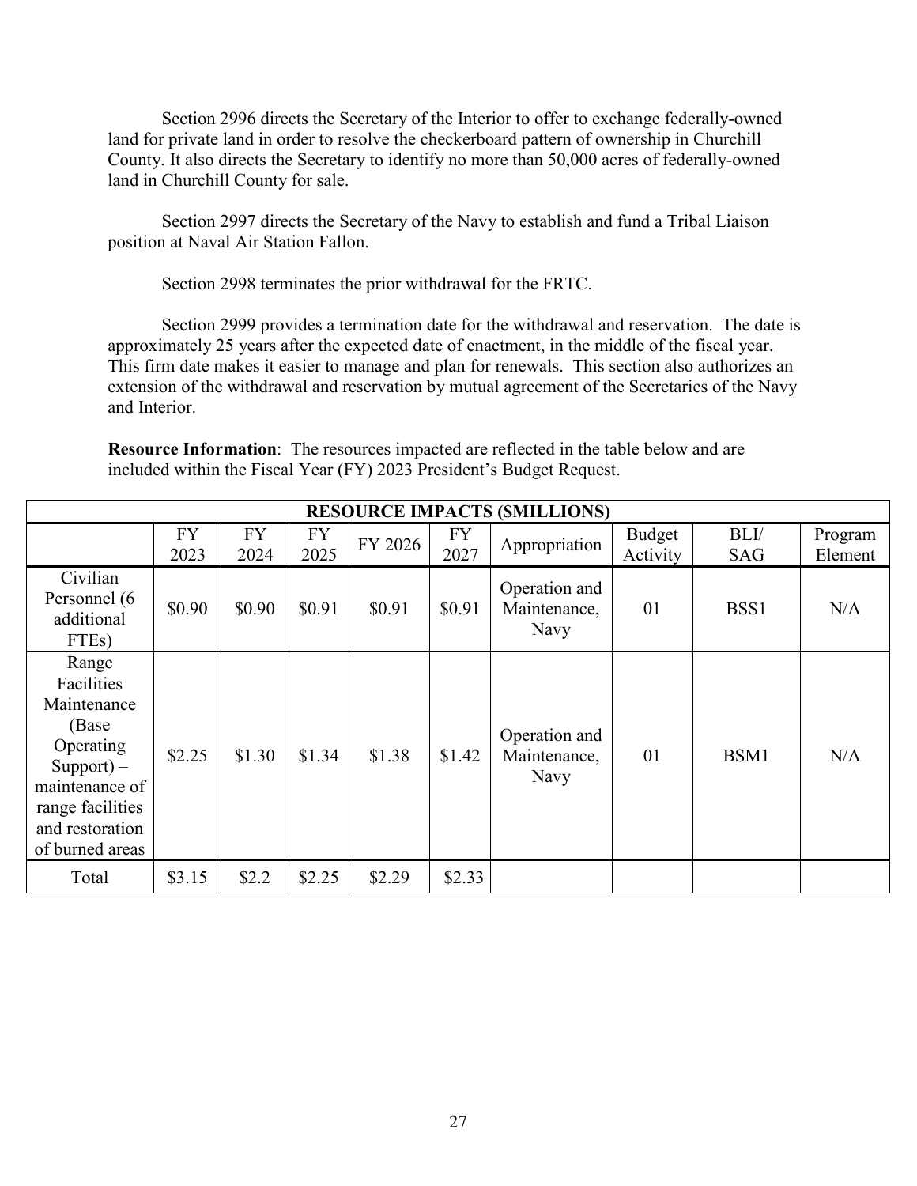Section 2996 directs the Secretary of the Interior to offer to exchange federally-owned land for private land in order to resolve the checkerboard pattern of ownership in Churchill County. It also directs the Secretary to identify no more than 50,000 acres of federally-owned land in Churchill County for sale.

Section 2997 directs the Secretary of the Navy to establish and fund a Tribal Liaison position at Naval Air Station Fallon.

Section 2998 terminates the prior withdrawal for the FRTC.

Section 2999 provides a termination date for the withdrawal and reservation. The date is approximately 25 years after the expected date of enactment, in the middle of the fiscal year. This firm date makes it easier to manage and plan for renewals. This section also authorizes an extension of the withdrawal and reservation by mutual agreement of the Secretaries of the Navy and Interior.

**Resource Information**: The resources impacted are reflected in the table below and are included within the Fiscal Year (FY) 2023 President's Budget Request.

| RESOURCE IMPACTS ($MILLIONS) | | | | | | | | | |
|---|---|---|---|---|---|---|---|---|---|
| | FY 2023 | FY 2024 | FY 2025 | FY 2026 | FY 2027 | Appropriation | Budget Activity | BLI/ SAG | Program Element |
| Civilian Personnel (6 additional FTEs) | $0.90 | $0.90 | $0.91 | $0.91 | $0.91 | Operation and Maintenance, Navy | 01 | BSS1 | N/A |
| Range Facilities Maintenance (Base Operating Support) – maintenance of range facilities and restoration of burned areas | $2.25 | $1.30 | $1.34 | $1.38 | $1.42 | Operation and Maintenance, Navy | 01 | BSM1 | N/A |
| Total | $3.15 | $2.2 | $2.25 | $2.29 | $2.33 | | | | |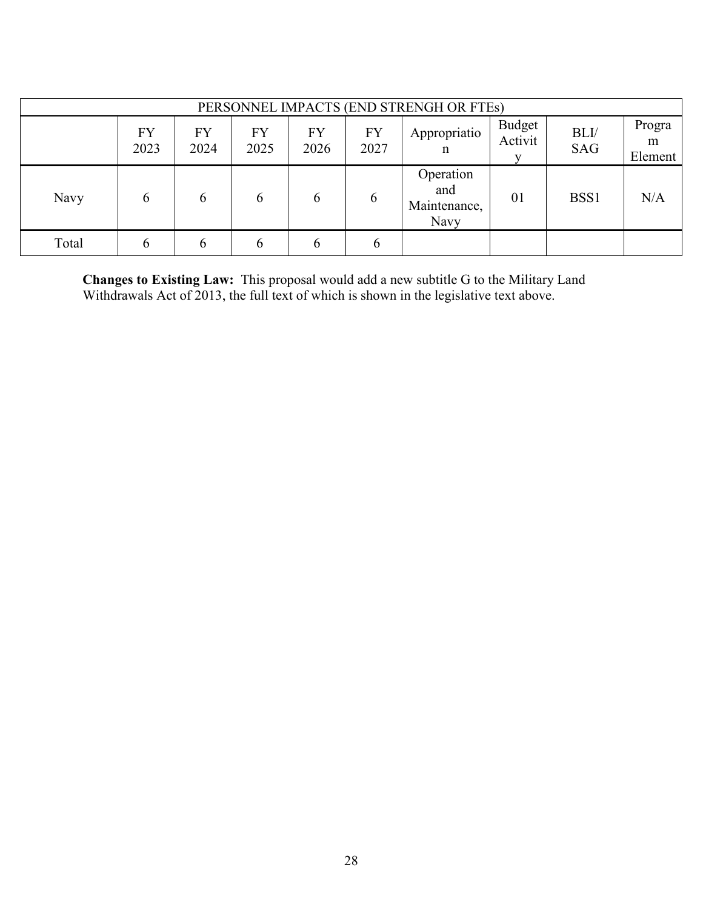| PERSONNEL IMPACTS (END STRENGH OR FTEs) | | | | | | | | | |
|---|---|---|---|---|---|---|---|---|---|
| | FY 2023 | FY 2024 | FY 2025 | FY 2026 | FY 2027 | Appropriation | Budget Activity | BLI/ SAG | Program Element |
| Navy | 6 | 6 | 6 | 6 | 6 | Operation and Maintenance, Navy | 01 | BSS1 | N/A |
| Total | 6 | 6 | 6 | 6 | 6 | | | | |

**Changes to Existing Law:** This proposal would add a new subtitle G to the Military Land Withdrawals Act of 2013, the full text of which is shown in the legislative text above.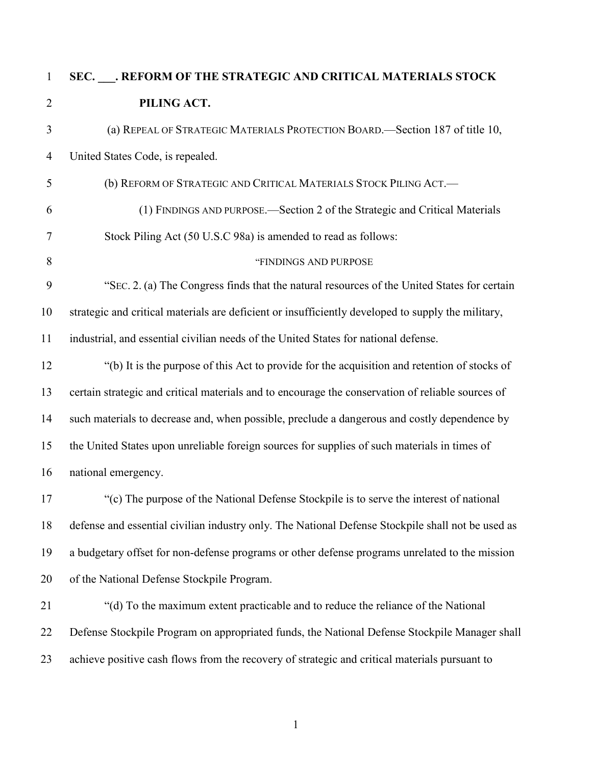**SEC. ___. REFORM OF THE STRATEGIC AND CRITICAL MATERIALS STOCK PILING ACT.**

(a) REPEAL OF STRATEGIC MATERIALS PROTECTION BOARD.—Section 187 of title 10, United States Code, is repealed.

(b) REFORM OF STRATEGIC AND CRITICAL MATERIALS STOCK PILING ACT.—

(1) FINDINGS AND PURPOSE.—Section 2 of the Strategic and Critical Materials Stock Piling Act (50 U.S.C 98a) is amended to read as follows:

"FINDINGS AND PURPOSE

"SEC. 2. (a) The Congress finds that the natural resources of the United States for certain strategic and critical materials are deficient or insufficiently developed to supply the military, industrial, and essential civilian needs of the United States for national defense.

"(b) It is the purpose of this Act to provide for the acquisition and retention of stocks of certain strategic and critical materials and to encourage the conservation of reliable sources of such materials to decrease and, when possible, preclude a dangerous and costly dependence by the United States upon unreliable foreign sources for supplies of such materials in times of national emergency.

"(c) The purpose of the National Defense Stockpile is to serve the interest of national defense and essential civilian industry only. The National Defense Stockpile shall not be used as a budgetary offset for non-defense programs or other defense programs unrelated to the mission of the National Defense Stockpile Program.

"(d) To the maximum extent practicable and to reduce the reliance of the National Defense Stockpile Program on appropriated funds, the National Defense Stockpile Manager shall achieve positive cash flows from the recovery of strategic and critical materials pursuant to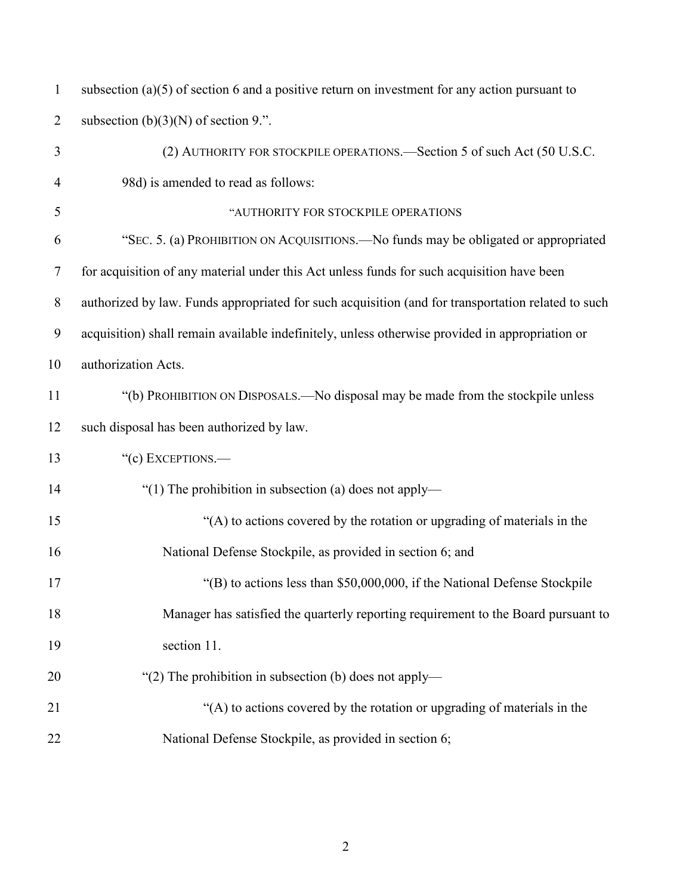subsection (a)(5) of section 6 and a positive return on investment for any action pursuant to subsection (b)(3)(N) of section 9.".

(2) AUTHORITY FOR STOCKPILE OPERATIONS.—Section 5 of such Act (50 U.S.C. 98d) is amended to read as follows:

"AUTHORITY FOR STOCKPILE OPERATIONS

"SEC. 5. (a) PROHIBITION ON ACQUISITIONS.—No funds may be obligated or appropriated for acquisition of any material under this Act unless funds for such acquisition have been authorized by law. Funds appropriated for such acquisition (and for transportation related to such acquisition) shall remain available indefinitely, unless otherwise provided in appropriation or authorization Acts.

"(b) PROHIBITION ON DISPOSALS.—No disposal may be made from the stockpile unless such disposal has been authorized by law.

"(c) EXCEPTIONS.—

"(1) The prohibition in subsection (a) does not apply—

"(A) to actions covered by the rotation or upgrading of materials in the National Defense Stockpile, as provided in section 6; and

"(B) to actions less than $50,000,000, if the National Defense Stockpile Manager has satisfied the quarterly reporting requirement to the Board pursuant to section 11.

"(2) The prohibition in subsection (b) does not apply—

"(A) to actions covered by the rotation or upgrading of materials in the National Defense Stockpile, as provided in section 6;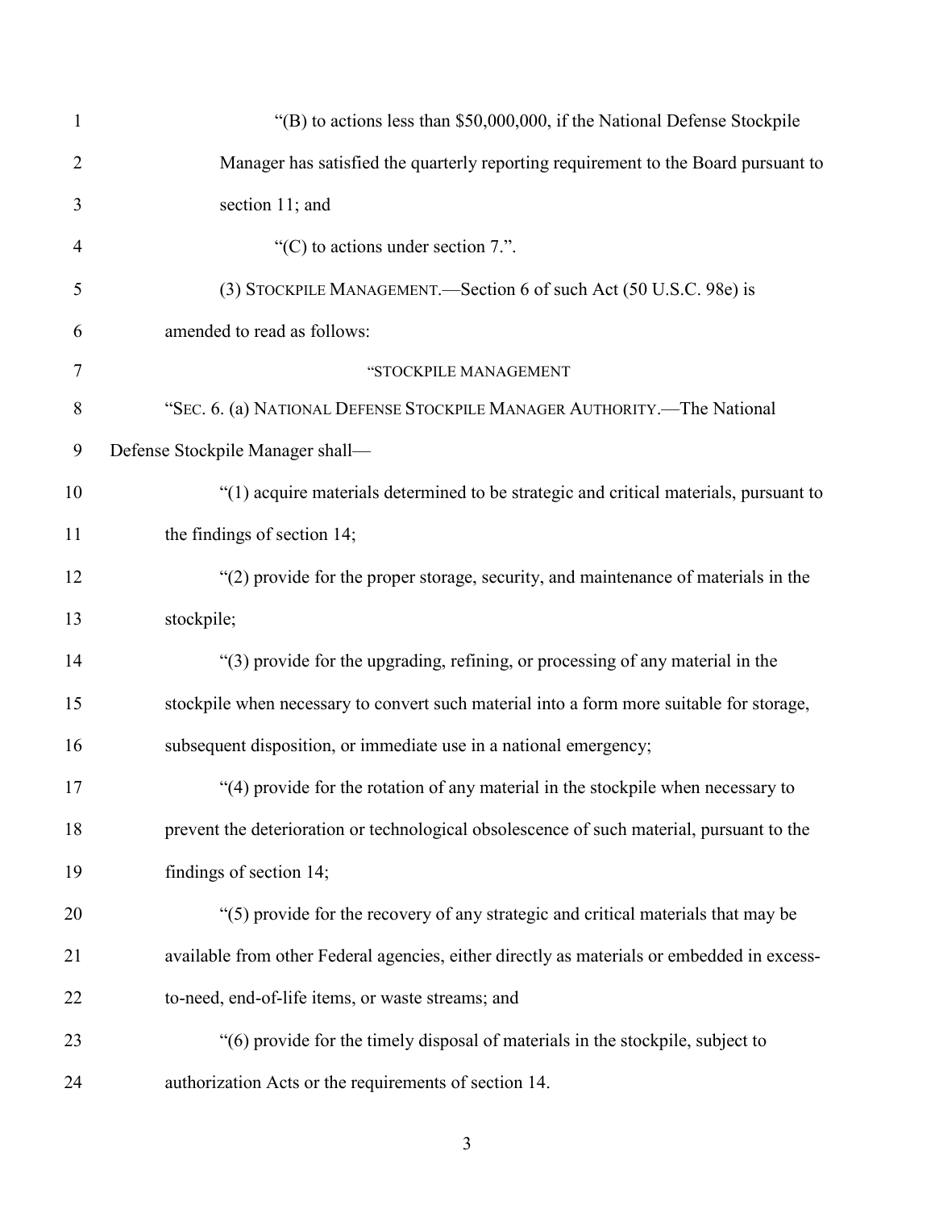“(B) to actions less than $50,000,000, if the National Defense Stockpile Manager has satisfied the quarterly reporting requirement to the Board pursuant to section 11; and

“(C) to actions under section 7.”.

(3) STOCKPILE MANAGEMENT.—Section 6 of such Act (50 U.S.C. 98e) is amended to read as follows:

“STOCKPILE MANAGEMENT

“SEC. 6. (a) NATIONAL DEFENSE STOCKPILE MANAGER AUTHORITY.—The National Defense Stockpile Manager shall—

“(1) acquire materials determined to be strategic and critical materials, pursuant to the findings of section 14;

“(2) provide for the proper storage, security, and maintenance of materials in the stockpile;

“(3) provide for the upgrading, refining, or processing of any material in the stockpile when necessary to convert such material into a form more suitable for storage, subsequent disposition, or immediate use in a national emergency;

“(4) provide for the rotation of any material in the stockpile when necessary to prevent the deterioration or technological obsolescence of such material, pursuant to the findings of section 14;

“(5) provide for the recovery of any strategic and critical materials that may be available from other Federal agencies, either directly as materials or embedded in excess-to-need, end-of-life items, or waste streams; and

“(6) provide for the timely disposal of materials in the stockpile, subject to authorization Acts or the requirements of section 14.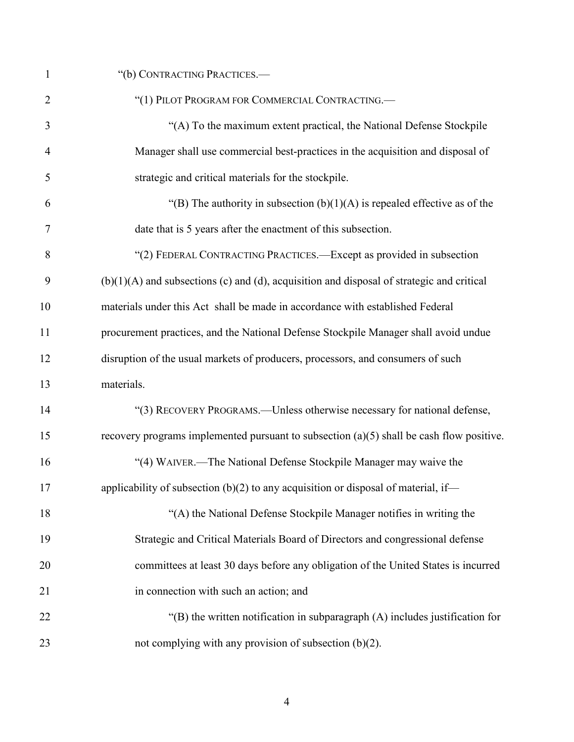"(b) CONTRACTING PRACTICES.—

"(1) PILOT PROGRAM FOR COMMERCIAL CONTRACTING.—

"(A) To the maximum extent practical, the National Defense Stockpile Manager shall use commercial best-practices in the acquisition and disposal of strategic and critical materials for the stockpile.

"(B) The authority in subsection (b)(1)(A) is repealed effective as of the date that is 5 years after the enactment of this subsection.

"(2) FEDERAL CONTRACTING PRACTICES.—Except as provided in subsection (b)(1)(A) and subsections (c) and (d), acquisition and disposal of strategic and critical materials under this Act shall be made in accordance with established Federal procurement practices, and the National Defense Stockpile Manager shall avoid undue disruption of the usual markets of producers, processors, and consumers of such materials.

"(3) RECOVERY PROGRAMS.—Unless otherwise necessary for national defense, recovery programs implemented pursuant to subsection (a)(5) shall be cash flow positive.

"(4) WAIVER.—The National Defense Stockpile Manager may waive the applicability of subsection (b)(2) to any acquisition or disposal of material, if—

"(A) the National Defense Stockpile Manager notifies in writing the Strategic and Critical Materials Board of Directors and congressional defense committees at least 30 days before any obligation of the United States is incurred in connection with such an action; and

"(B) the written notification in subparagraph (A) includes justification for not complying with any provision of subsection (b)(2).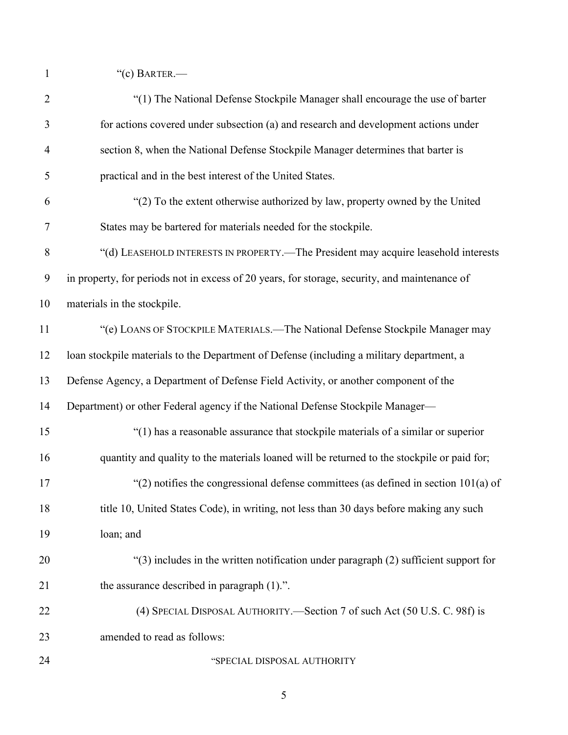"(c) BARTER.—

"(1) The National Defense Stockpile Manager shall encourage the use of barter for actions covered under subsection (a) and research and development actions under section 8, when the National Defense Stockpile Manager determines that barter is practical and in the best interest of the United States.

"(2) To the extent otherwise authorized by law, property owned by the United States may be bartered for materials needed for the stockpile.

"(d) LEASEHOLD INTERESTS IN PROPERTY.—The President may acquire leasehold interests in property, for periods not in excess of 20 years, for storage, security, and maintenance of materials in the stockpile.

"(e) LOANS OF STOCKPILE MATERIALS.—The National Defense Stockpile Manager may loan stockpile materials to the Department of Defense (including a military department, a Defense Agency, a Department of Defense Field Activity, or another component of the Department) or other Federal agency if the National Defense Stockpile Manager—

"(1) has a reasonable assurance that stockpile materials of a similar or superior quantity and quality to the materials loaned will be returned to the stockpile or paid for;

"(2) notifies the congressional defense committees (as defined in section 101(a) of title 10, United States Code), in writing, not less than 30 days before making any such loan; and

"(3) includes in the written notification under paragraph (2) sufficient support for the assurance described in paragraph (1).".

(4) SPECIAL DISPOSAL AUTHORITY.—Section 7 of such Act (50 U.S. C. 98f) is amended to read as follows:

"SPECIAL DISPOSAL AUTHORITY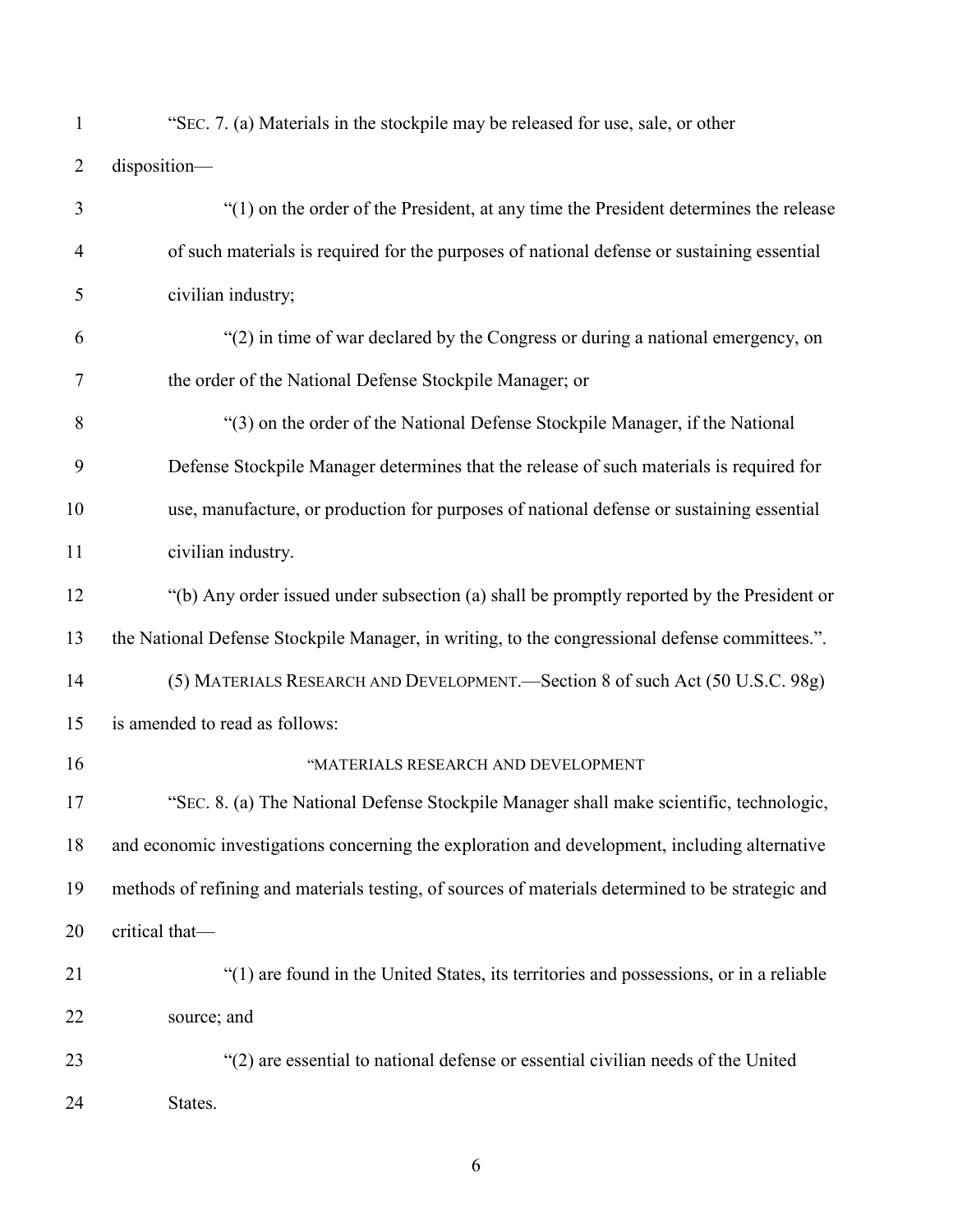"SEC. 7. (a) Materials in the stockpile may be released for use, sale, or other disposition—

"(1) on the order of the President, at any time the President determines the release of such materials is required for the purposes of national defense or sustaining essential civilian industry;

"(2) in time of war declared by the Congress or during a national emergency, on the order of the National Defense Stockpile Manager; or

"(3) on the order of the National Defense Stockpile Manager, if the National Defense Stockpile Manager determines that the release of such materials is required for use, manufacture, or production for purposes of national defense or sustaining essential civilian industry.

"(b) Any order issued under subsection (a) shall be promptly reported by the President or the National Defense Stockpile Manager, in writing, to the congressional defense committees.".

(5) MATERIALS RESEARCH AND DEVELOPMENT.—Section 8 of such Act (50 U.S.C. 98g) is amended to read as follows:

"MATERIALS RESEARCH AND DEVELOPMENT

"SEC. 8. (a) The National Defense Stockpile Manager shall make scientific, technologic, and economic investigations concerning the exploration and development, including alternative methods of refining and materials testing, of sources of materials determined to be strategic and critical that—

"(1) are found in the United States, its territories and possessions, or in a reliable source; and

"(2) are essential to national defense or essential civilian needs of the United States.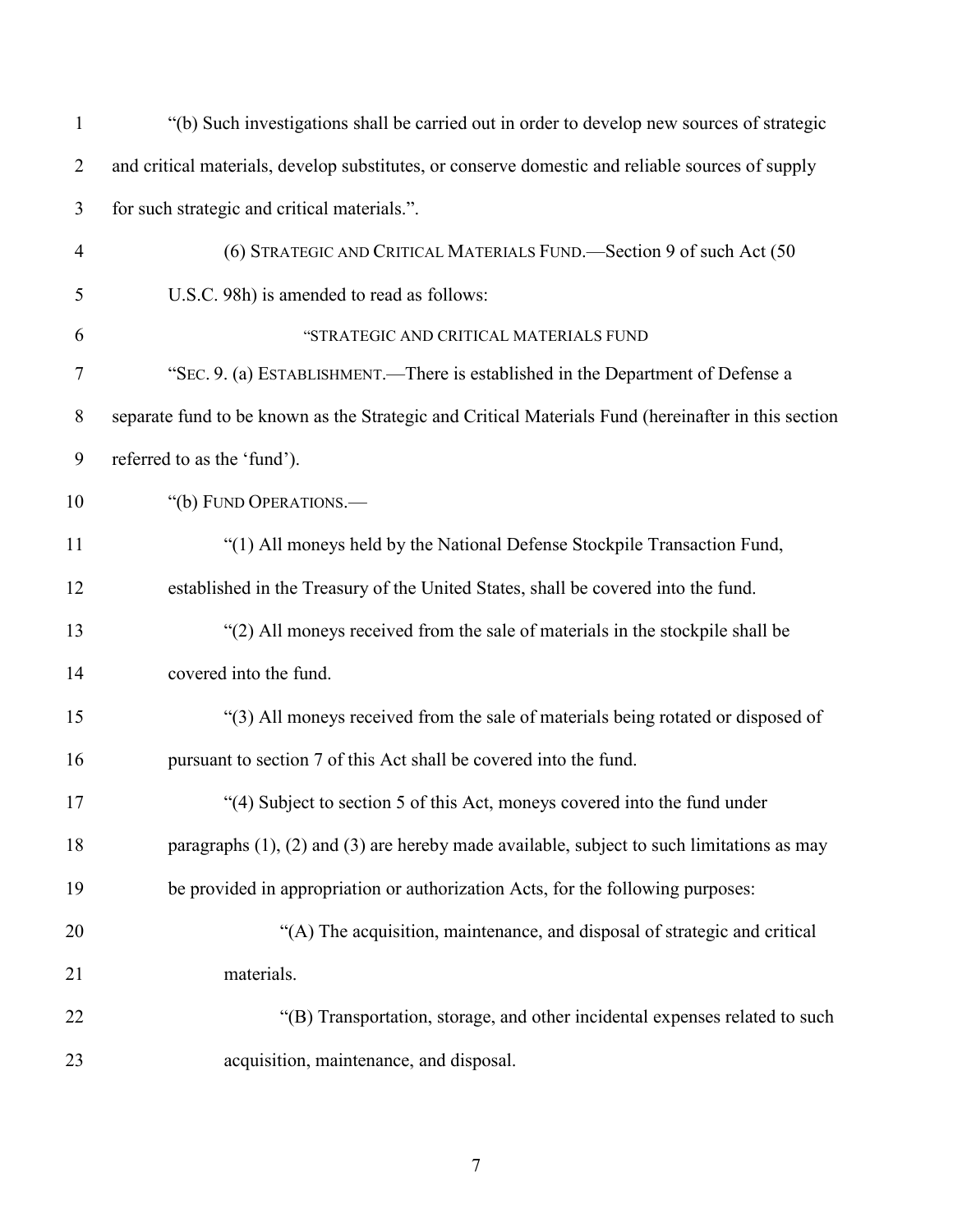"(b) Such investigations shall be carried out in order to develop new sources of strategic and critical materials, develop substitutes, or conserve domestic and reliable sources of supply for such strategic and critical materials.".

(6) STRATEGIC AND CRITICAL MATERIALS FUND.—Section 9 of such Act (50 U.S.C. 98h) is amended to read as follows:

"STRATEGIC AND CRITICAL MATERIALS FUND

"SEC. 9. (a) ESTABLISHMENT.—There is established in the Department of Defense a separate fund to be known as the Strategic and Critical Materials Fund (hereinafter in this section referred to as the 'fund').

"(b) FUND OPERATIONS.—

"(1) All moneys held by the National Defense Stockpile Transaction Fund, established in the Treasury of the United States, shall be covered into the fund.

"(2) All moneys received from the sale of materials in the stockpile shall be covered into the fund.

"(3) All moneys received from the sale of materials being rotated or disposed of pursuant to section 7 of this Act shall be covered into the fund.

"(4) Subject to section 5 of this Act, moneys covered into the fund under paragraphs (1), (2) and (3) are hereby made available, subject to such limitations as may be provided in appropriation or authorization Acts, for the following purposes:

"(A) The acquisition, maintenance, and disposal of strategic and critical materials.

"(B) Transportation, storage, and other incidental expenses related to such acquisition, maintenance, and disposal.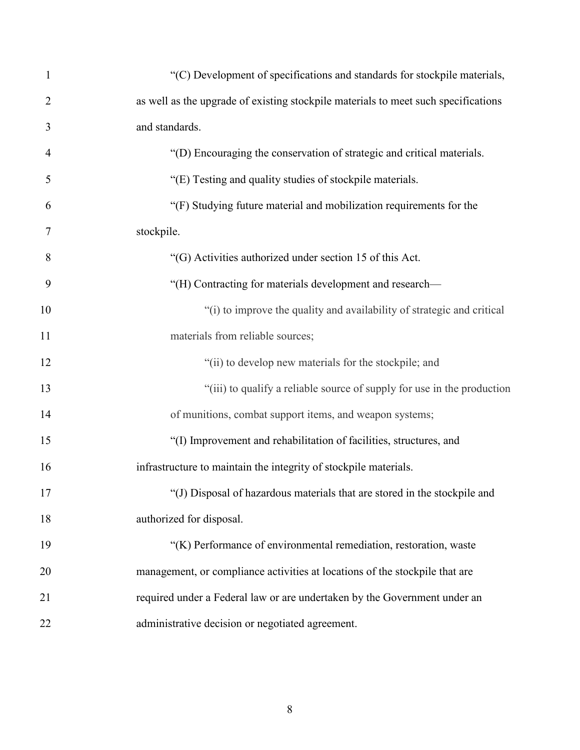"(C) Development of specifications and standards for stockpile materials, as well as the upgrade of existing stockpile materials to meet such specifications and standards.

"(D) Encouraging the conservation of strategic and critical materials.

"(E) Testing and quality studies of stockpile materials.

"(F) Studying future material and mobilization requirements for the stockpile.

"(G) Activities authorized under section 15 of this Act.

"(H) Contracting for materials development and research—

"(i) to improve the quality and availability of strategic and critical materials from reliable sources;

"(ii) to develop new materials for the stockpile; and

"(iii) to qualify a reliable source of supply for use in the production of munitions, combat support items, and weapon systems;

"(I) Improvement and rehabilitation of facilities, structures, and infrastructure to maintain the integrity of stockpile materials.

"(J) Disposal of hazardous materials that are stored in the stockpile and authorized for disposal.

"(K) Performance of environmental remediation, restoration, waste management, or compliance activities at locations of the stockpile that are required under a Federal law or are undertaken by the Government under an administrative decision or negotiated agreement.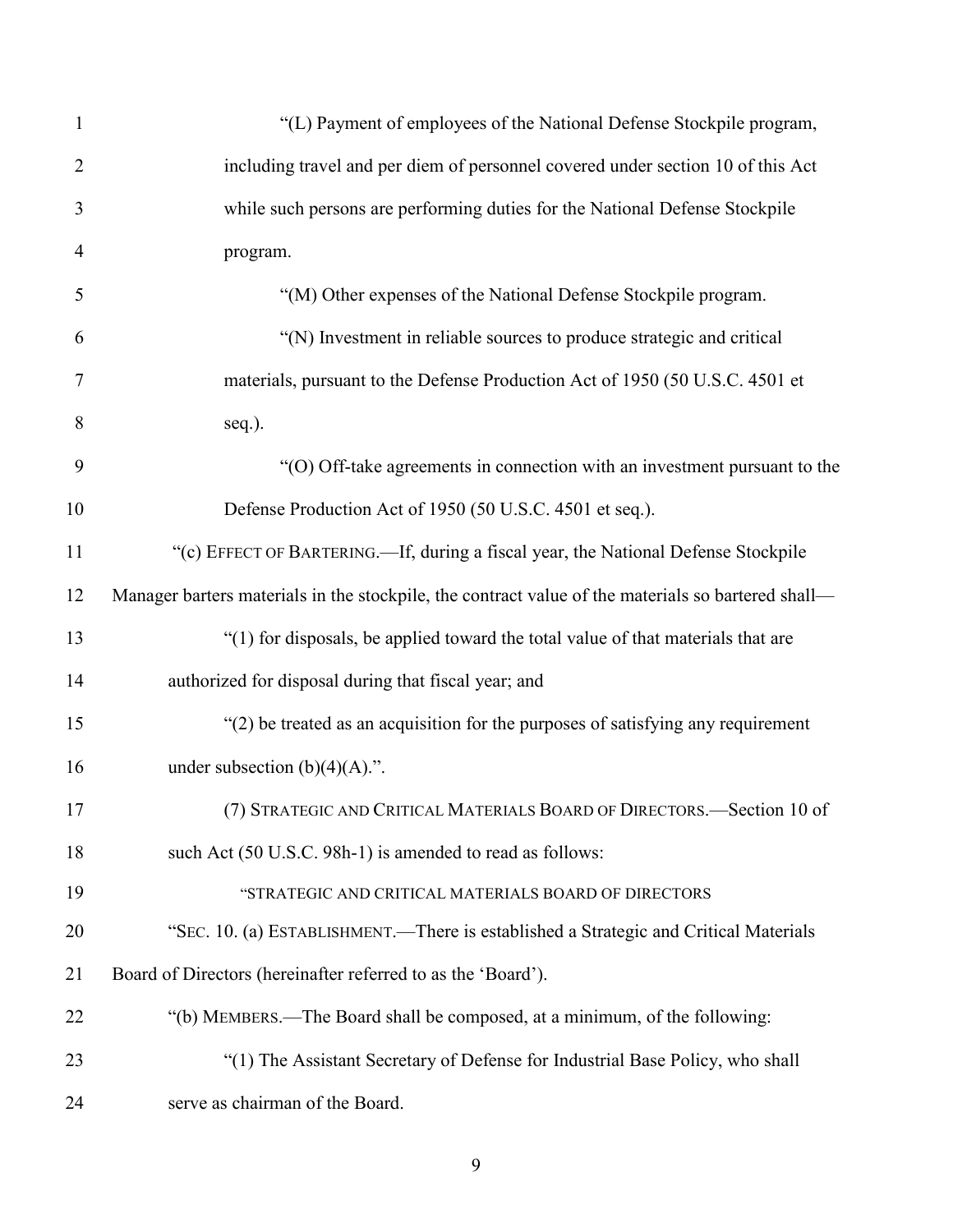"(L) Payment of employees of the National Defense Stockpile program, including travel and per diem of personnel covered under section 10 of this Act while such persons are performing duties for the National Defense Stockpile program.

"(M) Other expenses of the National Defense Stockpile program.

"(N) Investment in reliable sources to produce strategic and critical materials, pursuant to the Defense Production Act of 1950 (50 U.S.C. 4501 et seq.).

"(O) Off-take agreements in connection with an investment pursuant to the Defense Production Act of 1950 (50 U.S.C. 4501 et seq.).

"(c) EFFECT OF BARTERING.—If, during a fiscal year, the National Defense Stockpile Manager barters materials in the stockpile, the contract value of the materials so bartered shall—

"(1) for disposals, be applied toward the total value of that materials that are authorized for disposal during that fiscal year; and

"(2) be treated as an acquisition for the purposes of satisfying any requirement under subsection (b)(4)(A).".

(7) STRATEGIC AND CRITICAL MATERIALS BOARD OF DIRECTORS.—Section 10 of such Act (50 U.S.C. 98h-1) is amended to read as follows:

"STRATEGIC AND CRITICAL MATERIALS BOARD OF DIRECTORS

"SEC. 10. (a) ESTABLISHMENT.—There is established a Strategic and Critical Materials Board of Directors (hereinafter referred to as the 'Board').

"(b) MEMBERS.—The Board shall be composed, at a minimum, of the following:

"(1) The Assistant Secretary of Defense for Industrial Base Policy, who shall serve as chairman of the Board.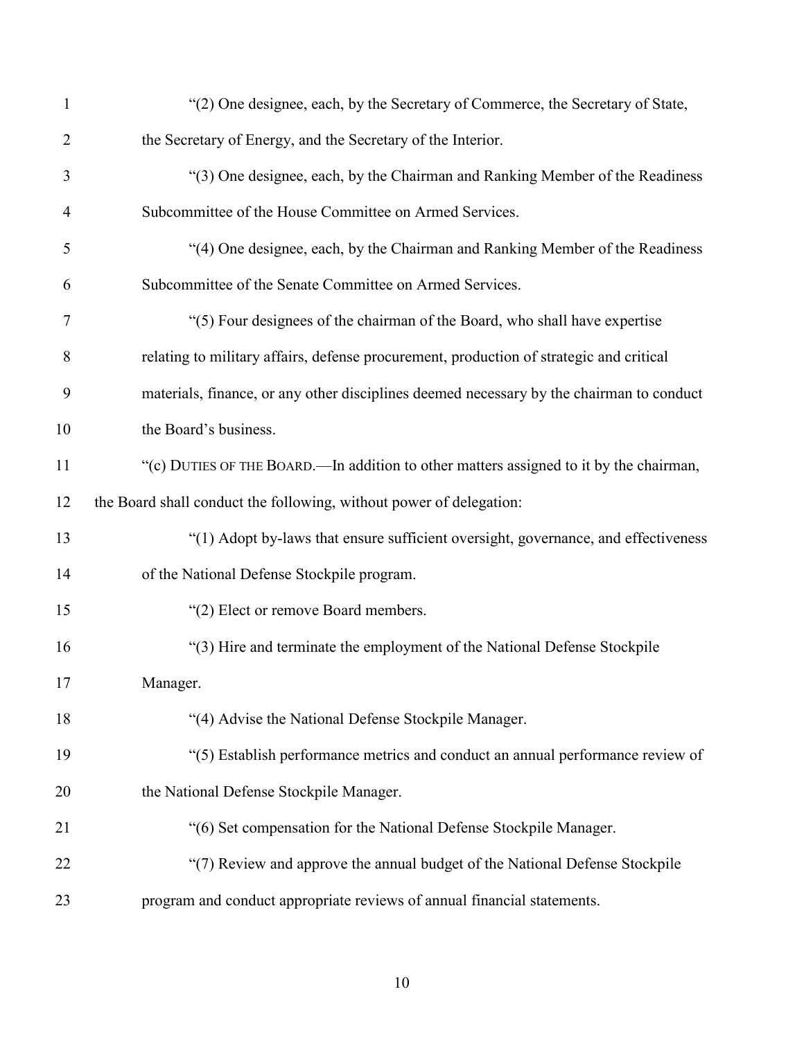"(2) One designee, each, by the Secretary of Commerce, the Secretary of State, the Secretary of Energy, and the Secretary of the Interior.

"(3) One designee, each, by the Chairman and Ranking Member of the Readiness Subcommittee of the House Committee on Armed Services.

"(4) One designee, each, by the Chairman and Ranking Member of the Readiness Subcommittee of the Senate Committee on Armed Services.

"(5) Four designees of the chairman of the Board, who shall have expertise relating to military affairs, defense procurement, production of strategic and critical materials, finance, or any other disciplines deemed necessary by the chairman to conduct the Board's business.

"(c) DUTIES OF THE BOARD.—In addition to other matters assigned to it by the chairman, the Board shall conduct the following, without power of delegation:

"(1) Adopt by-laws that ensure sufficient oversight, governance, and effectiveness of the National Defense Stockpile program.

"(2) Elect or remove Board members.

"(3) Hire and terminate the employment of the National Defense Stockpile Manager.

"(4) Advise the National Defense Stockpile Manager.

"(5) Establish performance metrics and conduct an annual performance review of the National Defense Stockpile Manager.

"(6) Set compensation for the National Defense Stockpile Manager.

"(7) Review and approve the annual budget of the National Defense Stockpile program and conduct appropriate reviews of annual financial statements.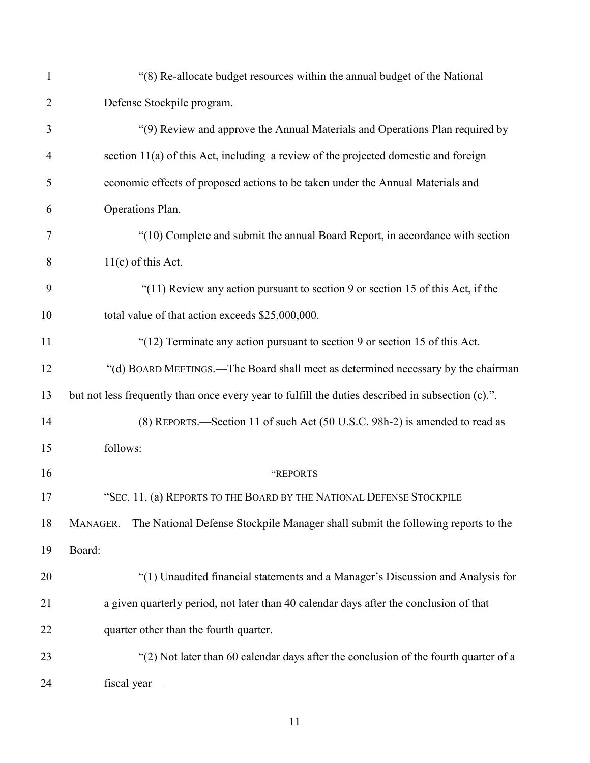"(8) Re-allocate budget resources within the annual budget of the National Defense Stockpile program.

"(9) Review and approve the Annual Materials and Operations Plan required by section 11(a) of this Act, including a review of the projected domestic and foreign economic effects of proposed actions to be taken under the Annual Materials and Operations Plan.

"(10) Complete and submit the annual Board Report, in accordance with section 11(c) of this Act.

"(11) Review any action pursuant to section 9 or section 15 of this Act, if the total value of that action exceeds $25,000,000.

"(12) Terminate any action pursuant to section 9 or section 15 of this Act.

"(d) BOARD MEETINGS.—The Board shall meet as determined necessary by the chairman but not less frequently than once every year to fulfill the duties described in subsection (c).".

(8) REPORTS.—Section 11 of such Act (50 U.S.C. 98h-2) is amended to read as follows:

"REPORTS

"SEC. 11. (a) REPORTS TO THE BOARD BY THE NATIONAL DEFENSE STOCKPILE MANAGER.—The National Defense Stockpile Manager shall submit the following reports to the Board:

"(1) Unaudited financial statements and a Manager's Discussion and Analysis for a given quarterly period, not later than 40 calendar days after the conclusion of that quarter other than the fourth quarter.

"(2) Not later than 60 calendar days after the conclusion of the fourth quarter of a fiscal year—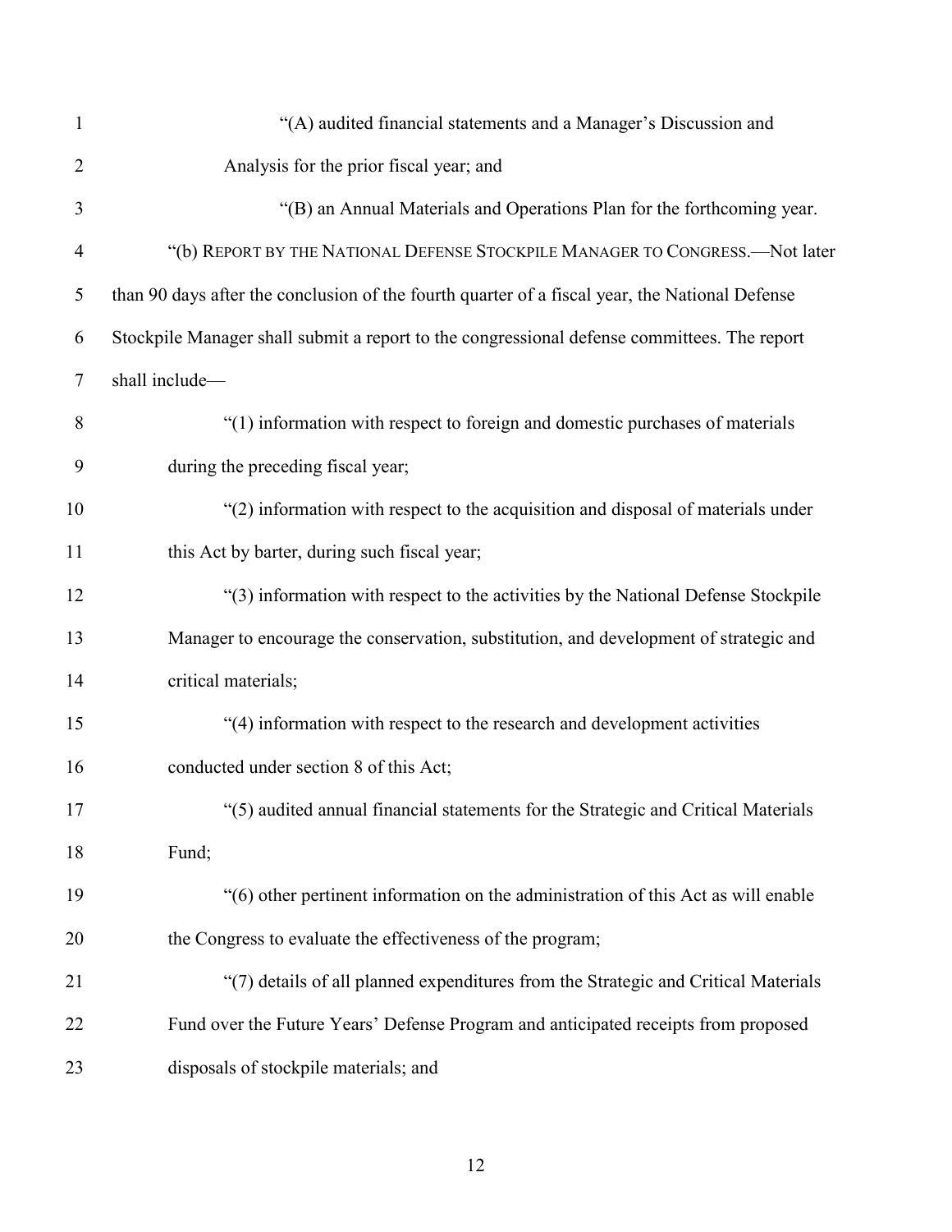"(A) audited financial statements and a Manager's Discussion and Analysis for the prior fiscal year; and

"(B) an Annual Materials and Operations Plan for the forthcoming year.

"(b) REPORT BY THE NATIONAL DEFENSE STOCKPILE MANAGER TO CONGRESS.—Not later than 90 days after the conclusion of the fourth quarter of a fiscal year, the National Defense Stockpile Manager shall submit a report to the congressional defense committees. The report shall include—

"(1) information with respect to foreign and domestic purchases of materials during the preceding fiscal year;

"(2) information with respect to the acquisition and disposal of materials under this Act by barter, during such fiscal year;

"(3) information with respect to the activities by the National Defense Stockpile Manager to encourage the conservation, substitution, and development of strategic and critical materials;

"(4) information with respect to the research and development activities conducted under section 8 of this Act;

"(5) audited annual financial statements for the Strategic and Critical Materials Fund;

"(6) other pertinent information on the administration of this Act as will enable the Congress to evaluate the effectiveness of the program;

"(7) details of all planned expenditures from the Strategic and Critical Materials Fund over the Future Years' Defense Program and anticipated receipts from proposed disposals of stockpile materials; and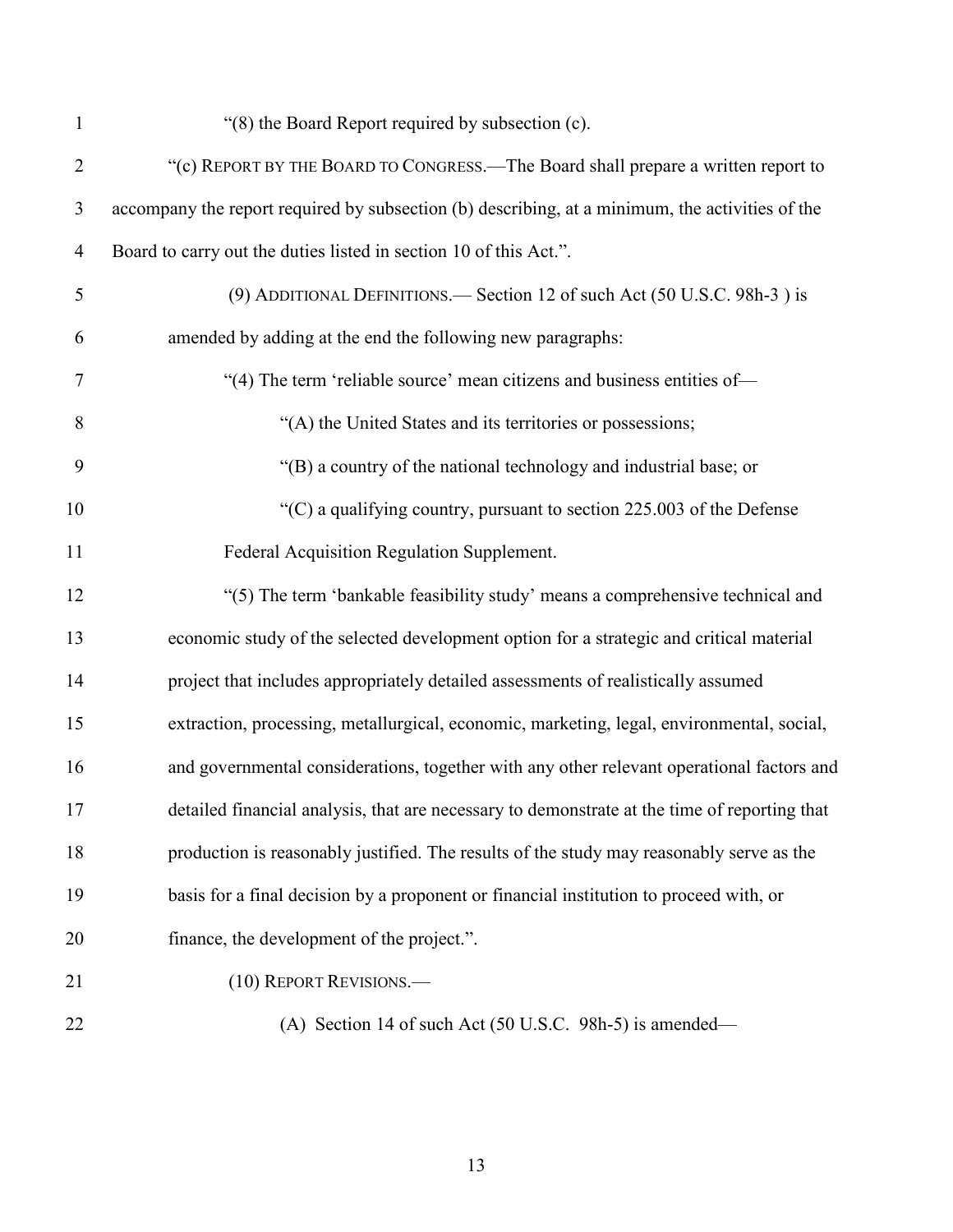"(8) the Board Report required by subsection (c).

"(c) REPORT BY THE BOARD TO CONGRESS.—The Board shall prepare a written report to accompany the report required by subsection (b) describing, at a minimum, the activities of the Board to carry out the duties listed in section 10 of this Act.".

(9) ADDITIONAL DEFINITIONS.— Section 12 of such Act (50 U.S.C. 98h-3 ) is amended by adding at the end the following new paragraphs:

"(4) The term 'reliable source' mean citizens and business entities of—

"(A) the United States and its territories or possessions;

"(B) a country of the national technology and industrial base; or

"(C) a qualifying country, pursuant to section 225.003 of the Defense Federal Acquisition Regulation Supplement.

"(5) The term 'bankable feasibility study' means a comprehensive technical and economic study of the selected development option for a strategic and critical material project that includes appropriately detailed assessments of realistically assumed extraction, processing, metallurgical, economic, marketing, legal, environmental, social, and governmental considerations, together with any other relevant operational factors and detailed financial analysis, that are necessary to demonstrate at the time of reporting that production is reasonably justified. The results of the study may reasonably serve as the basis for a final decision by a proponent or financial institution to proceed with, or finance, the development of the project.".

(10) REPORT REVISIONS.—

(A) Section 14 of such Act (50 U.S.C. 98h-5) is amended—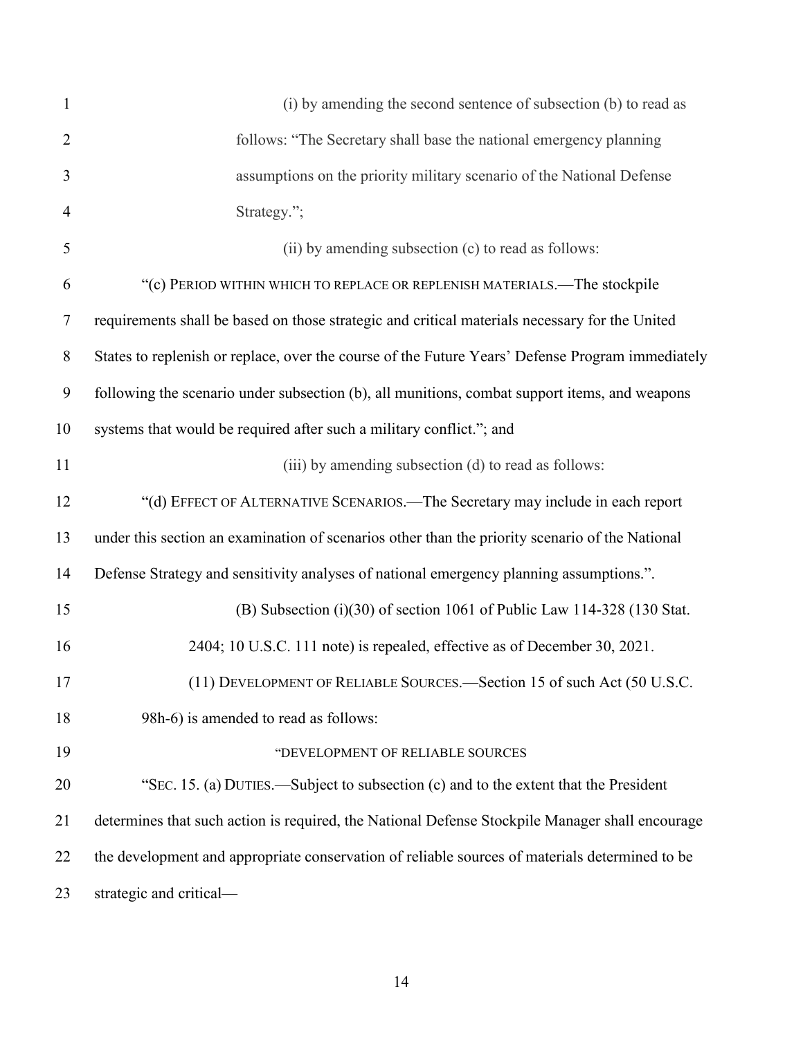(i) by amending the second sentence of subsection (b) to read as follows: "The Secretary shall base the national emergency planning assumptions on the priority military scenario of the National Defense Strategy.";

(ii) by amending subsection (c) to read as follows:

"(c) PERIOD WITHIN WHICH TO REPLACE OR REPLENISH MATERIALS.—The stockpile requirements shall be based on those strategic and critical materials necessary for the United States to replenish or replace, over the course of the Future Years' Defense Program immediately following the scenario under subsection (b), all munitions, combat support items, and weapons systems that would be required after such a military conflict."; and

(iii) by amending subsection (d) to read as follows:

"(d) EFFECT OF ALTERNATIVE SCENARIOS.—The Secretary may include in each report under this section an examination of scenarios other than the priority scenario of the National Defense Strategy and sensitivity analyses of national emergency planning assumptions.".

(B) Subsection (i)(30) of section 1061 of Public Law 114-328 (130 Stat. 2404; 10 U.S.C. 111 note) is repealed, effective as of December 30, 2021.

(11) DEVELOPMENT OF RELIABLE SOURCES.—Section 15 of such Act (50 U.S.C. 98h-6) is amended to read as follows:

"DEVELOPMENT OF RELIABLE SOURCES

"SEC. 15. (a) DUTIES.—Subject to subsection (c) and to the extent that the President determines that such action is required, the National Defense Stockpile Manager shall encourage the development and appropriate conservation of reliable sources of materials determined to be strategic and critical—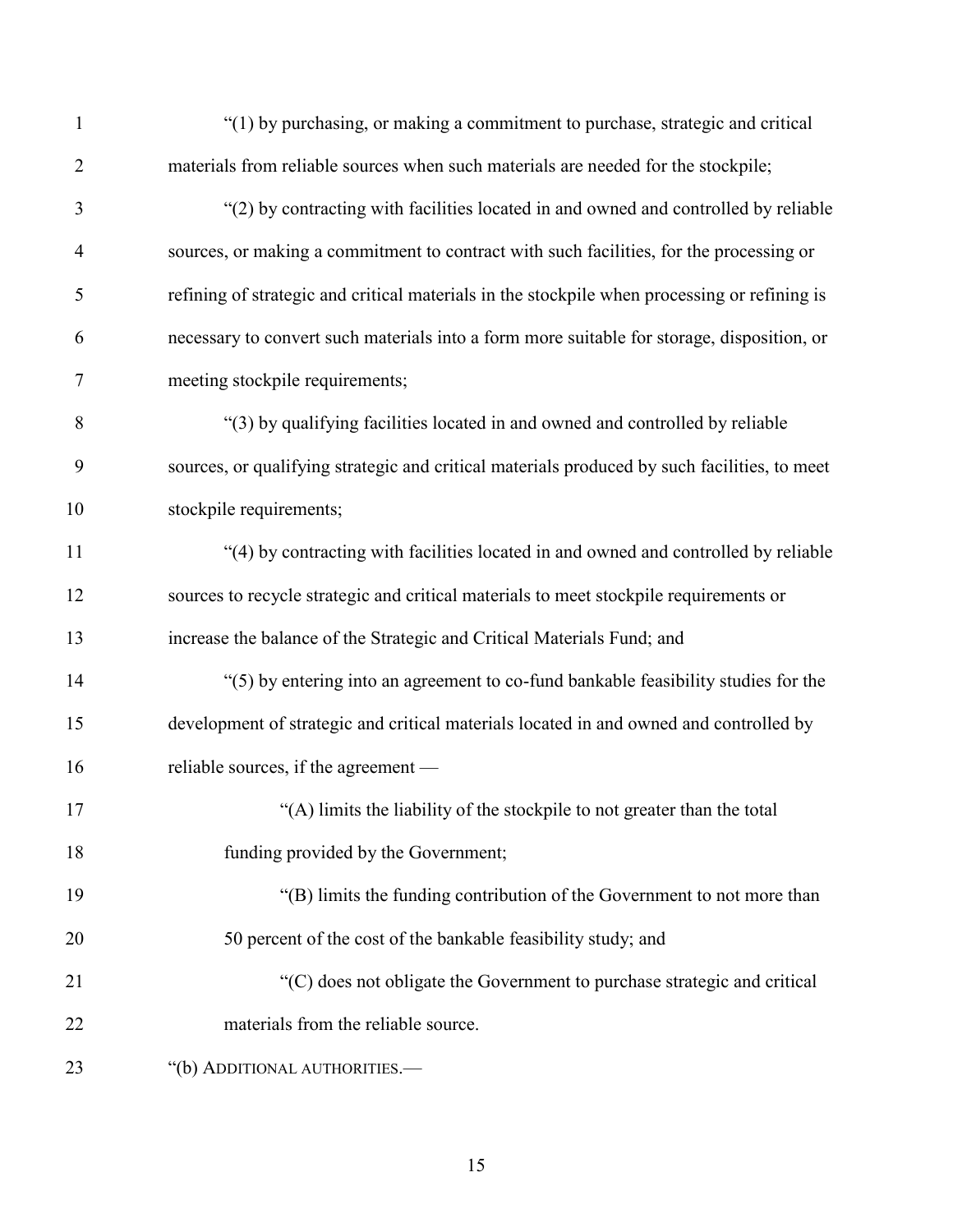"(1) by purchasing, or making a commitment to purchase, strategic and critical materials from reliable sources when such materials are needed for the stockpile;

"(2) by contracting with facilities located in and owned and controlled by reliable sources, or making a commitment to contract with such facilities, for the processing or refining of strategic and critical materials in the stockpile when processing or refining is necessary to convert such materials into a form more suitable for storage, disposition, or meeting stockpile requirements;

"(3) by qualifying facilities located in and owned and controlled by reliable sources, or qualifying strategic and critical materials produced by such facilities, to meet stockpile requirements;

"(4) by contracting with facilities located in and owned and controlled by reliable sources to recycle strategic and critical materials to meet stockpile requirements or increase the balance of the Strategic and Critical Materials Fund; and

"(5) by entering into an agreement to co-fund bankable feasibility studies for the development of strategic and critical materials located in and owned and controlled by reliable sources, if the agreement —

"(A) limits the liability of the stockpile to not greater than the total funding provided by the Government;

"(B) limits the funding contribution of the Government to not more than 50 percent of the cost of the bankable feasibility study; and

"(C) does not obligate the Government to purchase strategic and critical materials from the reliable source.

"(b) ADDITIONAL AUTHORITIES.—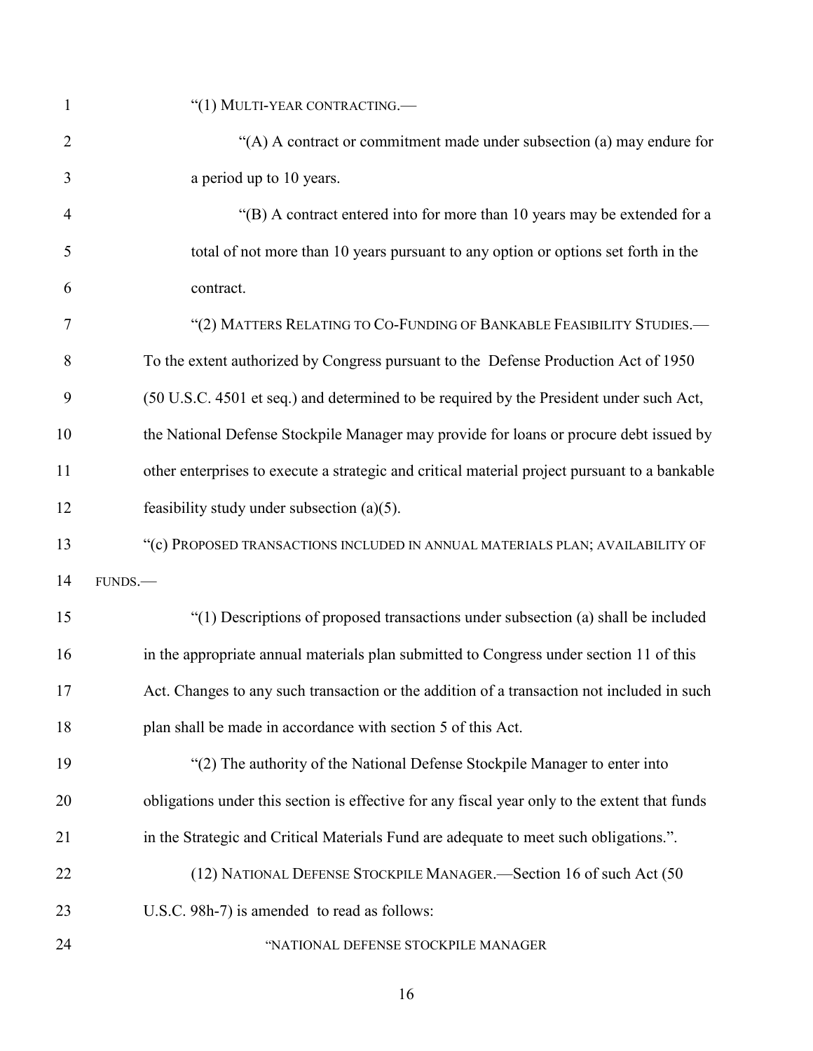"(1) MULTI-YEAR CONTRACTING.—

"(A) A contract or commitment made under subsection (a) may endure for a period up to 10 years.

"(B) A contract entered into for more than 10 years may be extended for a total of not more than 10 years pursuant to any option or options set forth in the contract.

"(2) MATTERS RELATING TO CO-FUNDING OF BANKABLE FEASIBILITY STUDIES.— To the extent authorized by Congress pursuant to the Defense Production Act of 1950 (50 U.S.C. 4501 et seq.) and determined to be required by the President under such Act, the National Defense Stockpile Manager may provide for loans or procure debt issued by other enterprises to execute a strategic and critical material project pursuant to a bankable feasibility study under subsection (a)(5).

"(c) PROPOSED TRANSACTIONS INCLUDED IN ANNUAL MATERIALS PLAN; AVAILABILITY OF FUNDS.—

"(1) Descriptions of proposed transactions under subsection (a) shall be included in the appropriate annual materials plan submitted to Congress under section 11 of this Act. Changes to any such transaction or the addition of a transaction not included in such plan shall be made in accordance with section 5 of this Act.

"(2) The authority of the National Defense Stockpile Manager to enter into obligations under this section is effective for any fiscal year only to the extent that funds in the Strategic and Critical Materials Fund are adequate to meet such obligations.".

(12) NATIONAL DEFENSE STOCKPILE MANAGER.—Section 16 of such Act (50 U.S.C. 98h-7) is amended to read as follows:

"NATIONAL DEFENSE STOCKPILE MANAGER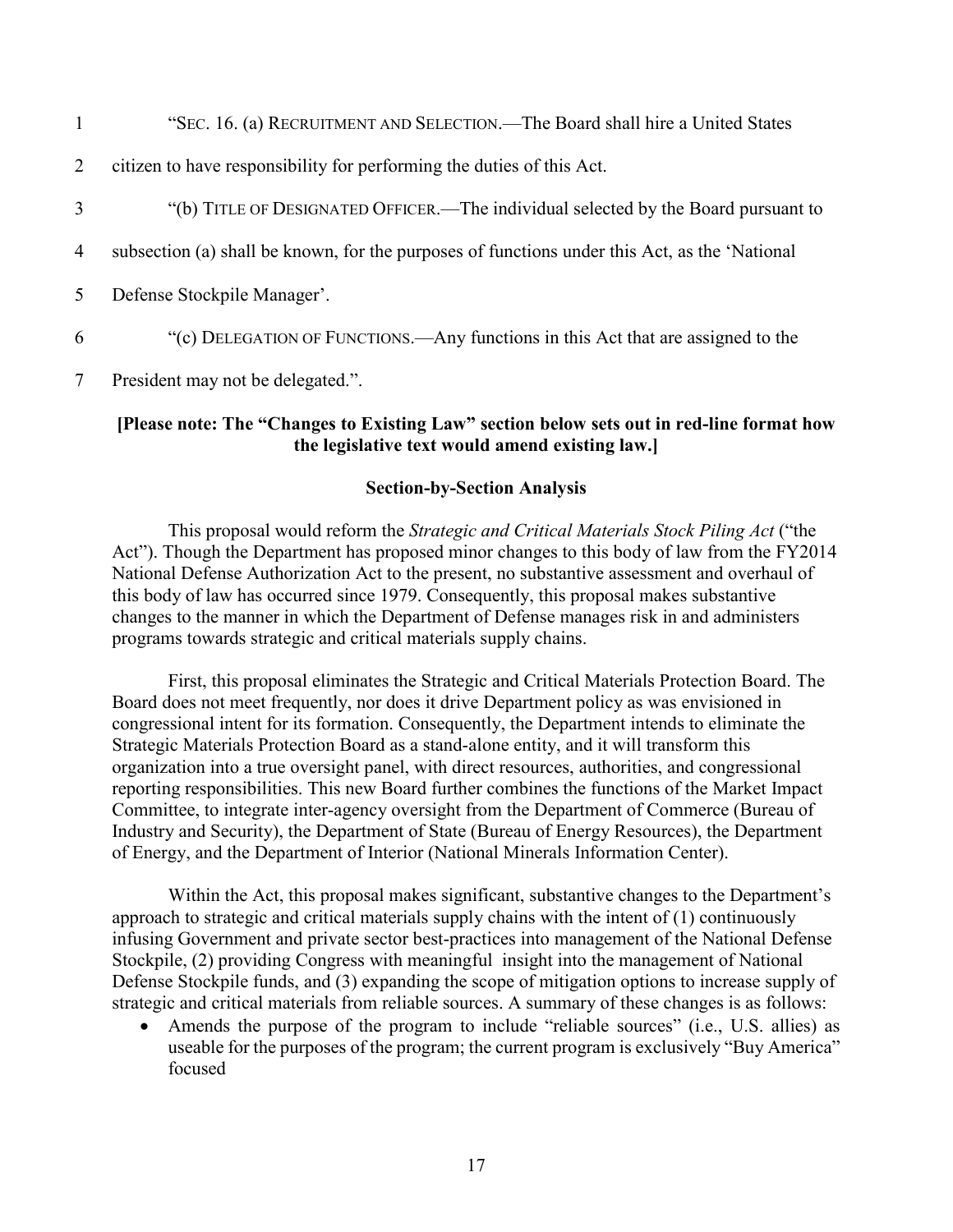"SEC. 16. (a) RECRUITMENT AND SELECTION.—The Board shall hire a United States citizen to have responsibility for performing the duties of this Act.

"(b) TITLE OF DESIGNATED OFFICER.—The individual selected by the Board pursuant to subsection (a) shall be known, for the purposes of functions under this Act, as the 'National Defense Stockpile Manager'.

"(c) DELEGATION OF FUNCTIONS.—Any functions in this Act that are assigned to the President may not be delegated.".

**[Please note: The "Changes to Existing Law" section below sets out in red-line format how the legislative text would amend existing law.]**

## Section-by-Section Analysis

This proposal would reform the *Strategic and Critical Materials Stock Piling Act* ("the Act"). Though the Department has proposed minor changes to this body of law from the FY2014 National Defense Authorization Act to the present, no substantive assessment and overhaul of this body of law has occurred since 1979. Consequently, this proposal makes substantive changes to the manner in which the Department of Defense manages risk in and administers programs towards strategic and critical materials supply chains.

First, this proposal eliminates the Strategic and Critical Materials Protection Board. The Board does not meet frequently, nor does it drive Department policy as was envisioned in congressional intent for its formation. Consequently, the Department intends to eliminate the Strategic Materials Protection Board as a stand-alone entity, and it will transform this organization into a true oversight panel, with direct resources, authorities, and congressional reporting responsibilities. This new Board further combines the functions of the Market Impact Committee, to integrate inter-agency oversight from the Department of Commerce (Bureau of Industry and Security), the Department of State (Bureau of Energy Resources), the Department of Energy, and the Department of Interior (National Minerals Information Center).

Within the Act, this proposal makes significant, substantive changes to the Department's approach to strategic and critical materials supply chains with the intent of (1) continuously infusing Government and private sector best-practices into management of the National Defense Stockpile, (2) providing Congress with meaningful insight into the management of National Defense Stockpile funds, and (3) expanding the scope of mitigation options to increase supply of strategic and critical materials from reliable sources. A summary of these changes is as follows:

- Amends the purpose of the program to include "reliable sources" (i.e., U.S. allies) as useable for the purposes of the program; the current program is exclusively "Buy America" focused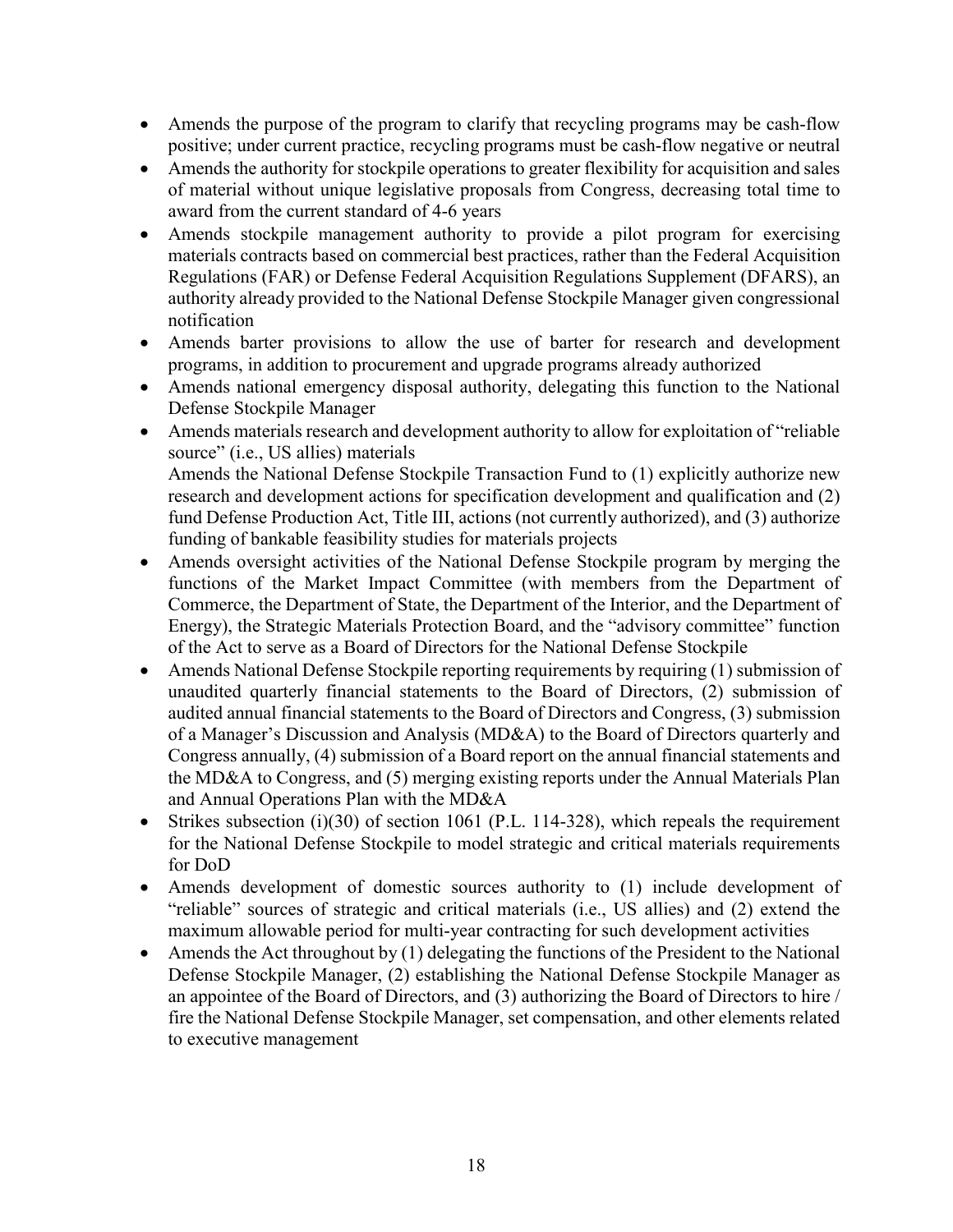- Amends the purpose of the program to clarify that recycling programs may be cash-flow positive; under current practice, recycling programs must be cash-flow negative or neutral
- Amends the authority for stockpile operations to greater flexibility for acquisition and sales of material without unique legislative proposals from Congress, decreasing total time to award from the current standard of 4-6 years
- Amends stockpile management authority to provide a pilot program for exercising materials contracts based on commercial best practices, rather than the Federal Acquisition Regulations (FAR) or Defense Federal Acquisition Regulations Supplement (DFARS), an authority already provided to the National Defense Stockpile Manager given congressional notification
- Amends barter provisions to allow the use of barter for research and development programs, in addition to procurement and upgrade programs already authorized
- Amends national emergency disposal authority, delegating this function to the National Defense Stockpile Manager
- Amends materials research and development authority to allow for exploitation of "reliable source" (i.e., US allies) materials
  Amends the National Defense Stockpile Transaction Fund to (1) explicitly authorize new research and development actions for specification development and qualification and (2) fund Defense Production Act, Title III, actions (not currently authorized), and (3) authorize funding of bankable feasibility studies for materials projects
- Amends oversight activities of the National Defense Stockpile program by merging the functions of the Market Impact Committee (with members from the Department of Commerce, the Department of State, the Department of the Interior, and the Department of Energy), the Strategic Materials Protection Board, and the "advisory committee" function of the Act to serve as a Board of Directors for the National Defense Stockpile
- Amends National Defense Stockpile reporting requirements by requiring (1) submission of unaudited quarterly financial statements to the Board of Directors, (2) submission of audited annual financial statements to the Board of Directors and Congress, (3) submission of a Manager's Discussion and Analysis (MD&A) to the Board of Directors quarterly and Congress annually, (4) submission of a Board report on the annual financial statements and the MD&A to Congress, and (5) merging existing reports under the Annual Materials Plan and Annual Operations Plan with the MD&A
- Strikes subsection (i)(30) of section 1061 (P.L. 114-328), which repeals the requirement for the National Defense Stockpile to model strategic and critical materials requirements for DoD
- Amends development of domestic sources authority to (1) include development of "reliable" sources of strategic and critical materials (i.e., US allies) and (2) extend the maximum allowable period for multi-year contracting for such development activities
- Amends the Act throughout by (1) delegating the functions of the President to the National Defense Stockpile Manager, (2) establishing the National Defense Stockpile Manager as an appointee of the Board of Directors, and (3) authorizing the Board of Directors to hire / fire the National Defense Stockpile Manager, set compensation, and other elements related to executive management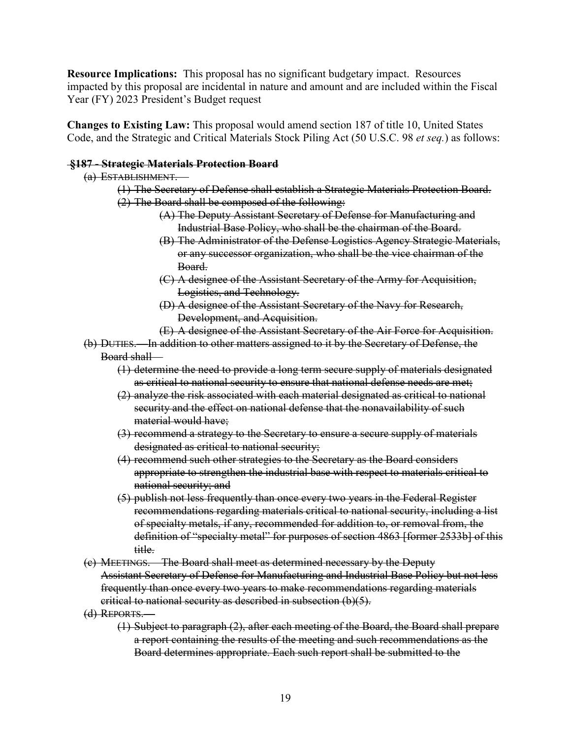**Resource Implications:** This proposal has no significant budgetary impact. Resources impacted by this proposal are incidental in nature and amount and are included within the Fiscal Year (FY) 2023 President's Budget request

**Changes to Existing Law:** This proposal would amend section 187 of title 10, United States Code, and the Strategic and Critical Materials Stock Piling Act (50 U.S.C. 98 *et seq.*) as follows:

~~**§187 - Strategic Materials Protection Board**~~

~~(a) ESTABLISHMENT.—~~

~~(1) The Secretary of Defense shall establish a Strategic Materials Protection Board.~~

~~(2) The Board shall be composed of the following:~~

~~(A) The Deputy Assistant Secretary of Defense for Manufacturing and Industrial Base Policy, who shall be the chairman of the Board.~~

~~(B) The Administrator of the Defense Logistics Agency Strategic Materials, or any successor organization, who shall be the vice chairman of the Board.~~

~~(C) A designee of the Assistant Secretary of the Army for Acquisition, Logistics, and Technology.~~

~~(D) A designee of the Assistant Secretary of the Navy for Research, Development, and Acquisition.~~

~~(E) A designee of the Assistant Secretary of the Air Force for Acquisition.~~

~~(b) DUTIES.—In addition to other matters assigned to it by the Secretary of Defense, the Board shall—~~

~~(1) determine the need to provide a long term secure supply of materials designated as critical to national security to ensure that national defense needs are met;~~

~~(2) analyze the risk associated with each material designated as critical to national security and the effect on national defense that the nonavailability of such material would have;~~

~~(3) recommend a strategy to the Secretary to ensure a secure supply of materials designated as critical to national security;~~

~~(4) recommend such other strategies to the Secretary as the Board considers appropriate to strengthen the industrial base with respect to materials critical to national security; and~~

~~(5) publish not less frequently than once every two years in the Federal Register recommendations regarding materials critical to national security, including a list of specialty metals, if any, recommended for addition to, or removal from, the definition of "specialty metal" for purposes of section 4863 [former 2533b] of this title.~~

~~(c) MEETINGS.—The Board shall meet as determined necessary by the Deputy Assistant Secretary of Defense for Manufacturing and Industrial Base Policy but not less frequently than once every two years to make recommendations regarding materials critical to national security as described in subsection (b)(5).~~

~~(d) REPORTS.—~~

~~(1) Subject to paragraph (2), after each meeting of the Board, the Board shall prepare a report containing the results of the meeting and such recommendations as the Board determines appropriate. Each such report shall be submitted to the~~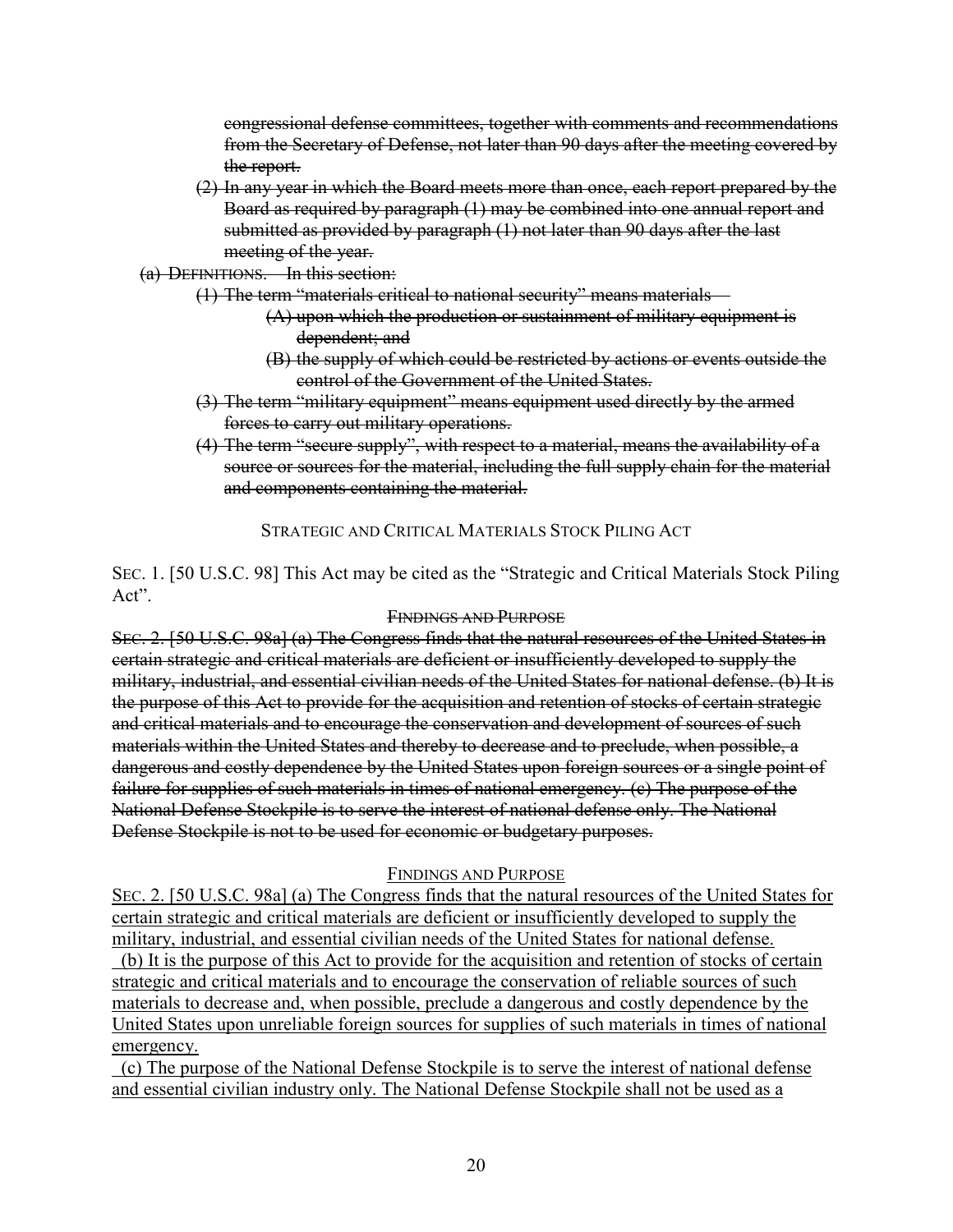~~congressional defense committees, together with comments and recommendations from the Secretary of Defense, not later than 90 days after the meeting covered by the report.~~

~~(2) In any year in which the Board meets more than once, each report prepared by the Board as required by paragraph (1) may be combined into one annual report and submitted as provided by paragraph (1) not later than 90 days after the last meeting of the year.~~

~~(a) DEFINITIONS.—In this section:~~

~~(1) The term "materials critical to national security" means materials—~~

~~(A) upon which the production or sustainment of military equipment is dependent; and~~

~~(B) the supply of which could be restricted by actions or events outside the control of the Government of the United States.~~

~~(3) The term "military equipment" means equipment used directly by the armed forces to carry out military operations.~~

~~(4) The term "secure supply", with respect to a material, means the availability of a source or sources for the material, including the full supply chain for the material and components containing the material.~~

STRATEGIC AND CRITICAL MATERIALS STOCK PILING ACT

SEC. 1. [50 U.S.C. 98] This Act may be cited as the "Strategic and Critical Materials Stock Piling Act".

~~FINDINGS AND PURPOSE~~

~~SEC. 2. [50 U.S.C. 98a] (a) The Congress finds that the natural resources of the United States in certain strategic and critical materials are deficient or insufficiently developed to supply the military, industrial, and essential civilian needs of the United States for national defense. (b) It is the purpose of this Act to provide for the acquisition and retention of stocks of certain strategic and critical materials and to encourage the conservation and development of sources of such materials within the United States and thereby to decrease and to preclude, when possible, a dangerous and costly dependence by the United States upon foreign sources or a single point of failure for supplies of such materials in times of national emergency. (c) The purpose of the National Defense Stockpile is to serve the interest of national defense only. The National Defense Stockpile is not to be used for economic or budgetary purposes.~~

<u>FINDINGS AND PURPOSE</u>

<u>SEC. 2. [50 U.S.C. 98a] (a) The Congress finds that the natural resources of the United States for certain strategic and critical materials are deficient or insufficiently developed to supply the military, industrial, and essential civilian needs of the United States for national defense.</u>

<u>(b) It is the purpose of this Act to provide for the acquisition and retention of stocks of certain strategic and critical materials and to encourage the conservation of reliable sources of such materials to decrease and, when possible, preclude a dangerous and costly dependence by the United States upon unreliable foreign sources for supplies of such materials in times of national emergency.</u>

<u>(c) The purpose of the National Defense Stockpile is to serve the interest of national defense and essential civilian industry only. The National Defense Stockpile shall not be used as a</u>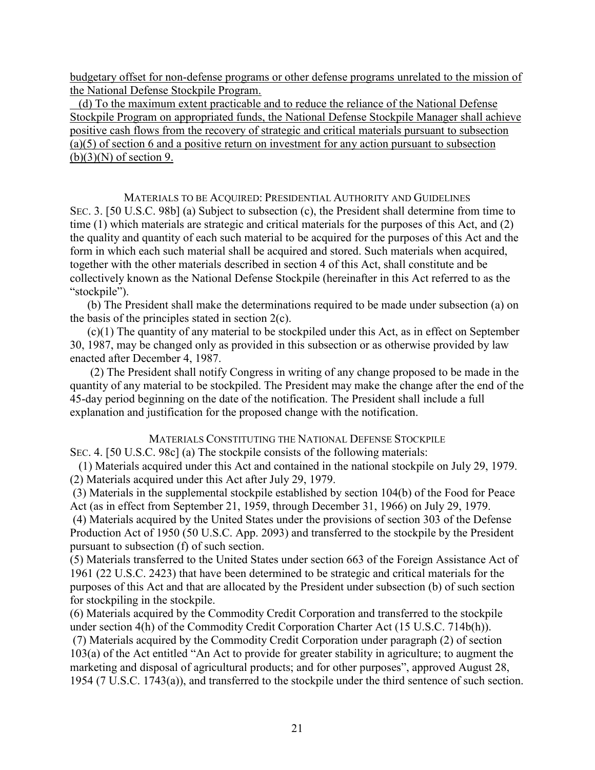budgetary offset for non-defense programs or other defense programs unrelated to the mission of the National Defense Stockpile Program.

(d) To the maximum extent practicable and to reduce the reliance of the National Defense Stockpile Program on appropriated funds, the National Defense Stockpile Manager shall achieve positive cash flows from the recovery of strategic and critical materials pursuant to subsection (a)(5) of section 6 and a positive return on investment for any action pursuant to subsection (b)(3)(N) of section 9.

MATERIALS TO BE ACQUIRED: PRESIDENTIAL AUTHORITY AND GUIDELINES

SEC. 3. [50 U.S.C. 98b] (a) Subject to subsection (c), the President shall determine from time to time (1) which materials are strategic and critical materials for the purposes of this Act, and (2) the quality and quantity of each such material to be acquired for the purposes of this Act and the form in which each such material shall be acquired and stored. Such materials when acquired, together with the other materials described in section 4 of this Act, shall constitute and be collectively known as the National Defense Stockpile (hereinafter in this Act referred to as the "stockpile").

(b) The President shall make the determinations required to be made under subsection (a) on the basis of the principles stated in section 2(c).

(c)(1) The quantity of any material to be stockpiled under this Act, as in effect on September 30, 1987, may be changed only as provided in this subsection or as otherwise provided by law enacted after December 4, 1987.

(2) The President shall notify Congress in writing of any change proposed to be made in the quantity of any material to be stockpiled. The President may make the change after the end of the 45-day period beginning on the date of the notification. The President shall include a full explanation and justification for the proposed change with the notification.

MATERIALS CONSTITUTING THE NATIONAL DEFENSE STOCKPILE

SEC. 4. [50 U.S.C. 98c] (a) The stockpile consists of the following materials:

(1) Materials acquired under this Act and contained in the national stockpile on July 29, 1979.

(2) Materials acquired under this Act after July 29, 1979.

(3) Materials in the supplemental stockpile established by section 104(b) of the Food for Peace Act (as in effect from September 21, 1959, through December 31, 1966) on July 29, 1979.

(4) Materials acquired by the United States under the provisions of section 303 of the Defense Production Act of 1950 (50 U.S.C. App. 2093) and transferred to the stockpile by the President pursuant to subsection (f) of such section.

(5) Materials transferred to the United States under section 663 of the Foreign Assistance Act of 1961 (22 U.S.C. 2423) that have been determined to be strategic and critical materials for the purposes of this Act and that are allocated by the President under subsection (b) of such section for stockpiling in the stockpile.

(6) Materials acquired by the Commodity Credit Corporation and transferred to the stockpile under section 4(h) of the Commodity Credit Corporation Charter Act (15 U.S.C. 714b(h)).

(7) Materials acquired by the Commodity Credit Corporation under paragraph (2) of section 103(a) of the Act entitled "An Act to provide for greater stability in agriculture; to augment the marketing and disposal of agricultural products; and for other purposes", approved August 28, 1954 (7 U.S.C. 1743(a)), and transferred to the stockpile under the third sentence of such section.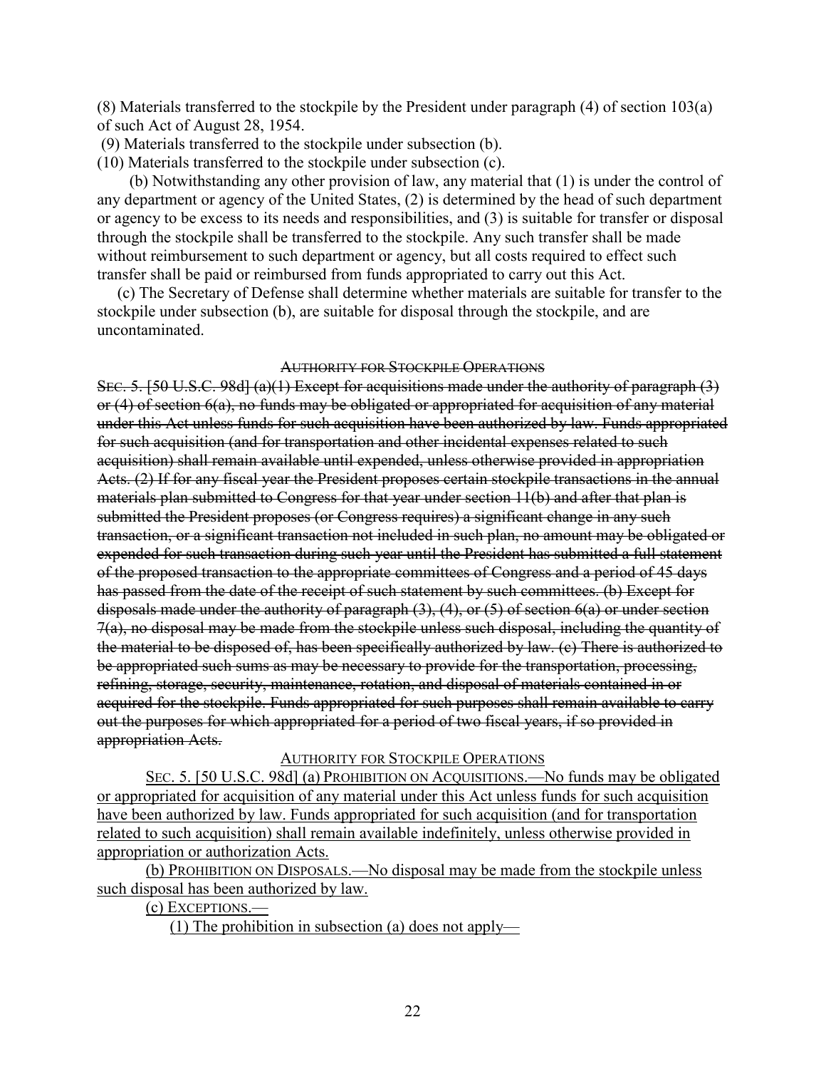(8) Materials transferred to the stockpile by the President under paragraph (4) of section 103(a) of such Act of August 28, 1954.

(9) Materials transferred to the stockpile under subsection (b).

(10) Materials transferred to the stockpile under subsection (c).

(b) Notwithstanding any other provision of law, any material that (1) is under the control of any department or agency of the United States, (2) is determined by the head of such department or agency to be excess to its needs and responsibilities, and (3) is suitable for transfer or disposal through the stockpile shall be transferred to the stockpile. Any such transfer shall be made without reimbursement to such department or agency, but all costs required to effect such transfer shall be paid or reimbursed from funds appropriated to carry out this Act.

(c) The Secretary of Defense shall determine whether materials are suitable for transfer to the stockpile under subsection (b), are suitable for disposal through the stockpile, and are uncontaminated.

~~AUTHORITY FOR STOCKPILE OPERATIONS~~

~~SEC. 5. [50 U.S.C. 98d] (a)(1) Except for acquisitions made under the authority of paragraph (3) or (4) of section 6(a), no funds may be obligated or appropriated for acquisition of any material under this Act unless funds for such acquisition have been authorized by law. Funds appropriated for such acquisition (and for transportation and other incidental expenses related to such acquisition) shall remain available until expended, unless otherwise provided in appropriation Acts. (2) If for any fiscal year the President proposes certain stockpile transactions in the annual materials plan submitted to Congress for that year under section 11(b) and after that plan is submitted the President proposes (or Congress requires) a significant change in any such transaction, or a significant transaction not included in such plan, no amount may be obligated or expended for such transaction during such year until the President has submitted a full statement of the proposed transaction to the appropriate committees of Congress and a period of 45 days has passed from the date of the receipt of such statement by such committees. (b) Except for disposals made under the authority of paragraph (3), (4), or (5) of section 6(a) or under section 7(a), no disposal may be made from the stockpile unless such disposal, including the quantity of the material to be disposed of, has been specifically authorized by law. (c) There is authorized to be appropriated such sums as may be necessary to provide for the transportation, processing, refining, storage, security, maintenance, rotation, and disposal of materials contained in or acquired for the stockpile. Funds appropriated for such purposes shall remain available to carry out the purposes for which appropriated for a period of two fiscal years, if so provided in appropriation Acts.~~

<u>AUTHORITY FOR STOCKPILE OPERATIONS</u>

<u>SEC. 5. [50 U.S.C. 98d] (a) PROHIBITION ON ACQUISITIONS.—No funds may be obligated or appropriated for acquisition of any material under this Act unless funds for such acquisition have been authorized by law. Funds appropriated for such acquisition (and for transportation related to such acquisition) shall remain available indefinitely, unless otherwise provided in appropriation or authorization Acts.</u>

<u>(b) PROHIBITION ON DISPOSALS.—No disposal may be made from the stockpile unless such disposal has been authorized by law.</u>

<u>(c) EXCEPTIONS.—</u>

<u>(1) The prohibition in subsection (a) does not apply—</u>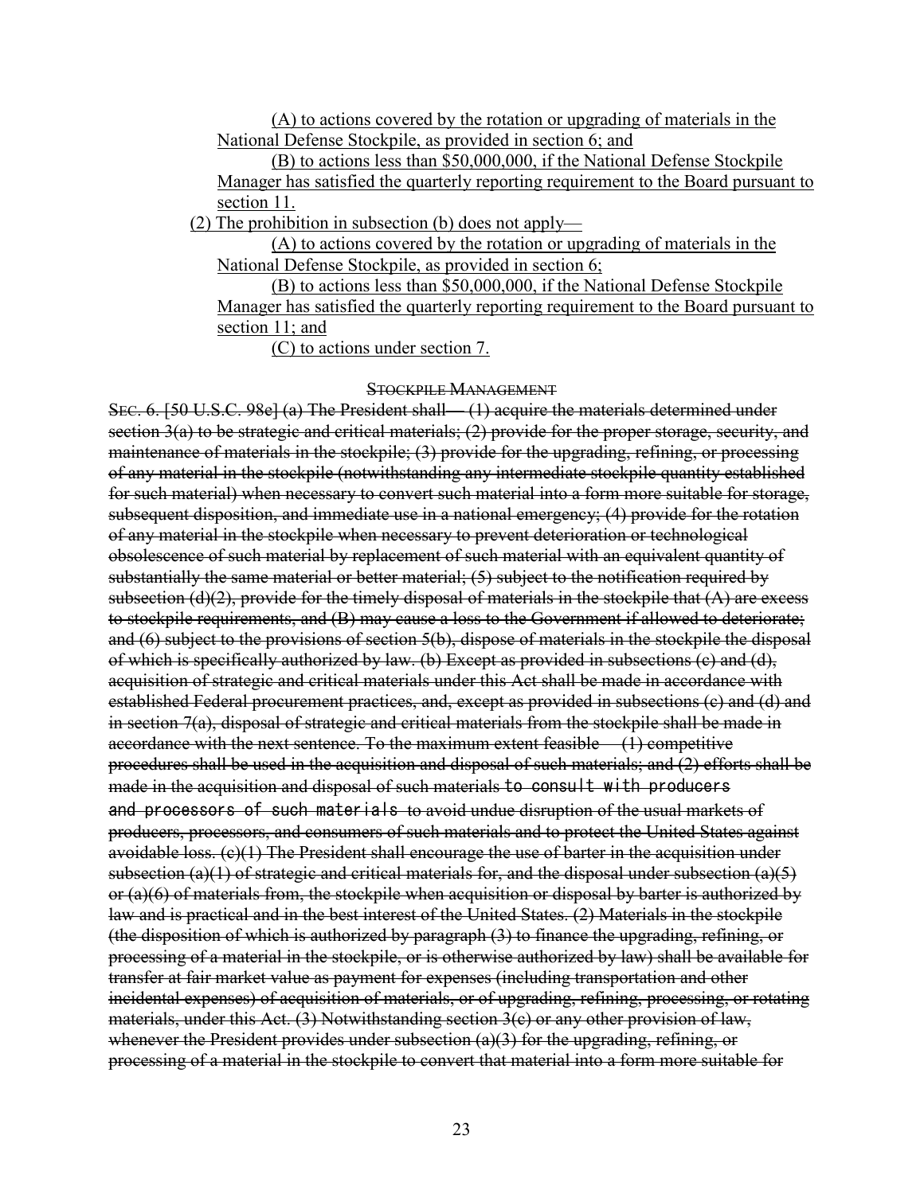(A) to actions covered by the rotation or upgrading of materials in the National Defense Stockpile, as provided in section 6; and

(B) to actions less than $50,000,000, if the National Defense Stockpile Manager has satisfied the quarterly reporting requirement to the Board pursuant to section 11.

(2) The prohibition in subsection (b) does not apply—

(A) to actions covered by the rotation or upgrading of materials in the National Defense Stockpile, as provided in section 6;

(B) to actions less than $50,000,000, if the National Defense Stockpile Manager has satisfied the quarterly reporting requirement to the Board pursuant to section 11; and

(C) to actions under section 7.

STOCKPILE MANAGEMENT

~~SEC. 6. [50 U.S.C. 98e] (a) The President shall— (1) acquire the materials determined under section 3(a) to be strategic and critical materials; (2) provide for the proper storage, security, and maintenance of materials in the stockpile; (3) provide for the upgrading, refining, or processing of any material in the stockpile (notwithstanding any intermediate stockpile quantity established for such material) when necessary to convert such material into a form more suitable for storage, subsequent disposition, and immediate use in a national emergency; (4) provide for the rotation of any material in the stockpile when necessary to prevent deterioration or technological obsolescence of such material by replacement of such material with an equivalent quantity of substantially the same material or better material; (5) subject to the notification required by subsection (d)(2), provide for the timely disposal of materials in the stockpile that (A) are excess to stockpile requirements, and (B) may cause a loss to the Government if allowed to deteriorate; and (6) subject to the provisions of section 5(b), dispose of materials in the stockpile the disposal of which is specifically authorized by law. (b) Except as provided in subsections (c) and (d), acquisition of strategic and critical materials under this Act shall be made in accordance with established Federal procurement practices, and, except as provided in subsections (c) and (d) and in section 7(a), disposal of strategic and critical materials from the stockpile shall be made in accordance with the next sentence. To the maximum extent feasible— (1) competitive procedures shall be used in the acquisition and disposal of such materials; and (2) efforts shall be made in the acquisition and disposal of such materials to consult with producers and processors of such materials to avoid undue disruption of the usual markets of producers, processors, and consumers of such materials and to protect the United States against avoidable loss. (c)(1) The President shall encourage the use of barter in the acquisition under subsection (a)(1) of strategic and critical materials for, and the disposal under subsection (a)(5) or (a)(6) of materials from, the stockpile when acquisition or disposal by barter is authorized by law and is practical and in the best interest of the United States. (2) Materials in the stockpile (the disposition of which is authorized by paragraph (3) to finance the upgrading, refining, or processing of a material in the stockpile, or is otherwise authorized by law) shall be available for transfer at fair market value as payment for expenses (including transportation and other incidental expenses) of acquisition of materials, or of upgrading, refining, processing, or rotating materials, under this Act. (3) Notwithstanding section 3(c) or any other provision of law, whenever the President provides under subsection (a)(3) for the upgrading, refining, or processing of a material in the stockpile to convert that material into a form more suitable for~~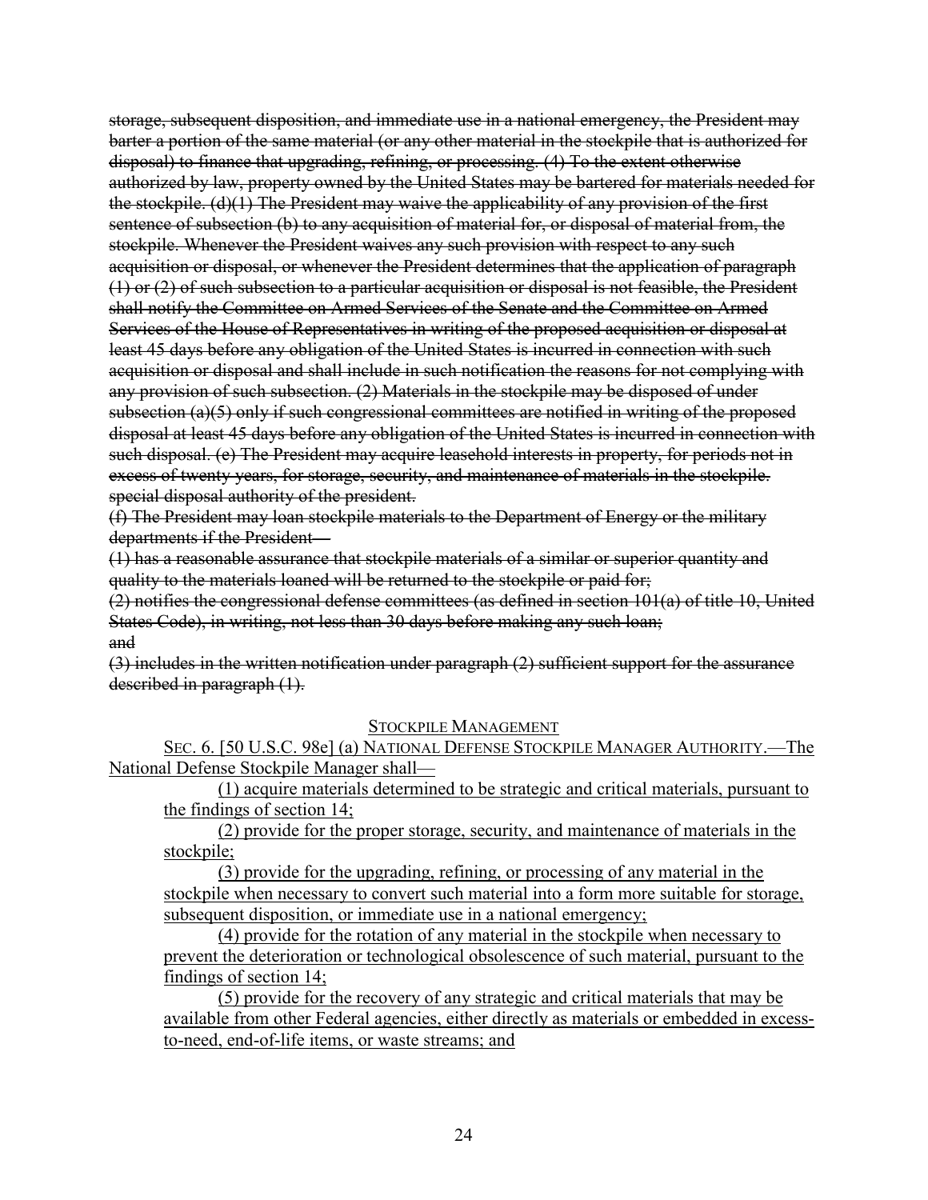~~storage, subsequent disposition, and immediate use in a national emergency, the President may barter a portion of the same material (or any other material in the stockpile that is authorized for disposal) to finance that upgrading, refining, or processing. (4) To the extent otherwise authorized by law, property owned by the United States may be bartered for materials needed for the stockpile. (d)(1) The President may waive the applicability of any provision of the first sentence of subsection (b) to any acquisition of material for, or disposal of material from, the stockpile. Whenever the President waives any such provision with respect to any such acquisition or disposal, or whenever the President determines that the application of paragraph (1) or (2) of such subsection to a particular acquisition or disposal is not feasible, the President shall notify the Committee on Armed Services of the Senate and the Committee on Armed Services of the House of Representatives in writing of the proposed acquisition or disposal at least 45 days before any obligation of the United States is incurred in connection with such acquisition or disposal and shall include in such notification the reasons for not complying with any provision of such subsection. (2) Materials in the stockpile may be disposed of under subsection (a)(5) only if such congressional committees are notified in writing of the proposed disposal at least 45 days before any obligation of the United States is incurred in connection with such disposal. (e) The President may acquire leasehold interests in property, for periods not in excess of twenty years, for storage, security, and maintenance of materials in the stockpile. special disposal authority of the president.~~

~~(f) The President may loan stockpile materials to the Department of Energy or the military departments if the President—~~

~~(1) has a reasonable assurance that stockpile materials of a similar or superior quantity and quality to the materials loaned will be returned to the stockpile or paid for;~~

~~(2) notifies the congressional defense committees (as defined in section 101(a) of title 10, United States Code), in writing, not less than 30 days before making any such loan; and~~

~~(3) includes in the written notification under paragraph (2) sufficient support for the assurance described in paragraph (1).~~

<u>STOCKPILE MANAGEMENT</u>

<u>SEC. 6. [50 U.S.C. 98e] (a) NATIONAL DEFENSE STOCKPILE MANAGER AUTHORITY.—The National Defense Stockpile Manager shall—</u>

<u>(1) acquire materials determined to be strategic and critical materials, pursuant to the findings of section 14;</u>

<u>(2) provide for the proper storage, security, and maintenance of materials in the stockpile;</u>

<u>(3) provide for the upgrading, refining, or processing of any material in the stockpile when necessary to convert such material into a form more suitable for storage, subsequent disposition, or immediate use in a national emergency;</u>

<u>(4) provide for the rotation of any material in the stockpile when necessary to prevent the deterioration or technological obsolescence of such material, pursuant to the findings of section 14;</u>

<u>(5) provide for the recovery of any strategic and critical materials that may be available from other Federal agencies, either directly as materials or embedded in excess-to-need, end-of-life items, or waste streams; and</u>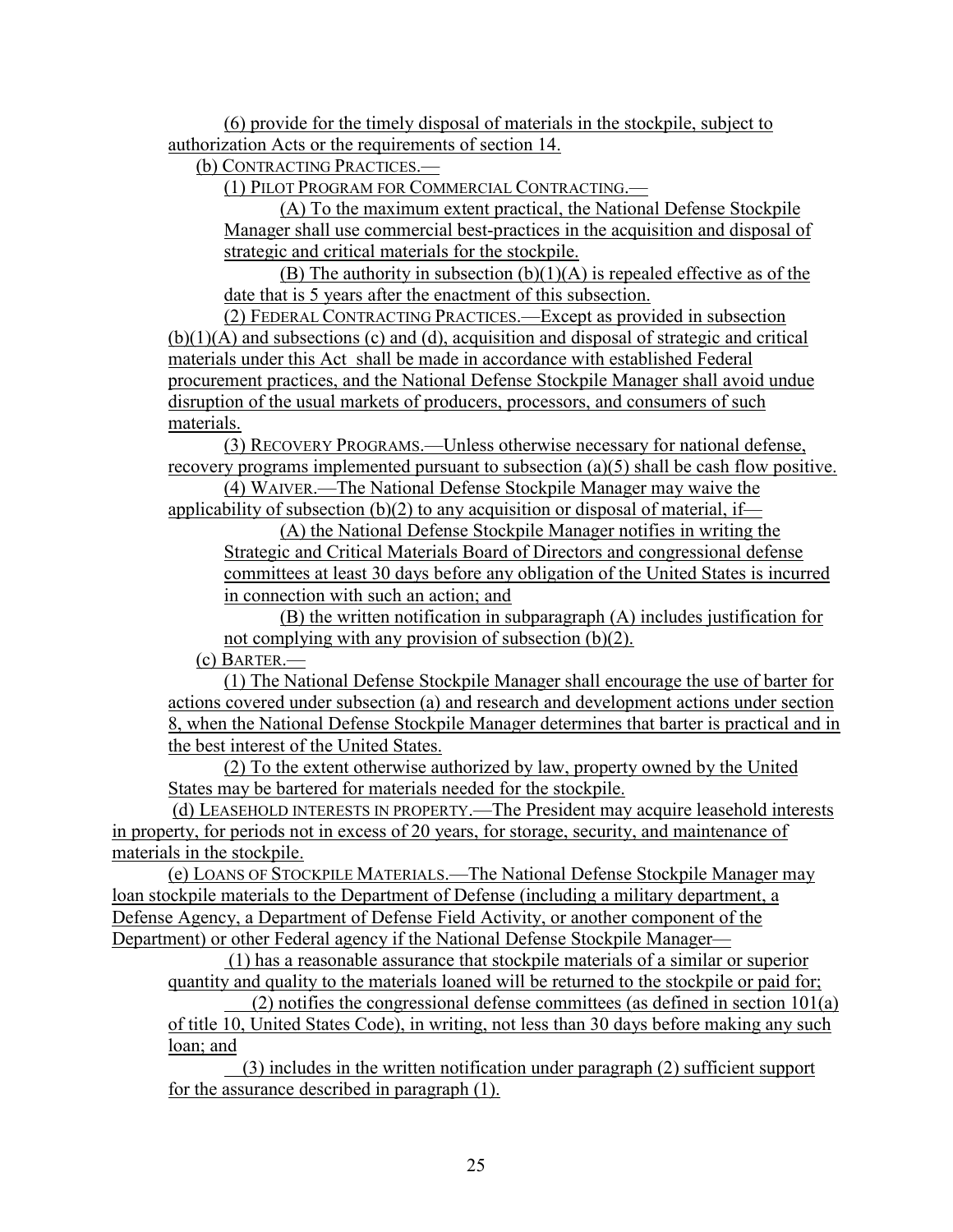(6) provide for the timely disposal of materials in the stockpile, subject to authorization Acts or the requirements of section 14.

(b) CONTRACTING PRACTICES.—

(1) PILOT PROGRAM FOR COMMERCIAL CONTRACTING.—

(A) To the maximum extent practical, the National Defense Stockpile Manager shall use commercial best-practices in the acquisition and disposal of strategic and critical materials for the stockpile.

(B) The authority in subsection (b)(1)(A) is repealed effective as of the date that is 5 years after the enactment of this subsection.

(2) FEDERAL CONTRACTING PRACTICES.—Except as provided in subsection (b)(1)(A) and subsections (c) and (d), acquisition and disposal of strategic and critical materials under this Act shall be made in accordance with established Federal procurement practices, and the National Defense Stockpile Manager shall avoid undue disruption of the usual markets of producers, processors, and consumers of such materials.

(3) RECOVERY PROGRAMS.—Unless otherwise necessary for national defense, recovery programs implemented pursuant to subsection (a)(5) shall be cash flow positive.

(4) WAIVER.—The National Defense Stockpile Manager may waive the applicability of subsection (b)(2) to any acquisition or disposal of material, if—

(A) the National Defense Stockpile Manager notifies in writing the Strategic and Critical Materials Board of Directors and congressional defense committees at least 30 days before any obligation of the United States is incurred in connection with such an action; and

(B) the written notification in subparagraph (A) includes justification for not complying with any provision of subsection (b)(2).

(c) BARTER.—

(1) The National Defense Stockpile Manager shall encourage the use of barter for actions covered under subsection (a) and research and development actions under section 8, when the National Defense Stockpile Manager determines that barter is practical and in the best interest of the United States.

(2) To the extent otherwise authorized by law, property owned by the United States may be bartered for materials needed for the stockpile.

(d) LEASEHOLD INTERESTS IN PROPERTY.—The President may acquire leasehold interests in property, for periods not in excess of 20 years, for storage, security, and maintenance of materials in the stockpile.

(e) LOANS OF STOCKPILE MATERIALS.—The National Defense Stockpile Manager may loan stockpile materials to the Department of Defense (including a military department, a Defense Agency, a Department of Defense Field Activity, or another component of the Department) or other Federal agency if the National Defense Stockpile Manager—

(1) has a reasonable assurance that stockpile materials of a similar or superior quantity and quality to the materials loaned will be returned to the stockpile or paid for;

(2) notifies the congressional defense committees (as defined in section 101(a) of title 10, United States Code), in writing, not less than 30 days before making any such loan; and

(3) includes in the written notification under paragraph (2) sufficient support for the assurance described in paragraph (1).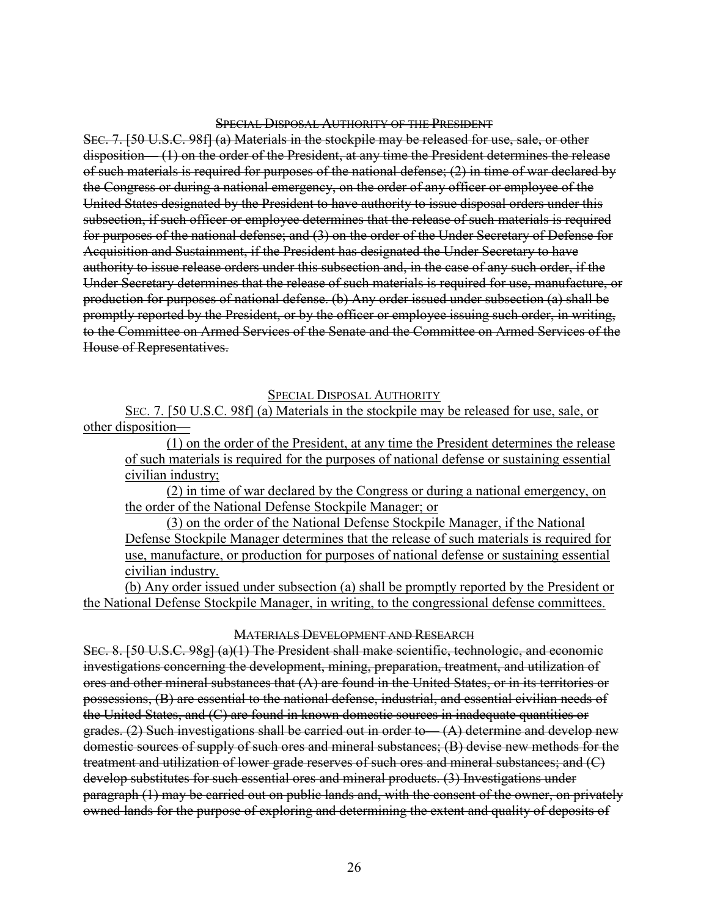~~SPECIAL DISPOSAL AUTHORITY OF THE PRESIDENT~~

~~SEC. 7. [50 U.S.C. 98f] (a) Materials in the stockpile may be released for use, sale, or other disposition— (1) on the order of the President, at any time the President determines the release of such materials is required for purposes of the national defense; (2) in time of war declared by the Congress or during a national emergency, on the order of any officer or employee of the United States designated by the President to have authority to issue disposal orders under this subsection, if such officer or employee determines that the release of such materials is required for purposes of the national defense; and (3) on the order of the Under Secretary of Defense for Acquisition and Sustainment, if the President has designated the Under Secretary to have authority to issue release orders under this subsection and, in the case of any such order, if the Under Secretary determines that the release of such materials is required for use, manufacture, or production for purposes of national defense. (b) Any order issued under subsection (a) shall be promptly reported by the President, or by the officer or employee issuing such order, in writing, to the Committee on Armed Services of the Senate and the Committee on Armed Services of the House of Representatives.~~

<u>SPECIAL DISPOSAL AUTHORITY</u>

<u>SEC. 7. [50 U.S.C. 98f] (a) Materials in the stockpile may be released for use, sale, or other disposition—</u>

<u>(1) on the order of the President, at any time the President determines the release of such materials is required for the purposes of national defense or sustaining essential civilian industry;</u>

<u>(2) in time of war declared by the Congress or during a national emergency, on the order of the National Defense Stockpile Manager; or</u>

<u>(3) on the order of the National Defense Stockpile Manager, if the National Defense Stockpile Manager determines that the release of such materials is required for use, manufacture, or production for purposes of national defense or sustaining essential civilian industry.</u>

<u>(b) Any order issued under subsection (a) shall be promptly reported by the President or the National Defense Stockpile Manager, in writing, to the congressional defense committees.</u>

~~MATERIALS DEVELOPMENT AND RESEARCH~~

~~SEC. 8. [50 U.S.C. 98g] (a)(1) The President shall make scientific, technologic, and economic investigations concerning the development, mining, preparation, treatment, and utilization of ores and other mineral substances that (A) are found in the United States, or in its territories or possessions, (B) are essential to the national defense, industrial, and essential civilian needs of the United States, and (C) are found in known domestic sources in inadequate quantities or grades. (2) Such investigations shall be carried out in order to— (A) determine and develop new domestic sources of supply of such ores and mineral substances; (B) devise new methods for the treatment and utilization of lower grade reserves of such ores and mineral substances; and (C) develop substitutes for such essential ores and mineral products. (3) Investigations under paragraph (1) may be carried out on public lands and, with the consent of the owner, on privately owned lands for the purpose of exploring and determining the extent and quality of deposits of~~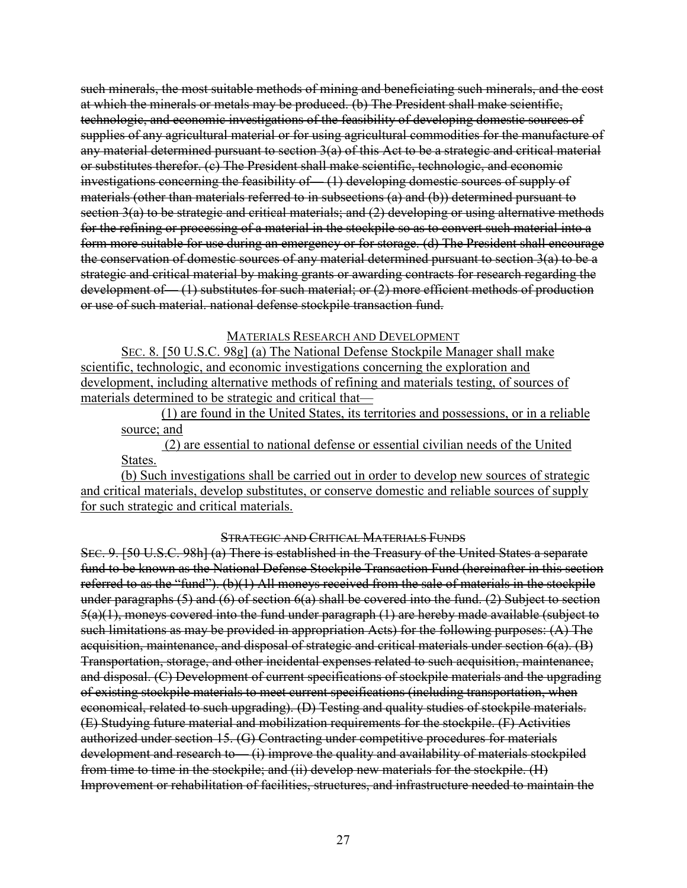~~such minerals, the most suitable methods of mining and beneficiating such minerals, and the cost at which the minerals or metals may be produced. (b) The President shall make scientific, technologic, and economic investigations of the feasibility of developing domestic sources of supplies of any agricultural material or for using agricultural commodities for the manufacture of any material determined pursuant to section 3(a) of this Act to be a strategic and critical material or substitutes therefor. (c) The President shall make scientific, technologic, and economic investigations concerning the feasibility of— (1) developing domestic sources of supply of materials (other than materials referred to in subsections (a) and (b)) determined pursuant to section 3(a) to be strategic and critical materials; and (2) developing or using alternative methods for the refining or processing of a material in the stockpile so as to convert such material into a form more suitable for use during an emergency or for storage. (d) The President shall encourage the conservation of domestic sources of any material determined pursuant to section 3(a) to be a strategic and critical material by making grants or awarding contracts for research regarding the development of— (1) substitutes for such material; or (2) more efficient methods of production or use of such material. national defense stockpile transaction fund.~~

<u>MATERIALS RESEARCH AND DEVELOPMENT</u>

<u>SEC. 8. [50 U.S.C. 98g] (a) The National Defense Stockpile Manager shall make scientific, technologic, and economic investigations concerning the exploration and development, including alternative methods of refining and materials testing, of sources of materials determined to be strategic and critical that—</u>

<u>(1) are found in the United States, its territories and possessions, or in a reliable source; and</u>

<u>(2) are essential to national defense or essential civilian needs of the United States.</u>

<u>(b) Such investigations shall be carried out in order to develop new sources of strategic and critical materials, develop substitutes, or conserve domestic and reliable sources of supply for such strategic and critical materials.</u>

~~STRATEGIC AND CRITICAL MATERIALS FUNDS~~

~~SEC. 9. [50 U.S.C. 98h] (a) There is established in the Treasury of the United States a separate fund to be known as the National Defense Stockpile Transaction Fund (hereinafter in this section referred to as the "fund"). (b)(1) All moneys received from the sale of materials in the stockpile under paragraphs (5) and (6) of section 6(a) shall be covered into the fund. (2) Subject to section 5(a)(1), moneys covered into the fund under paragraph (1) are hereby made available (subject to such limitations as may be provided in appropriation Acts) for the following purposes: (A) The acquisition, maintenance, and disposal of strategic and critical materials under section 6(a). (B) Transportation, storage, and other incidental expenses related to such acquisition, maintenance, and disposal. (C) Development of current specifications of stockpile materials and the upgrading of existing stockpile materials to meet current specifications (including transportation, when economical, related to such upgrading). (D) Testing and quality studies of stockpile materials. (E) Studying future material and mobilization requirements for the stockpile. (F) Activities authorized under section 15. (G) Contracting under competitive procedures for materials development and research to— (i) improve the quality and availability of materials stockpiled from time to time in the stockpile; and (ii) develop new materials for the stockpile. (H) Improvement or rehabilitation of facilities, structures, and infrastructure needed to maintain the~~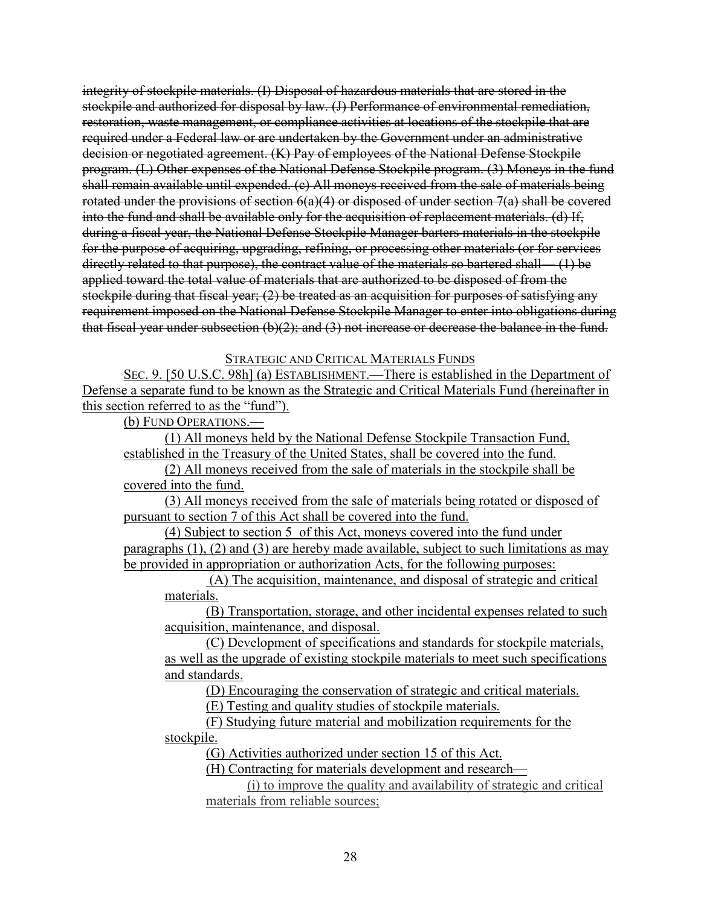~~integrity of stockpile materials. (I) Disposal of hazardous materials that are stored in the stockpile and authorized for disposal by law. (J) Performance of environmental remediation, restoration, waste management, or compliance activities at locations of the stockpile that are required under a Federal law or are undertaken by the Government under an administrative decision or negotiated agreement. (K) Pay of employees of the National Defense Stockpile program. (L) Other expenses of the National Defense Stockpile program. (3) Moneys in the fund shall remain available until expended. (c) All moneys received from the sale of materials being rotated under the provisions of section 6(a)(4) or disposed of under section 7(a) shall be covered into the fund and shall be available only for the acquisition of replacement materials. (d) If, during a fiscal year, the National Defense Stockpile Manager barters materials in the stockpile for the purpose of acquiring, upgrading, refining, or processing other materials (or for services directly related to that purpose), the contract value of the materials so bartered shall— (1) be applied toward the total value of materials that are authorized to be disposed of from the stockpile during that fiscal year; (2) be treated as an acquisition for purposes of satisfying any requirement imposed on the National Defense Stockpile Manager to enter into obligations during that fiscal year under subsection (b)(2); and (3) not increase or decrease the balance in the fund.~~

<u>STRATEGIC AND CRITICAL MATERIALS FUNDS</u>

<u>SEC. 9. [50 U.S.C. 98h] (a) ESTABLISHMENT.—There is established in the Department of Defense a separate fund to be known as the Strategic and Critical Materials Fund (hereinafter in this section referred to as the "fund").</u>

<u>(b) FUND OPERATIONS.—</u>

<u>(1) All moneys held by the National Defense Stockpile Transaction Fund, established in the Treasury of the United States, shall be covered into the fund.</u>

<u>(2) All moneys received from the sale of materials in the stockpile shall be covered into the fund.</u>

<u>(3) All moneys received from the sale of materials being rotated or disposed of pursuant to section 7 of this Act shall be covered into the fund.</u>

<u>(4) Subject to section 5 of this Act, moneys covered into the fund under paragraphs (1), (2) and (3) are hereby made available, subject to such limitations as may be provided in appropriation or authorization Acts, for the following purposes:</u>

<u>(A) The acquisition, maintenance, and disposal of strategic and critical materials.</u>

<u>(B) Transportation, storage, and other incidental expenses related to such acquisition, maintenance, and disposal.</u>

<u>(C) Development of specifications and standards for stockpile materials, as well as the upgrade of existing stockpile materials to meet such specifications and standards.</u>

<u>(D) Encouraging the conservation of strategic and critical materials.</u>

<u>(E) Testing and quality studies of stockpile materials.</u>

<u>(F) Studying future material and mobilization requirements for the stockpile.</u>

<u>(G) Activities authorized under section 15 of this Act.</u>

<u>(H) Contracting for materials development and research—</u>

<u>(i) to improve the quality and availability of strategic and critical materials from reliable sources;</u>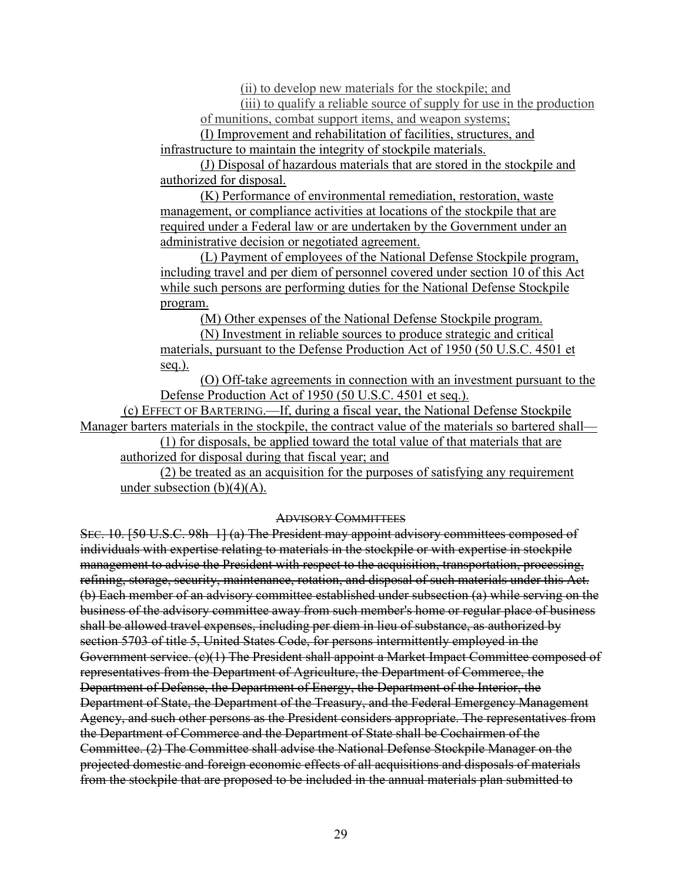(ii) to develop new materials for the stockpile; and

(iii) to qualify a reliable source of supply for use in the production of munitions, combat support items, and weapon systems;

(I) Improvement and rehabilitation of facilities, structures, and infrastructure to maintain the integrity of stockpile materials.

(J) Disposal of hazardous materials that are stored in the stockpile and authorized for disposal.

(K) Performance of environmental remediation, restoration, waste management, or compliance activities at locations of the stockpile that are required under a Federal law or are undertaken by the Government under an administrative decision or negotiated agreement.

(L) Payment of employees of the National Defense Stockpile program, including travel and per diem of personnel covered under section 10 of this Act while such persons are performing duties for the National Defense Stockpile program.

(M) Other expenses of the National Defense Stockpile program.

(N) Investment in reliable sources to produce strategic and critical materials, pursuant to the Defense Production Act of 1950 (50 U.S.C. 4501 et seq.).

(O) Off-take agreements in connection with an investment pursuant to the Defense Production Act of 1950 (50 U.S.C. 4501 et seq.).

(c) EFFECT OF BARTERING.—If, during a fiscal year, the National Defense Stockpile Manager barters materials in the stockpile, the contract value of the materials so bartered shall—

(1) for disposals, be applied toward the total value of that materials that are authorized for disposal during that fiscal year; and

(2) be treated as an acquisition for the purposes of satisfying any requirement under subsection (b)(4)(A).

~~ADVISORY COMMITTEES~~

~~SEC. 10. [50 U.S.C. 98h–1] (a) The President may appoint advisory committees composed of individuals with expertise relating to materials in the stockpile or with expertise in stockpile management to advise the President with respect to the acquisition, transportation, processing, refining, storage, security, maintenance, rotation, and disposal of such materials under this Act. (b) Each member of an advisory committee established under subsection (a) while serving on the business of the advisory committee away from such member's home or regular place of business shall be allowed travel expenses, including per diem in lieu of substance, as authorized by section 5703 of title 5, United States Code, for persons intermittently employed in the Government service. (c)(1) The President shall appoint a Market Impact Committee composed of representatives from the Department of Agriculture, the Department of Commerce, the Department of Defense, the Department of Energy, the Department of the Interior, the Department of State, the Department of the Treasury, and the Federal Emergency Management Agency, and such other persons as the President considers appropriate. The representatives from the Department of Commerce and the Department of State shall be Cochairmen of the Committee. (2) The Committee shall advise the National Defense Stockpile Manager on the projected domestic and foreign economic effects of all acquisitions and disposals of materials from the stockpile that are proposed to be included in the annual materials plan submitted to~~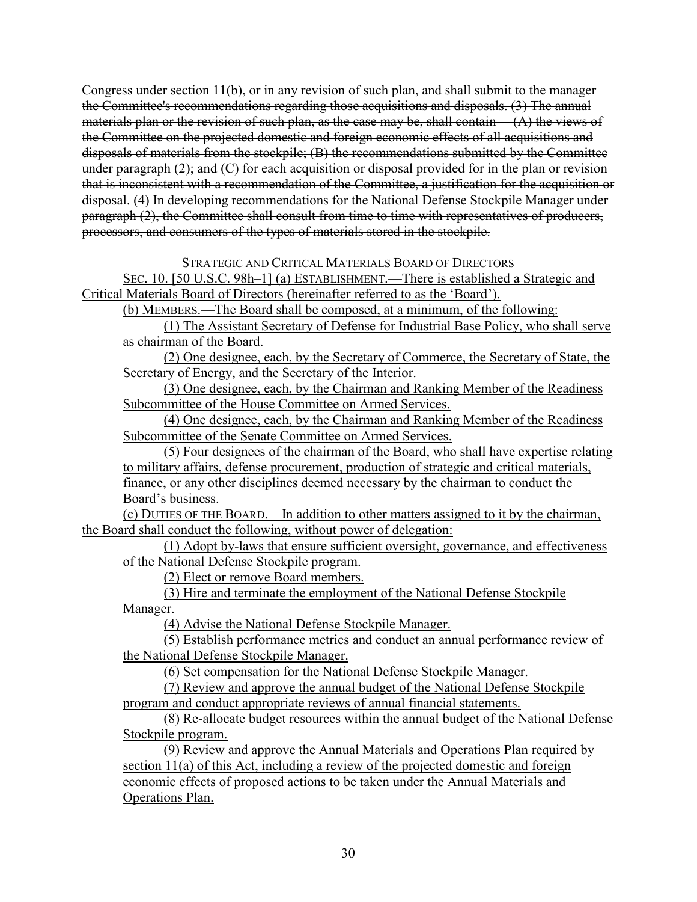~~Congress under section 11(b), or in any revision of such plan, and shall submit to the manager the Committee's recommendations regarding those acquisitions and disposals. (3) The annual materials plan or the revision of such plan, as the case may be, shall contain— (A) the views of the Committee on the projected domestic and foreign economic effects of all acquisitions and disposals of materials from the stockpile; (B) the recommendations submitted by the Committee under paragraph (2); and (C) for each acquisition or disposal provided for in the plan or revision that is inconsistent with a recommendation of the Committee, a justification for the acquisition or disposal. (4) In developing recommendations for the National Defense Stockpile Manager under paragraph (2), the Committee shall consult from time to time with representatives of producers, processors, and consumers of the types of materials stored in the stockpile.~~

<u>STRATEGIC AND CRITICAL MATERIALS BOARD OF DIRECTORS</u>

<u>SEC. 10. [50 U.S.C. 98h–1] (a) ESTABLISHMENT.—There is established a Strategic and Critical Materials Board of Directors (hereinafter referred to as the 'Board').</u>

<u>(b) MEMBERS.—The Board shall be composed, at a minimum, of the following:</u>

<u>(1) The Assistant Secretary of Defense for Industrial Base Policy, who shall serve as chairman of the Board.</u>

<u>(2) One designee, each, by the Secretary of Commerce, the Secretary of State, the Secretary of Energy, and the Secretary of the Interior.</u>

<u>(3) One designee, each, by the Chairman and Ranking Member of the Readiness Subcommittee of the House Committee on Armed Services.</u>

<u>(4) One designee, each, by the Chairman and Ranking Member of the Readiness Subcommittee of the Senate Committee on Armed Services.</u>

<u>(5) Four designees of the chairman of the Board, who shall have expertise relating to military affairs, defense procurement, production of strategic and critical materials, finance, or any other disciplines deemed necessary by the chairman to conduct the Board's business.</u>

<u>(c) DUTIES OF THE BOARD.—In addition to other matters assigned to it by the chairman, the Board shall conduct the following, without power of delegation:</u>

<u>(1) Adopt by-laws that ensure sufficient oversight, governance, and effectiveness of the National Defense Stockpile program.</u>

<u>(2) Elect or remove Board members.</u>

<u>(3) Hire and terminate the employment of the National Defense Stockpile Manager.</u>

<u>(4) Advise the National Defense Stockpile Manager.</u>

<u>(5) Establish performance metrics and conduct an annual performance review of the National Defense Stockpile Manager.</u>

<u>(6) Set compensation for the National Defense Stockpile Manager.</u>

<u>(7) Review and approve the annual budget of the National Defense Stockpile program and conduct appropriate reviews of annual financial statements.</u>

<u>(8) Re-allocate budget resources within the annual budget of the National Defense Stockpile program.</u>

<u>(9) Review and approve the Annual Materials and Operations Plan required by section 11(a) of this Act, including a review of the projected domestic and foreign economic effects of proposed actions to be taken under the Annual Materials and Operations Plan.</u>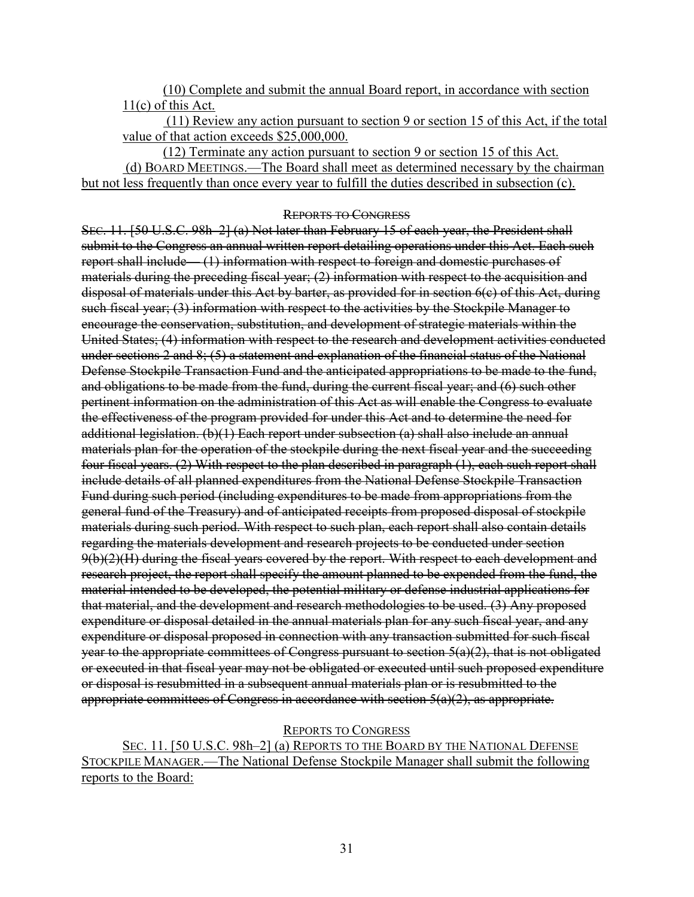(10) Complete and submit the annual Board report, in accordance with section 11(c) of this Act.

(11) Review any action pursuant to section 9 or section 15 of this Act, if the total value of that action exceeds $25,000,000.

(12) Terminate any action pursuant to section 9 or section 15 of this Act.

(d) BOARD MEETINGS.—The Board shall meet as determined necessary by the chairman but not less frequently than once every year to fulfill the duties described in subsection (c).

~~REPORTS TO CONGRESS~~

~~SEC. 11. [50 U.S.C. 98h–2] (a) Not later than February 15 of each year, the President shall submit to the Congress an annual written report detailing operations under this Act. Each such report shall include— (1) information with respect to foreign and domestic purchases of materials during the preceding fiscal year; (2) information with respect to the acquisition and disposal of materials under this Act by barter, as provided for in section 6(c) of this Act, during such fiscal year; (3) information with respect to the activities by the Stockpile Manager to encourage the conservation, substitution, and development of strategic materials within the United States; (4) information with respect to the research and development activities conducted under sections 2 and 8; (5) a statement and explanation of the financial status of the National Defense Stockpile Transaction Fund and the anticipated appropriations to be made to the fund, and obligations to be made from the fund, during the current fiscal year; and (6) such other pertinent information on the administration of this Act as will enable the Congress to evaluate the effectiveness of the program provided for under this Act and to determine the need for additional legislation. (b)(1) Each report under subsection (a) shall also include an annual materials plan for the operation of the stockpile during the next fiscal year and the succeeding four fiscal years. (2) With respect to the plan described in paragraph (1), each such report shall include details of all planned expenditures from the National Defense Stockpile Transaction Fund during such period (including expenditures to be made from appropriations from the general fund of the Treasury) and of anticipated receipts from proposed disposal of stockpile materials during such period. With respect to such plan, each report shall also contain details regarding the materials development and research projects to be conducted under section 9(b)(2)(H) during the fiscal years covered by the report. With respect to each development and research project, the report shall specify the amount planned to be expended from the fund, the material intended to be developed, the potential military or defense industrial applications for that material, and the development and research methodologies to be used. (3) Any proposed expenditure or disposal detailed in the annual materials plan for any such fiscal year, and any expenditure or disposal proposed in connection with any transaction submitted for such fiscal year to the appropriate committees of Congress pursuant to section 5(a)(2), that is not obligated or executed in that fiscal year may not be obligated or executed until such proposed expenditure or disposal is resubmitted in a subsequent annual materials plan or is resubmitted to the appropriate committees of Congress in accordance with section 5(a)(2), as appropriate.~~

REPORTS TO CONGRESS

SEC. 11. [50 U.S.C. 98h–2] (a) REPORTS TO THE BOARD BY THE NATIONAL DEFENSE STOCKPILE MANAGER.—The National Defense Stockpile Manager shall submit the following reports to the Board: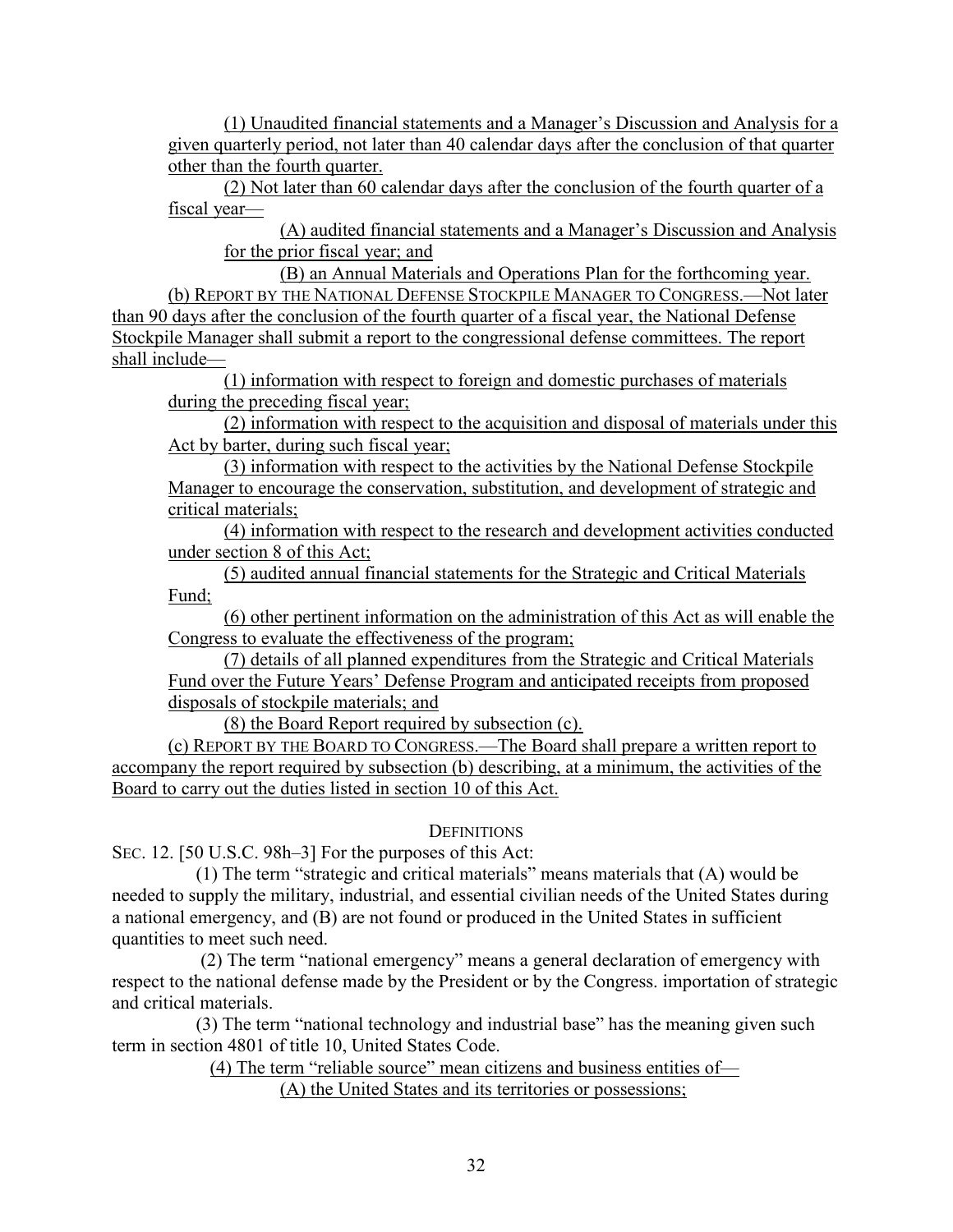(1) Unaudited financial statements and a Manager's Discussion and Analysis for a given quarterly period, not later than 40 calendar days after the conclusion of that quarter other than the fourth quarter.

(2) Not later than 60 calendar days after the conclusion of the fourth quarter of a fiscal year—

(A) audited financial statements and a Manager's Discussion and Analysis for the prior fiscal year; and

(B) an Annual Materials and Operations Plan for the forthcoming year.

(b) REPORT BY THE NATIONAL DEFENSE STOCKPILE MANAGER TO CONGRESS.—Not later than 90 days after the conclusion of the fourth quarter of a fiscal year, the National Defense Stockpile Manager shall submit a report to the congressional defense committees. The report shall include—

(1) information with respect to foreign and domestic purchases of materials during the preceding fiscal year;

(2) information with respect to the acquisition and disposal of materials under this Act by barter, during such fiscal year;

(3) information with respect to the activities by the National Defense Stockpile Manager to encourage the conservation, substitution, and development of strategic and critical materials;

(4) information with respect to the research and development activities conducted under section 8 of this Act;

(5) audited annual financial statements for the Strategic and Critical Materials Fund;

(6) other pertinent information on the administration of this Act as will enable the Congress to evaluate the effectiveness of the program;

(7) details of all planned expenditures from the Strategic and Critical Materials Fund over the Future Years' Defense Program and anticipated receipts from proposed disposals of stockpile materials; and

(8) the Board Report required by subsection (c).

(c) REPORT BY THE BOARD TO CONGRESS.—The Board shall prepare a written report to accompany the report required by subsection (b) describing, at a minimum, the activities of the Board to carry out the duties listed in section 10 of this Act.

DEFINITIONS

SEC. 12. [50 U.S.C. 98h–3] For the purposes of this Act:

(1) The term "strategic and critical materials" means materials that (A) would be needed to supply the military, industrial, and essential civilian needs of the United States during a national emergency, and (B) are not found or produced in the United States in sufficient quantities to meet such need.

(2) The term "national emergency" means a general declaration of emergency with respect to the national defense made by the President or by the Congress. importation of strategic and critical materials.

(3) The term "national technology and industrial base" has the meaning given such term in section 4801 of title 10, United States Code.

(4) The term "reliable source" mean citizens and business entities of—

(A) the United States and its territories or possessions;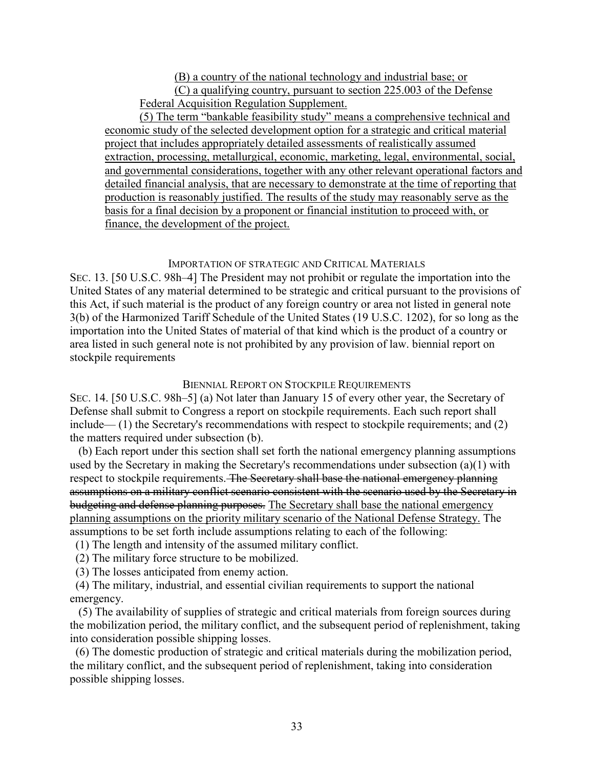(B) a country of the national technology and industrial base; or

(C) a qualifying country, pursuant to section 225.003 of the Defense Federal Acquisition Regulation Supplement.

(5) The term "bankable feasibility study" means a comprehensive technical and economic study of the selected development option for a strategic and critical material project that includes appropriately detailed assessments of realistically assumed extraction, processing, metallurgical, economic, marketing, legal, environmental, social, and governmental considerations, together with any other relevant operational factors and detailed financial analysis, that are necessary to demonstrate at the time of reporting that production is reasonably justified. The results of the study may reasonably serve as the basis for a final decision by a proponent or financial institution to proceed with, or finance, the development of the project.

IMPORTATION OF STRATEGIC AND CRITICAL MATERIALS

SEC. 13. [50 U.S.C. 98h–4] The President may not prohibit or regulate the importation into the United States of any material determined to be strategic and critical pursuant to the provisions of this Act, if such material is the product of any foreign country or area not listed in general note 3(b) of the Harmonized Tariff Schedule of the United States (19 U.S.C. 1202), for so long as the importation into the United States of material of that kind which is the product of a country or area listed in such general note is not prohibited by any provision of law. biennial report on stockpile requirements

BIENNIAL REPORT ON STOCKPILE REQUIREMENTS

SEC. 14. [50 U.S.C. 98h–5] (a) Not later than January 15 of every other year, the Secretary of Defense shall submit to Congress a report on stockpile requirements. Each such report shall include— (1) the Secretary's recommendations with respect to stockpile requirements; and (2) the matters required under subsection (b).

(b) Each report under this section shall set forth the national emergency planning assumptions used by the Secretary in making the Secretary's recommendations under subsection (a)(1) with respect to stockpile requirements. ~~The Secretary shall base the national emergency planning assumptions on a military conflict scenario consistent with the scenario used by the Secretary in budgeting and defense planning purposes.~~ The Secretary shall base the national emergency planning assumptions on the priority military scenario of the National Defense Strategy. The assumptions to be set forth include assumptions relating to each of the following:

(1) The length and intensity of the assumed military conflict.

(2) The military force structure to be mobilized.

(3) The losses anticipated from enemy action.

(4) The military, industrial, and essential civilian requirements to support the national emergency.

(5) The availability of supplies of strategic and critical materials from foreign sources during the mobilization period, the military conflict, and the subsequent period of replenishment, taking into consideration possible shipping losses.

(6) The domestic production of strategic and critical materials during the mobilization period, the military conflict, and the subsequent period of replenishment, taking into consideration possible shipping losses.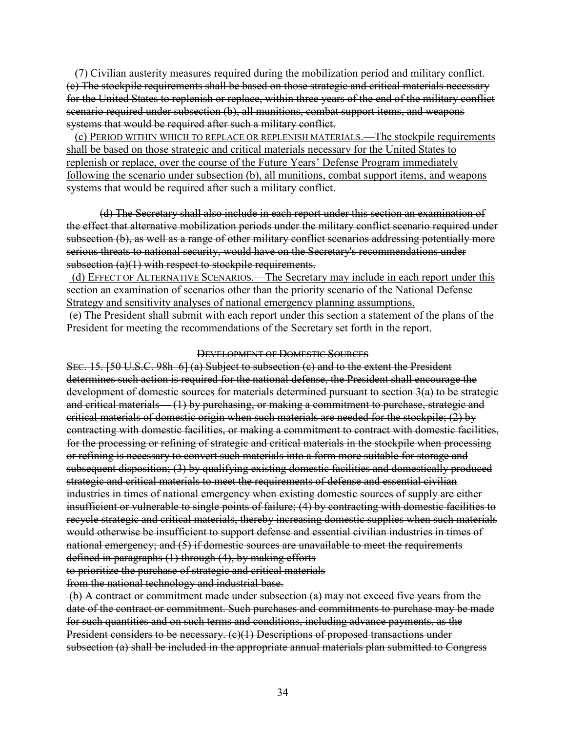(7) Civilian austerity measures required during the mobilization period and military conflict.

~~(c) The stockpile requirements shall be based on those strategic and critical materials necessary for the United States to replenish or replace, within three years of the end of the military conflict scenario required under subsection (b), all munitions, combat support items, and weapons systems that would be required after such a military conflict.~~

<u>(c) PERIOD WITHIN WHICH TO REPLACE OR REPLENISH MATERIALS.—The stockpile requirements shall be based on those strategic and critical materials necessary for the United States to replenish or replace, over the course of the Future Years' Defense Program immediately following the scenario under subsection (b), all munitions, combat support items, and weapons systems that would be required after such a military conflict.</u>

~~(d) The Secretary shall also include in each report under this section an examination of the effect that alternative mobilization periods under the military conflict scenario required under subsection (b), as well as a range of other military conflict scenarios addressing potentially more serious threats to national security, would have on the Secretary's recommendations under subsection (a)(1) with respect to stockpile requirements.~~

<u>(d) EFFECT OF ALTERNATIVE SCENARIOS.—The Secretary may include in each report under this section an examination of scenarios other than the priority scenario of the National Defense Strategy and sensitivity analyses of national emergency planning assumptions.</u>

(e) The President shall submit with each report under this section a statement of the plans of the President for meeting the recommendations of the Secretary set forth in the report.

~~DEVELOPMENT OF DOMESTIC SOURCES~~

~~SEC. 15. [50 U.S.C. 98h–6] (a) Subject to subsection (c) and to the extent the President determines such action is required for the national defense, the President shall encourage the development of domestic sources for materials determined pursuant to section 3(a) to be strategic and critical materials— (1) by purchasing, or making a commitment to purchase, strategic and critical materials of domestic origin when such materials are needed for the stockpile; (2) by contracting with domestic facilities, or making a commitment to contract with domestic facilities, for the processing or refining of strategic and critical materials in the stockpile when processing or refining is necessary to convert such materials into a form more suitable for storage and subsequent disposition; (3) by qualifying existing domestic facilities and domestically produced strategic and critical materials to meet the requirements of defense and essential civilian industries in times of national emergency when existing domestic sources of supply are either insufficient or vulnerable to single points of failure; (4) by contracting with domestic facilities to recycle strategic and critical materials, thereby increasing domestic supplies when such materials would otherwise be insufficient to support defense and essential civilian industries in times of national emergency; and (5) if domestic sources are unavailable to meet the requirements defined in paragraphs (1) through (4), by making efforts to prioritize the purchase of strategic and critical materials from the national technology and industrial base.~~

~~(b) A contract or commitment made under subsection (a) may not exceed five years from the date of the contract or commitment. Such purchases and commitments to purchase may be made for such quantities and on such terms and conditions, including advance payments, as the President considers to be necessary. (c)(1) Descriptions of proposed transactions under subsection (a) shall be included in the appropriate annual materials plan submitted to Congress~~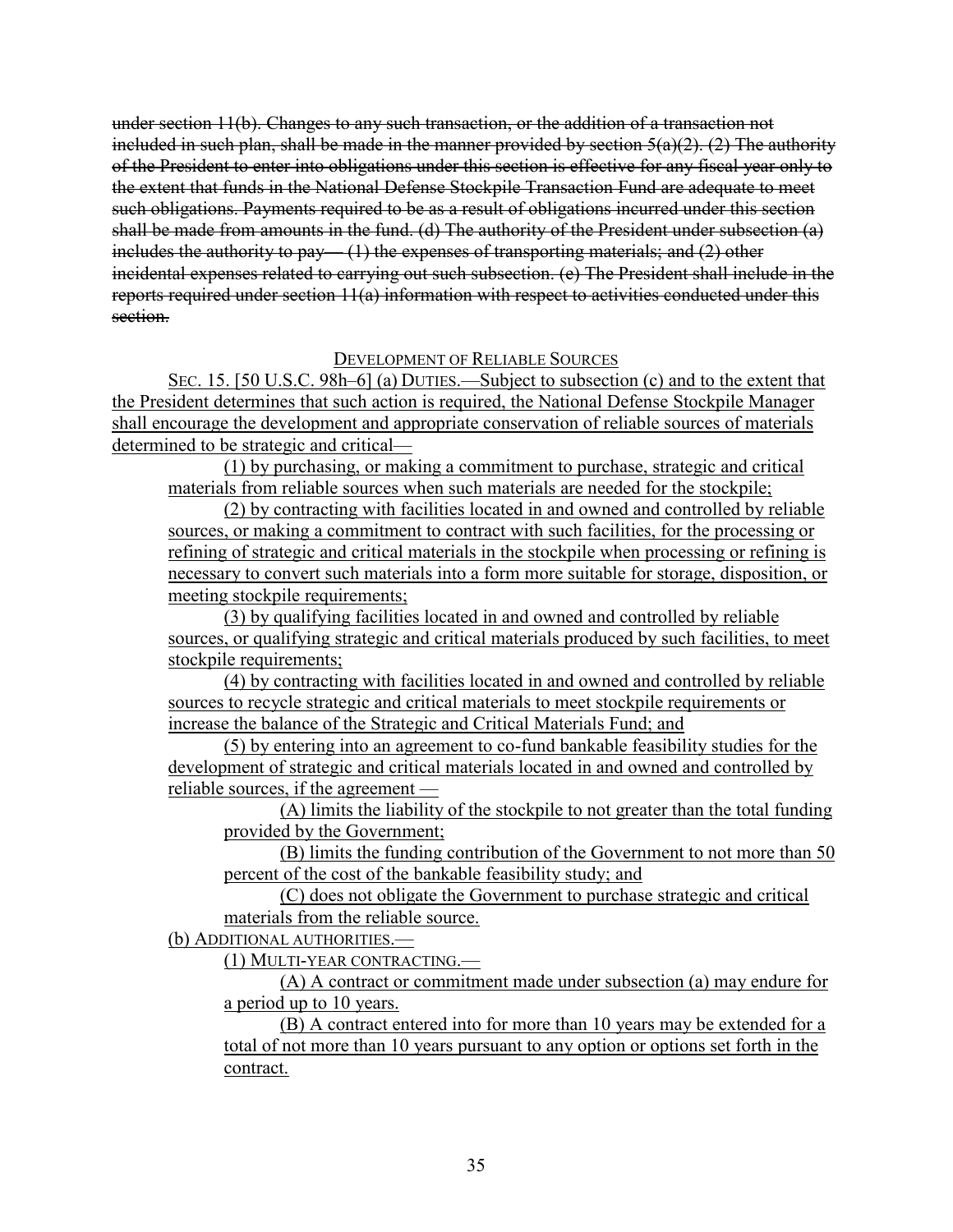~~under section 11(b). Changes to any such transaction, or the addition of a transaction not included in such plan, shall be made in the manner provided by section 5(a)(2). (2) The authority of the President to enter into obligations under this section is effective for any fiscal year only to the extent that funds in the National Defense Stockpile Transaction Fund are adequate to meet such obligations. Payments required to be as a result of obligations incurred under this section shall be made from amounts in the fund. (d) The authority of the President under subsection (a) includes the authority to pay— (1) the expenses of transporting materials; and (2) other incidental expenses related to carrying out such subsection. (e) The President shall include in the reports required under section 11(a) information with respect to activities conducted under this section.~~

<u>DEVELOPMENT OF RELIABLE SOURCES</u>

<u>SEC. 15. [50 U.S.C. 98h–6] (a) DUTIES.—Subject to subsection (c) and to the extent that the President determines that such action is required, the National Defense Stockpile Manager shall encourage the development and appropriate conservation of reliable sources of materials determined to be strategic and critical—</u>

<u>(1) by purchasing, or making a commitment to purchase, strategic and critical materials from reliable sources when such materials are needed for the stockpile;</u>

<u>(2) by contracting with facilities located in and owned and controlled by reliable sources, or making a commitment to contract with such facilities, for the processing or refining of strategic and critical materials in the stockpile when processing or refining is necessary to convert such materials into a form more suitable for storage, disposition, or meeting stockpile requirements;</u>

<u>(3) by qualifying facilities located in and owned and controlled by reliable sources, or qualifying strategic and critical materials produced by such facilities, to meet stockpile requirements;</u>

<u>(4) by contracting with facilities located in and owned and controlled by reliable sources to recycle strategic and critical materials to meet stockpile requirements or increase the balance of the Strategic and Critical Materials Fund; and</u>

<u>(5) by entering into an agreement to co-fund bankable feasibility studies for the development of strategic and critical materials located in and owned and controlled by reliable sources, if the agreement —</u>

<u>(A) limits the liability of the stockpile to not greater than the total funding provided by the Government;</u>

<u>(B) limits the funding contribution of the Government to not more than 50 percent of the cost of the bankable feasibility study; and</u>

<u>(C) does not obligate the Government to purchase strategic and critical materials from the reliable source.</u>

<u>(b) ADDITIONAL AUTHORITIES.—</u>

<u>(1) MULTI-YEAR CONTRACTING.—</u>

<u>(A) A contract or commitment made under subsection (a) may endure for a period up to 10 years.</u>

<u>(B) A contract entered into for more than 10 years may be extended for a total of not more than 10 years pursuant to any option or options set forth in the contract.</u>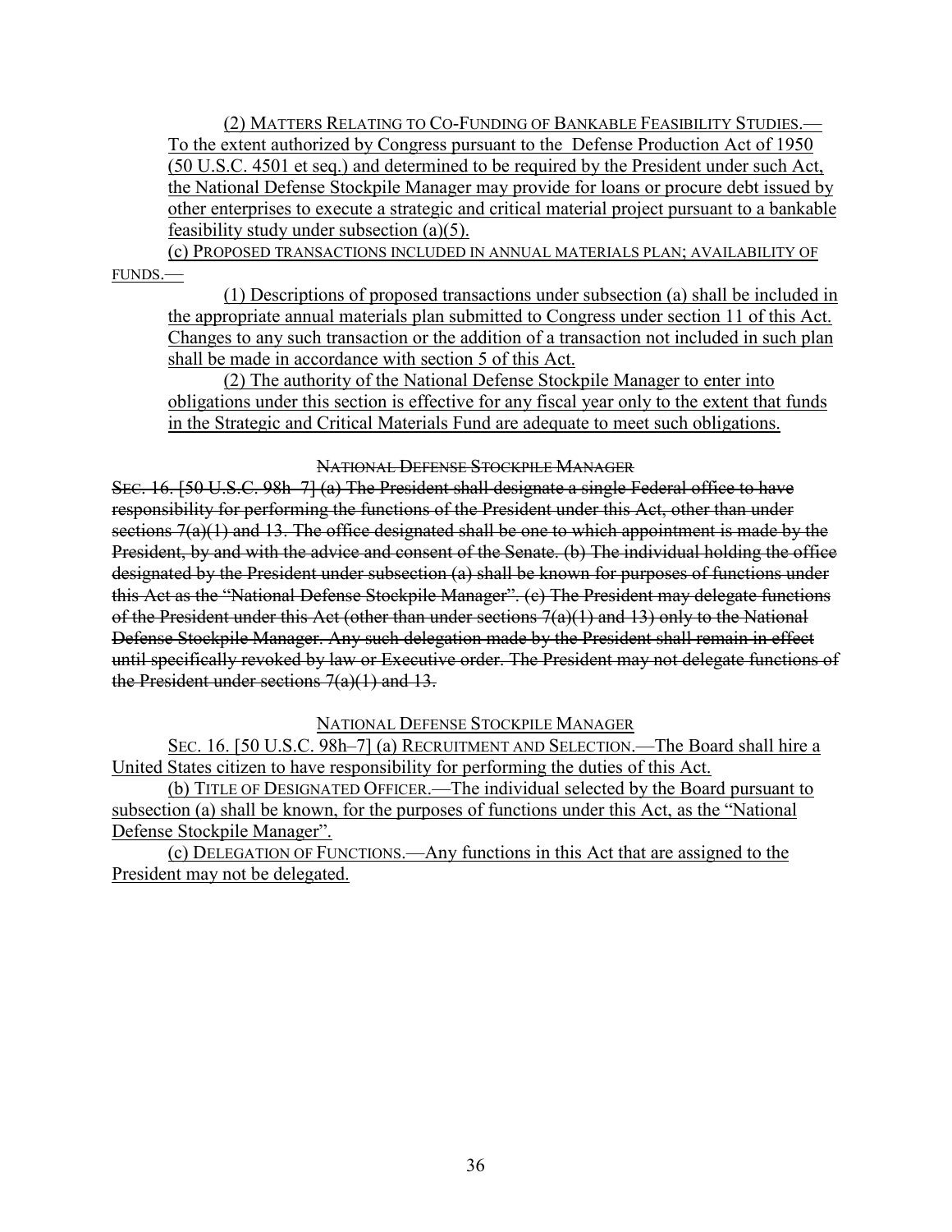(2) MATTERS RELATING TO CO-FUNDING OF BANKABLE FEASIBILITY STUDIES.—To the extent authorized by Congress pursuant to the Defense Production Act of 1950 (50 U.S.C. 4501 et seq.) and determined to be required by the President under such Act, the National Defense Stockpile Manager may provide for loans or procure debt issued by other enterprises to execute a strategic and critical material project pursuant to a bankable feasibility study under subsection (a)(5).

(c) PROPOSED TRANSACTIONS INCLUDED IN ANNUAL MATERIALS PLAN; AVAILABILITY OF FUNDS.—

(1) Descriptions of proposed transactions under subsection (a) shall be included in the appropriate annual materials plan submitted to Congress under section 11 of this Act. Changes to any such transaction or the addition of a transaction not included in such plan shall be made in accordance with section 5 of this Act.

(2) The authority of the National Defense Stockpile Manager to enter into obligations under this section is effective for any fiscal year only to the extent that funds in the Strategic and Critical Materials Fund are adequate to meet such obligations.

~~NATIONAL DEFENSE STOCKPILE MANAGER~~

~~SEC. 16. [50 U.S.C. 98h–7] (a) The President shall designate a single Federal office to have responsibility for performing the functions of the President under this Act, other than under sections 7(a)(1) and 13. The office designated shall be one to which appointment is made by the President, by and with the advice and consent of the Senate. (b) The individual holding the office designated by the President under subsection (a) shall be known for purposes of functions under this Act as the "National Defense Stockpile Manager". (c) The President may delegate functions of the President under this Act (other than under sections 7(a)(1) and 13) only to the National Defense Stockpile Manager. Any such delegation made by the President shall remain in effect until specifically revoked by law or Executive order. The President may not delegate functions of the President under sections 7(a)(1) and 13.~~

NATIONAL DEFENSE STOCKPILE MANAGER

SEC. 16. [50 U.S.C. 98h–7] (a) RECRUITMENT AND SELECTION.—The Board shall hire a United States citizen to have responsibility for performing the duties of this Act.

(b) TITLE OF DESIGNATED OFFICER.—The individual selected by the Board pursuant to subsection (a) shall be known, for the purposes of functions under this Act, as the "National Defense Stockpile Manager".

(c) DELEGATION OF FUNCTIONS.—Any functions in this Act that are assigned to the President may not be delegated.